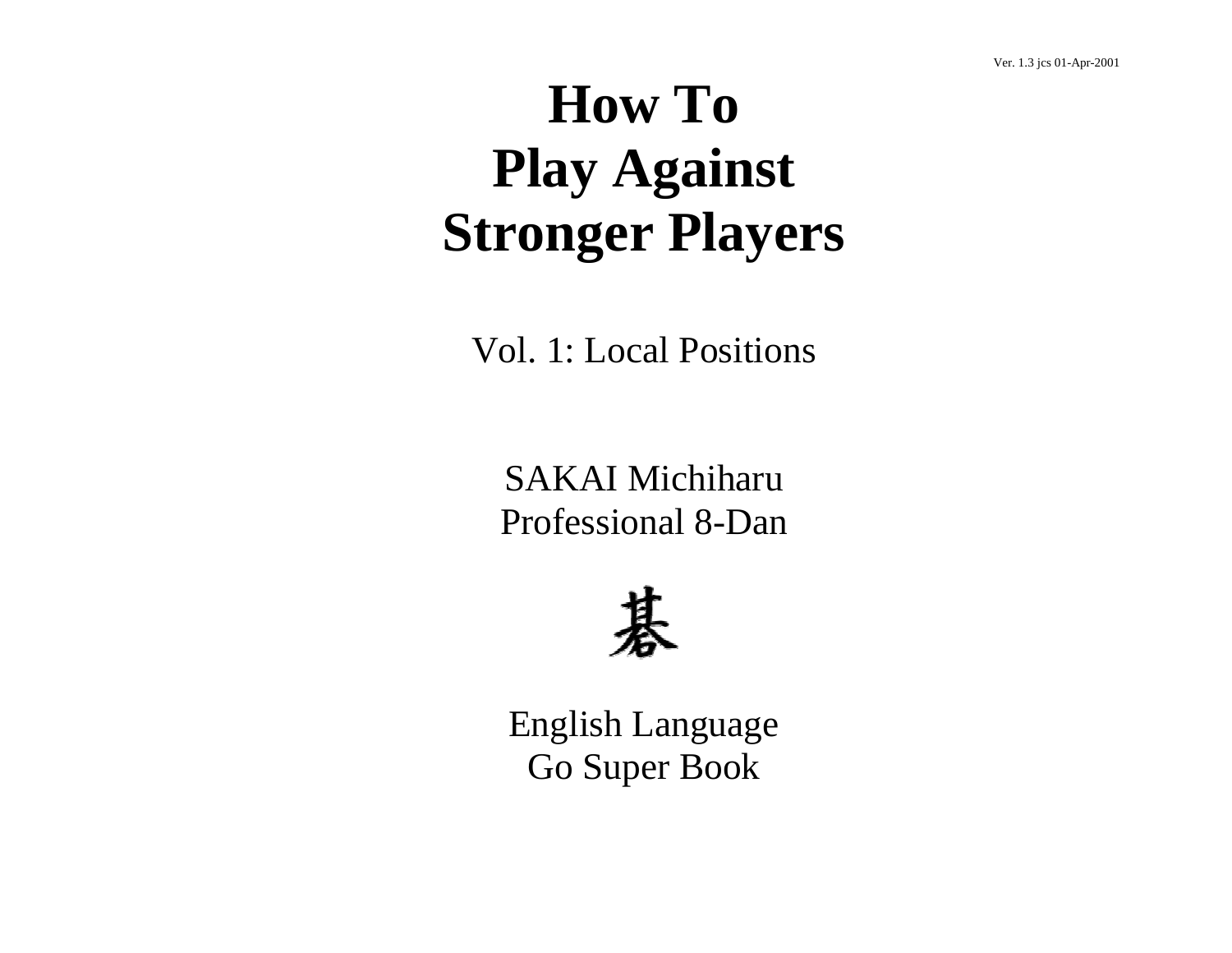Ver. 1.3 jcs 01-Apr-2001

# How To Play Against Stronger Players

Vol. 1: Local Positions

SAKAI Michiharu
Professional 8-Dan

碁

English Language
Go Super Book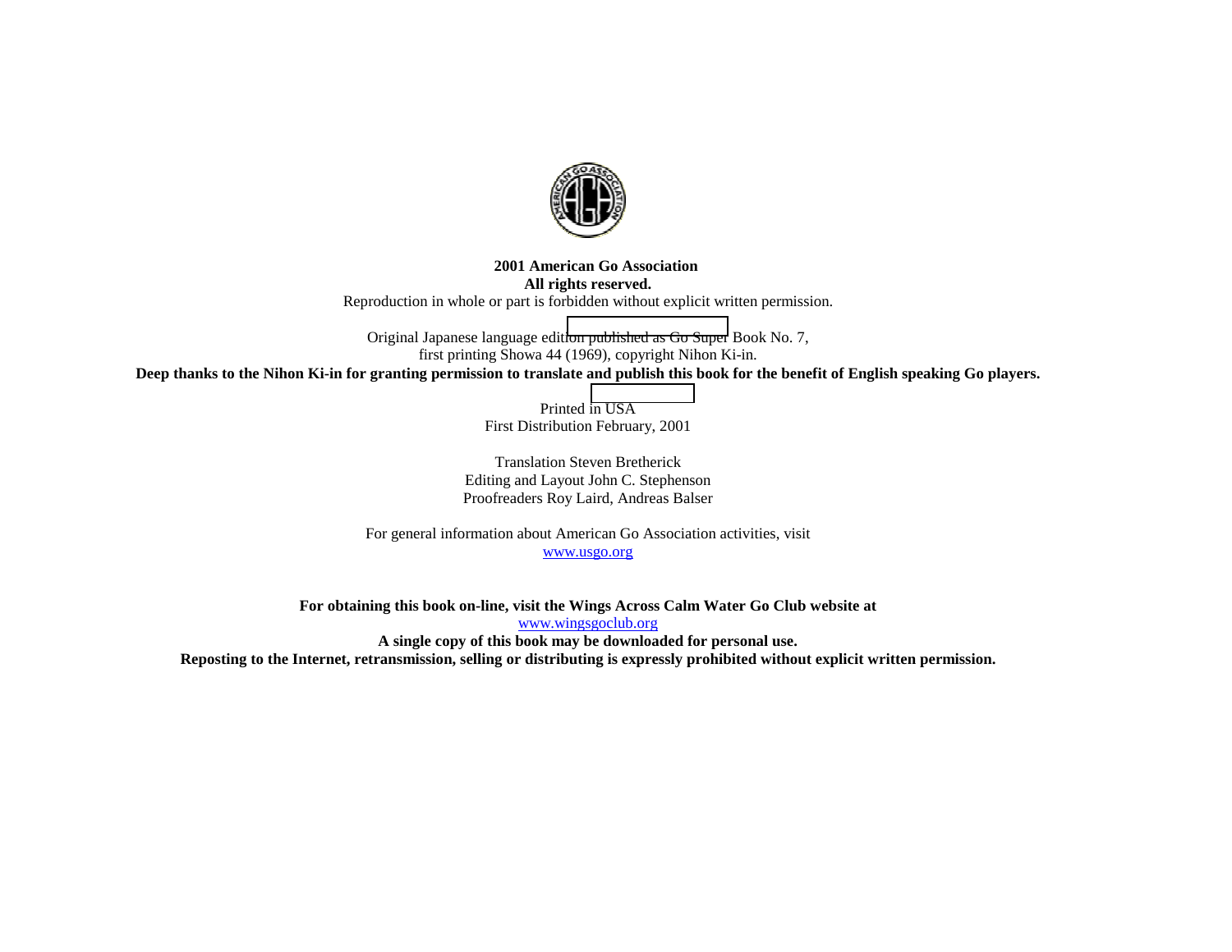**2001 American Go Association**
**All rights reserved.**
Reproduction in whole or part is forbidden without explicit written permission.

Original Japanese language edition published as Go Super Book No. 7,
first printing Showa 44 (1969), copyright Nihon Ki-in.
**Deep thanks to the Nihon Ki-in for granting permission to translate and publish this book for the benefit of English speaking Go players.**

Printed in USA
First Distribution February, 2001

Translation Steven Bretherick
Editing and Layout John C. Stephenson
Proofreaders Roy Laird, Andreas Balser

For general information about American Go Association activities, visit
www.usgo.org

**For obtaining this book on-line, visit the Wings Across Calm Water Go Club website at**
www.wingsgoclub.org
**A single copy of this book may be downloaded for personal use.**
**Reposting to the Internet, retransmission, selling or distributing is expressly prohibited without explicit written permission.**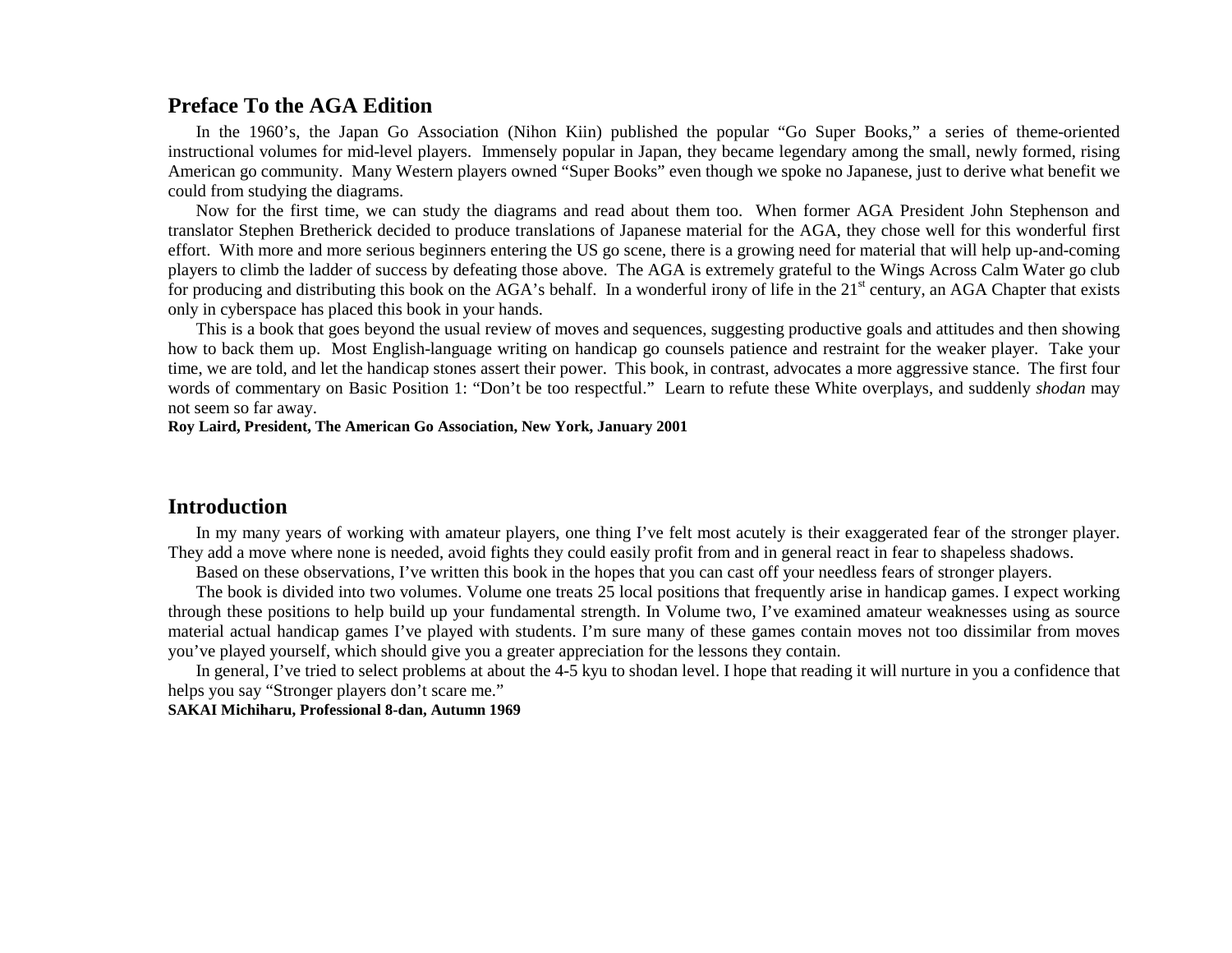## Preface To the AGA Edition

In the 1960's, the Japan Go Association (Nihon Kiin) published the popular "Go Super Books," a series of theme-oriented instructional volumes for mid-level players. Immensely popular in Japan, they became legendary among the small, newly formed, rising American go community. Many Western players owned "Super Books" even though we spoke no Japanese, just to derive what benefit we could from studying the diagrams.

Now for the first time, we can study the diagrams and read about them too. When former AGA President John Stephenson and translator Stephen Bretherick decided to produce translations of Japanese material for the AGA, they chose well for this wonderful first effort. With more and more serious beginners entering the US go scene, there is a growing need for material that will help up-and-coming players to climb the ladder of success by defeating those above. The AGA is extremely grateful to the Wings Across Calm Water go club for producing and distributing this book on the AGA's behalf. In a wonderful irony of life in the 21st century, an AGA Chapter that exists only in cyberspace has placed this book in your hands.

This is a book that goes beyond the usual review of moves and sequences, suggesting productive goals and attitudes and then showing how to back them up. Most English-language writing on handicap go counsels patience and restraint for the weaker player. Take your time, we are told, and let the handicap stones assert their power. This book, in contrast, advocates a more aggressive stance. The first four words of commentary on Basic Position 1: "Don't be too respectful." Learn to refute these White overplays, and suddenly *shodan* may not seem so far away.

**Roy Laird, President, The American Go Association, New York, January 2001**

## Introduction

In my many years of working with amateur players, one thing I've felt most acutely is their exaggerated fear of the stronger player. They add a move where none is needed, avoid fights they could easily profit from and in general react in fear to shapeless shadows.

Based on these observations, I've written this book in the hopes that you can cast off your needless fears of stronger players.

The book is divided into two volumes. Volume one treats 25 local positions that frequently arise in handicap games. I expect working through these positions to help build up your fundamental strength. In Volume two, I've examined amateur weaknesses using as source material actual handicap games I've played with students. I'm sure many of these games contain moves not too dissimilar from moves you've played yourself, which should give you a greater appreciation for the lessons they contain.

In general, I've tried to select problems at about the 4-5 kyu to shodan level. I hope that reading it will nurture in you a confidence that helps you say "Stronger players don't scare me."

**SAKAI Michiharu, Professional 8-dan, Autumn 1969**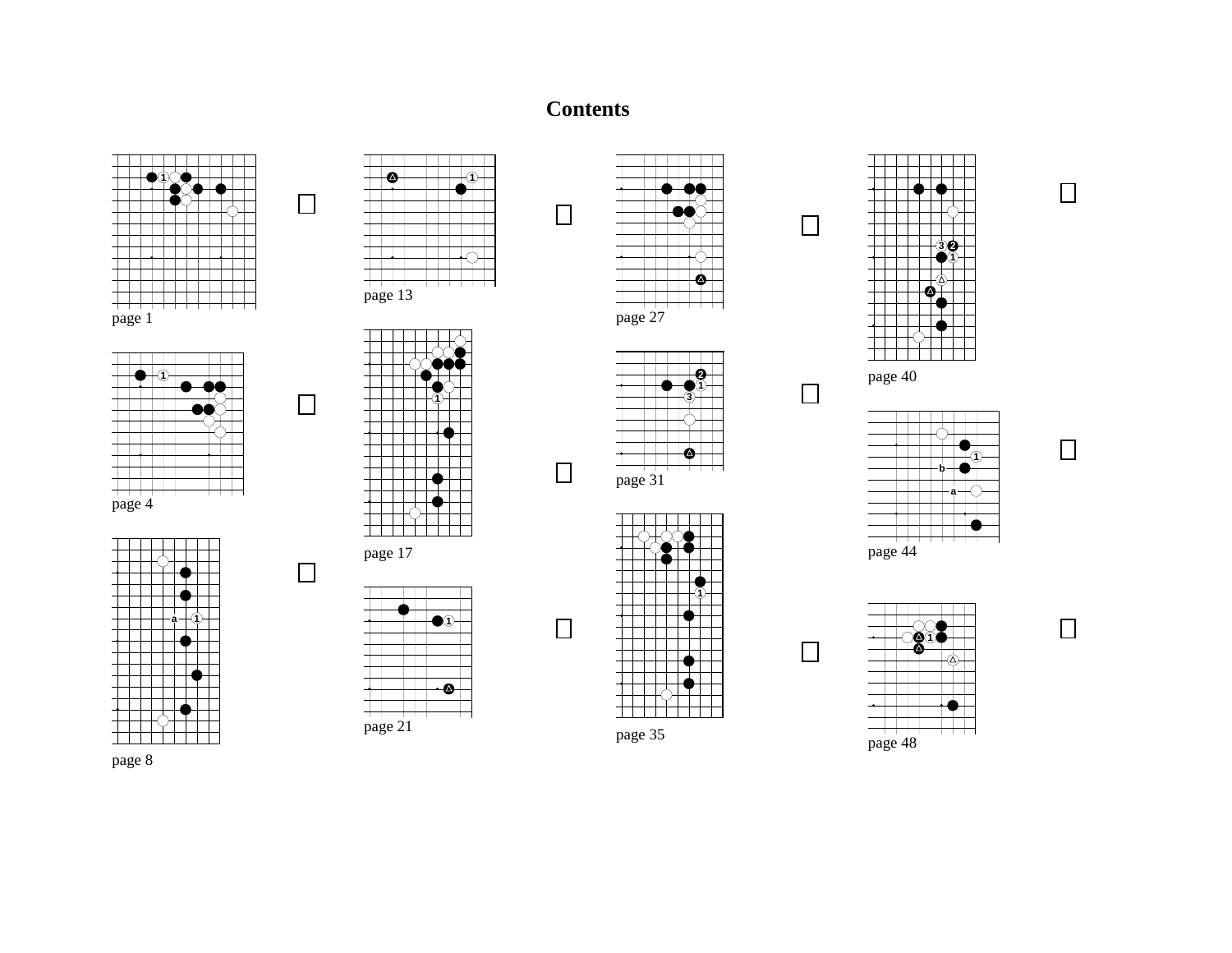# Contents

page 1

page 4

page 8

page 13

page 17

page 21

page 27

page 31

page 35

page 40

page 44

page 48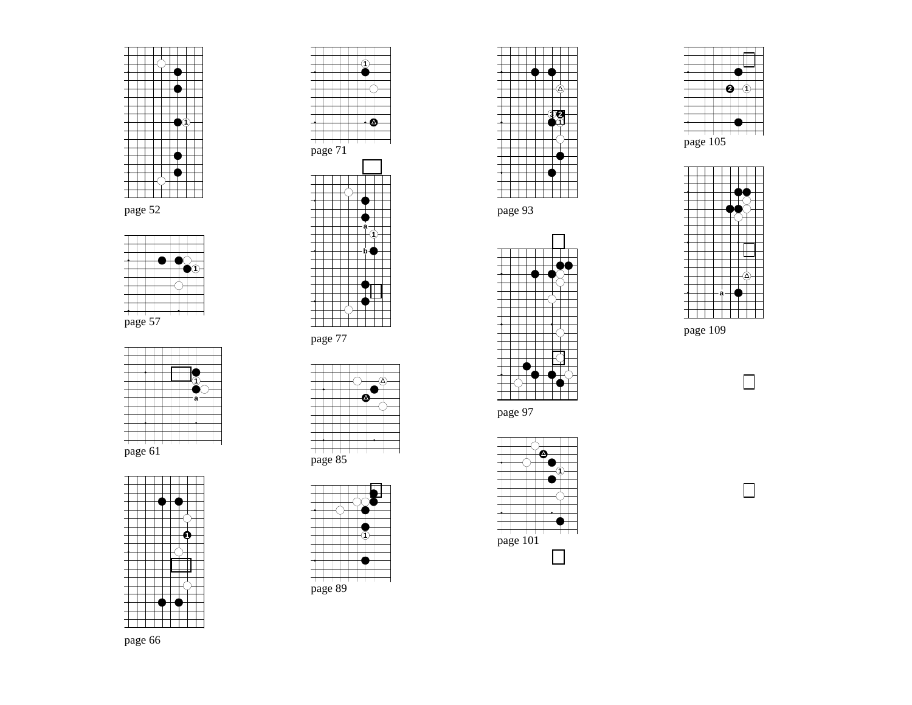page 52

page 57

page 61

page 66

page 71

page 77

page 85

page 89

page 93

page 97

page 101

page 105

page 109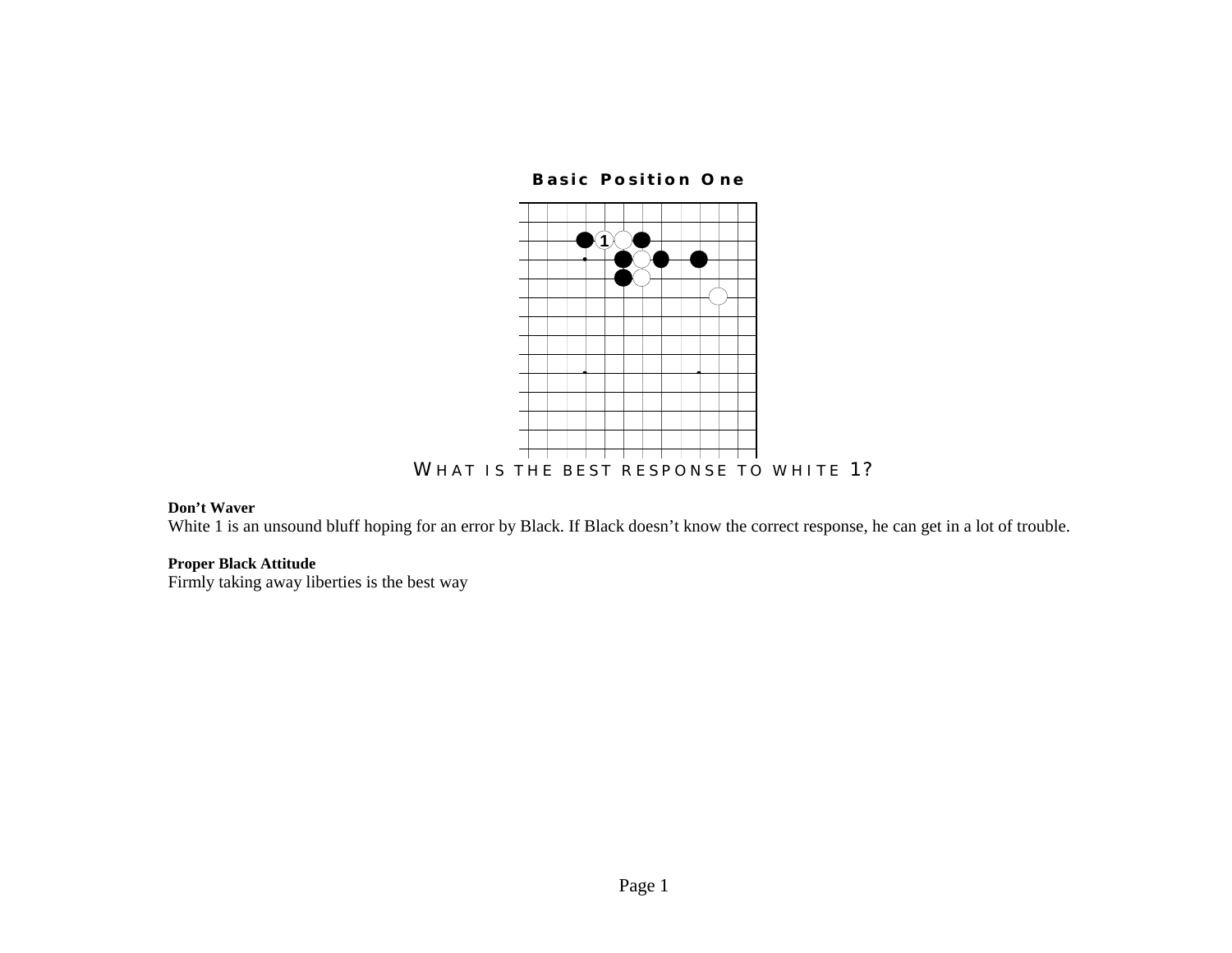**Basic Position One**

WHAT IS THE BEST RESPONSE TO WHITE 1?

**Don't Waver**
White 1 is an unsound bluff hoping for an error by Black. If Black doesn't know the correct response, he can get in a lot of trouble.

**Proper Black Attitude**
Firmly taking away liberties is the best way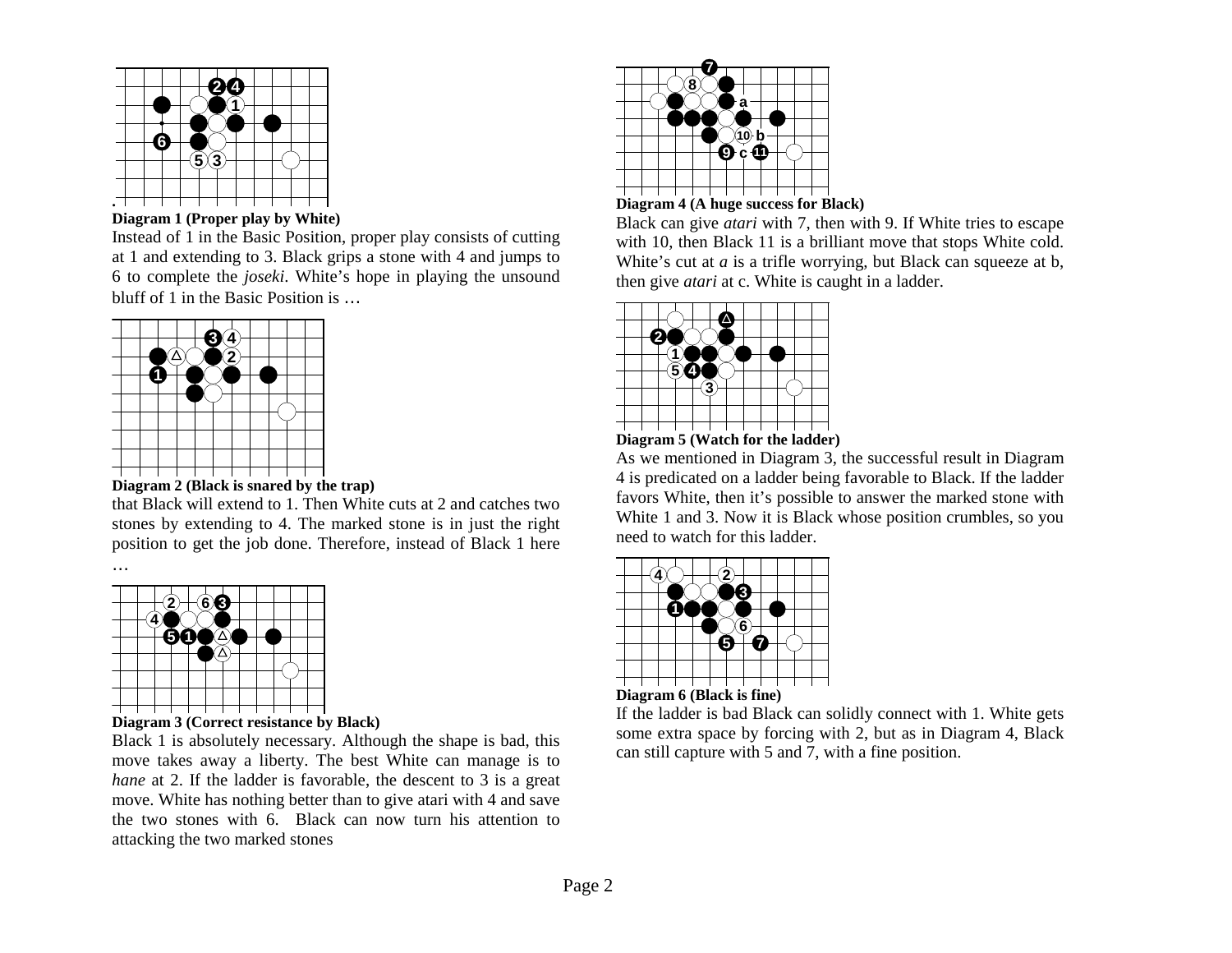**Diagram 1 (Proper play by White)**

Instead of 1 in the Basic Position, proper play consists of cutting at 1 and extending to 3. Black grips a stone with 4 and jumps to 6 to complete the *joseki*. White's hope in playing the unsound bluff of 1 in the Basic Position is …

**Diagram 2 (Black is snared by the trap)**

that Black will extend to 1. Then White cuts at 2 and catches two stones by extending to 4. The marked stone is in just the right position to get the job done. Therefore, instead of Black 1 here …

**Diagram 3 (Correct resistance by Black)**

Black 1 is absolutely necessary. Although the shape is bad, this move takes away a liberty. The best White can manage is to *hane* at 2. If the ladder is favorable, the descent to 3 is a great move. White has nothing better than to give atari with 4 and save the two stones with 6. Black can now turn his attention to attacking the two marked stones

**Diagram 4 (A huge success for Black)**

Black can give *atari* with 7, then with 9. If White tries to escape with 10, then Black 11 is a brilliant move that stops White cold. White's cut at *a* is a trifle worrying, but Black can squeeze at b, then give *atari* at c. White is caught in a ladder.

**Diagram 5 (Watch for the ladder)**

As we mentioned in Diagram 3, the successful result in Diagram 4 is predicated on a ladder being favorable to Black. If the ladder favors White, then it's possible to answer the marked stone with White 1 and 3. Now it is Black whose position crumbles, so you need to watch for this ladder.

**Diagram 6 (Black is fine)**

If the ladder is bad Black can solidly connect with 1. White gets some extra space by forcing with 2, but as in Diagram 4, Black can still capture with 5 and 7, with a fine position.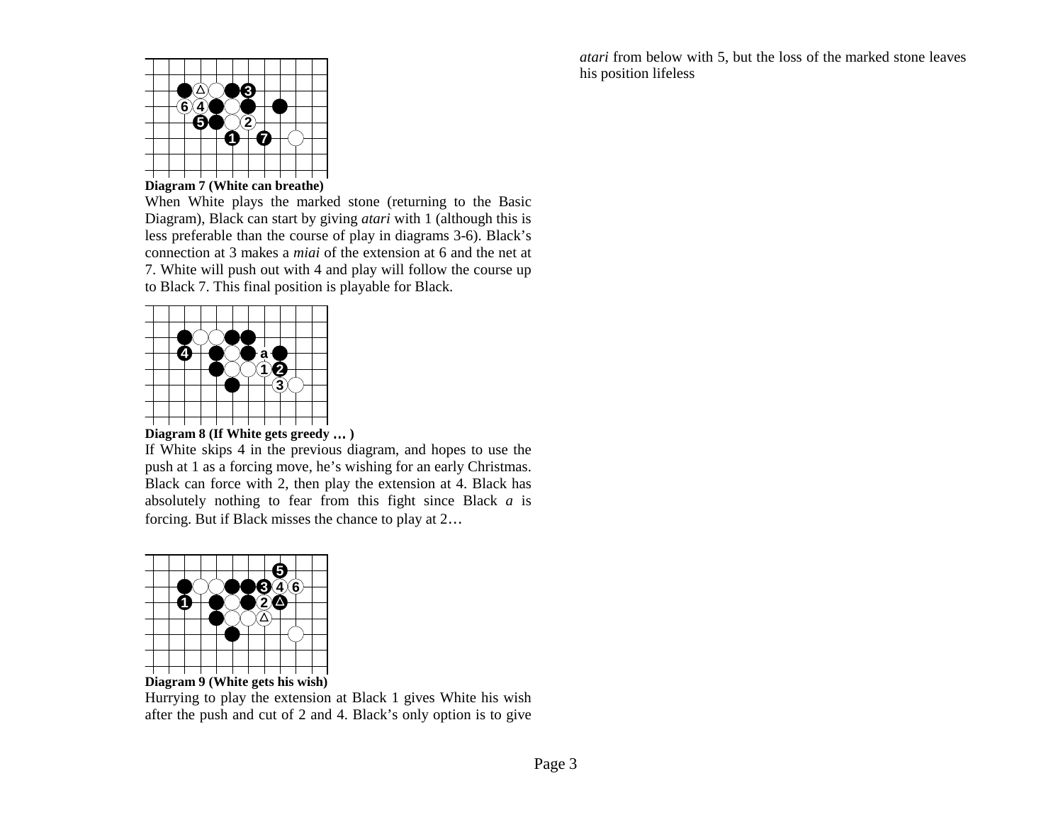**Diagram 7 (White can breathe)**

When White plays the marked stone (returning to the Basic Diagram), Black can start by giving *atari* with 1 (although this is less preferable than the course of play in diagrams 3-6). Black's connection at 3 makes a *miai* of the extension at 6 and the net at 7. White will push out with 4 and play will follow the course up to Black 7. This final position is playable for Black.

**Diagram 8 (If White gets greedy … )**

If White skips 4 in the previous diagram, and hopes to use the push at 1 as a forcing move, he's wishing for an early Christmas. Black can force with 2, then play the extension at 4. Black has absolutely nothing to fear from this fight since Black *a* is forcing. But if Black misses the chance to play at 2…

**Diagram 9 (White gets his wish)**

Hurrying to play the extension at Black 1 gives White his wish after the push and cut of 2 and 4. Black's only option is to give *atari* from below with 5, but the loss of the marked stone leaves his position lifeless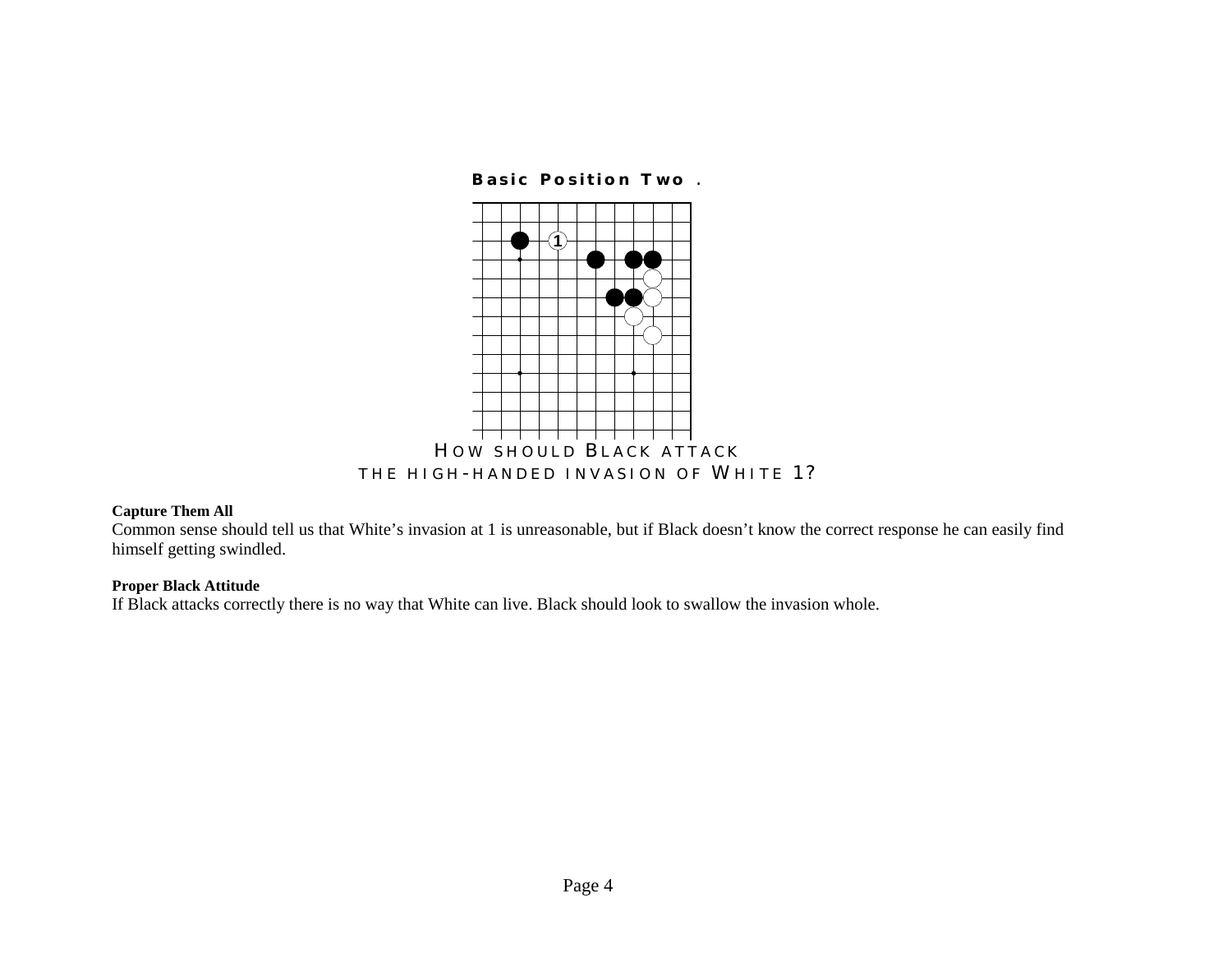**Basic Position Two .**

HOW SHOULD BLACK ATTACK
THE HIGH-HANDED INVASION OF WHITE 1?

**Capture Them All**
Common sense should tell us that White’s invasion at 1 is unreasonable, but if Black doesn’t know the correct response he can easily find himself getting swindled.

**Proper Black Attitude**
If Black attacks correctly there is no way that White can live. Black should look to swallow the invasion whole.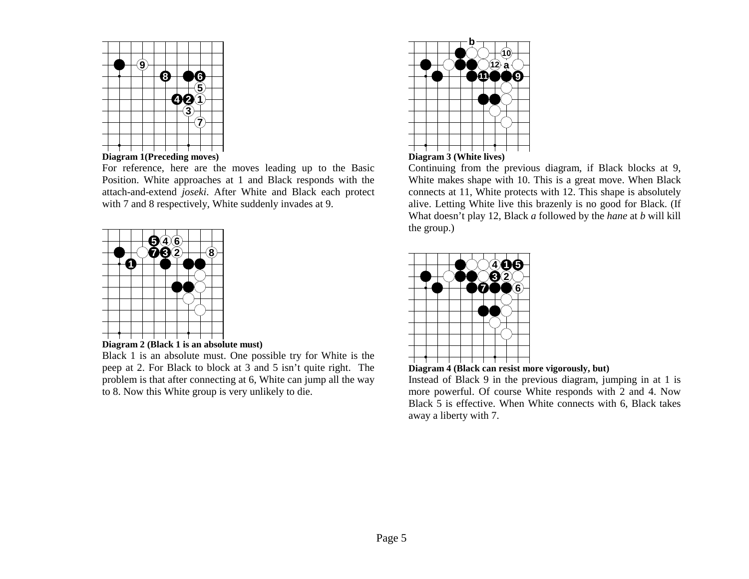**Diagram 1(Preceding moves)**

For reference, here are the moves leading up to the Basic Position. White approaches at 1 and Black responds with the attach-and-extend *joseki*. After White and Black each protect with 7 and 8 respectively, White suddenly invades at 9.

**Diagram 2 (Black 1 is an absolute must)**

Black 1 is an absolute must. One possible try for White is the peep at 2. For Black to block at 3 and 5 isn't quite right. The problem is that after connecting at 6, White can jump all the way to 8. Now this White group is very unlikely to die.

**Diagram 3 (White lives)**

Continuing from the previous diagram, if Black blocks at 9, White makes shape with 10. This is a great move. When Black connects at 11, White protects with 12. This shape is absolutely alive. Letting White live this brazenly is no good for Black. (If What doesn't play 12, Black *a* followed by the *hane* at *b* will kill the group.)

**Diagram 4 (Black can resist more vigorously, but)**

Instead of Black 9 in the previous diagram, jumping in at 1 is more powerful. Of course White responds with 2 and 4. Now Black 5 is effective. When White connects with 6, Black takes away a liberty with 7.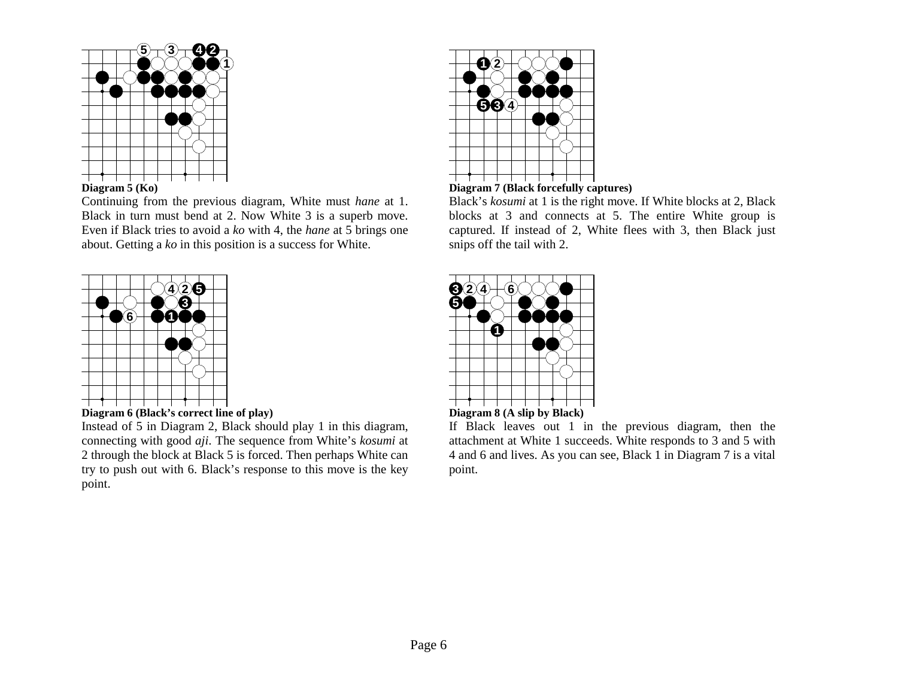**Diagram 5 (Ko)**

Continuing from the previous diagram, White must *hane* at 1. Black in turn must bend at 2. Now White 3 is a superb move. Even if Black tries to avoid a *ko* with 4, the *hane* at 5 brings one about. Getting a *ko* in this position is a success for White.

**Diagram 6 (Black's correct line of play)**

Instead of 5 in Diagram 2, Black should play 1 in this diagram, connecting with good *aji*. The sequence from White's *kosumi* at 2 through the block at Black 5 is forced. Then perhaps White can try to push out with 6. Black's response to this move is the key point.

**Diagram 7 (Black forcefully captures)**

Black's *kosumi* at 1 is the right move. If White blocks at 2, Black blocks at 3 and connects at 5. The entire White group is captured. If instead of 2, White flees with 3, then Black just snips off the tail with 2.

**Diagram 8 (A slip by Black)**

If Black leaves out 1 in the previous diagram, then the attachment at White 1 succeeds. White responds to 3 and 5 with 4 and 6 and lives. As you can see, Black 1 in Diagram 7 is a vital point.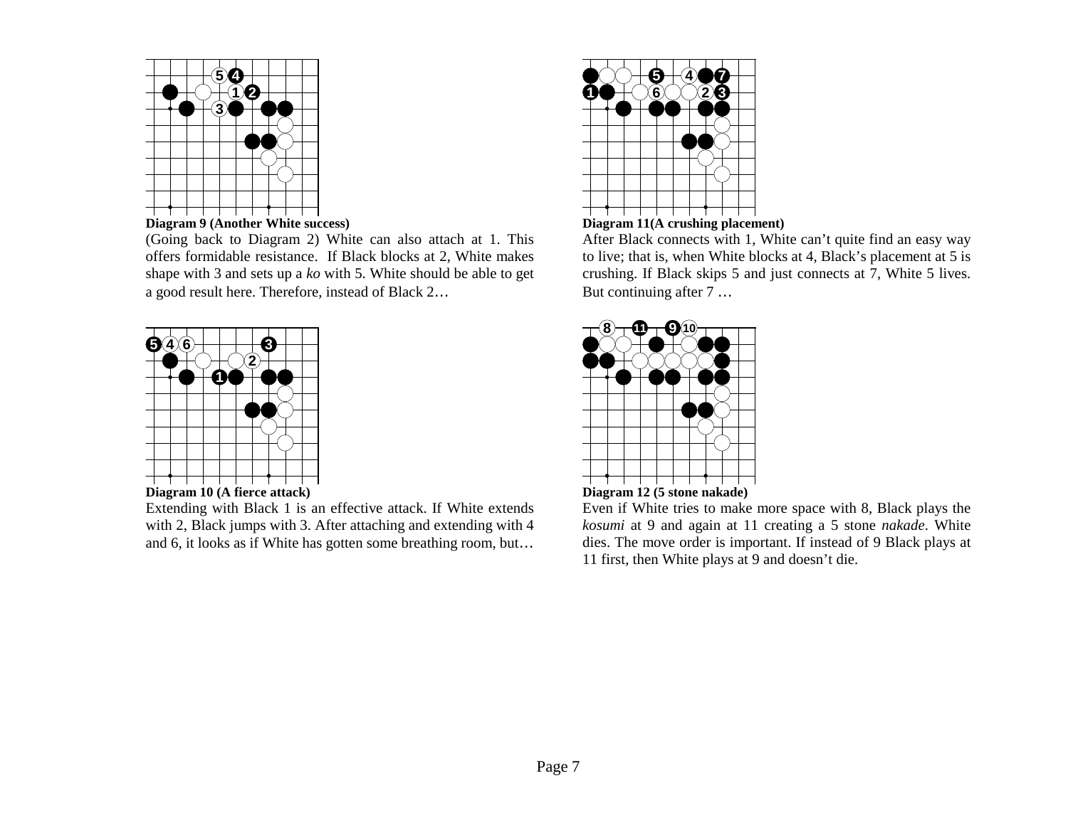**Diagram 9 (Another White success)**

(Going back to Diagram 2) White can also attach at 1. This offers formidable resistance. If Black blocks at 2, White makes shape with 3 and sets up a *ko* with 5. White should be able to get a good result here. Therefore, instead of Black 2…

**Diagram 10 (A fierce attack)**

Extending with Black 1 is an effective attack. If White extends with 2, Black jumps with 3. After attaching and extending with 4 and 6, it looks as if White has gotten some breathing room, but…

**Diagram 11(A crushing placement)**

After Black connects with 1, White can't quite find an easy way to live; that is, when White blocks at 4, Black's placement at 5 is crushing. If Black skips 5 and just connects at 7, White 5 lives. But continuing after 7 …

**Diagram 12 (5 stone nakade)**

Even if White tries to make more space with 8, Black plays the *kosumi* at 9 and again at 11 creating a 5 stone *nakade*. White dies. The move order is important. If instead of 9 Black plays at 11 first, then White plays at 9 and doesn't die.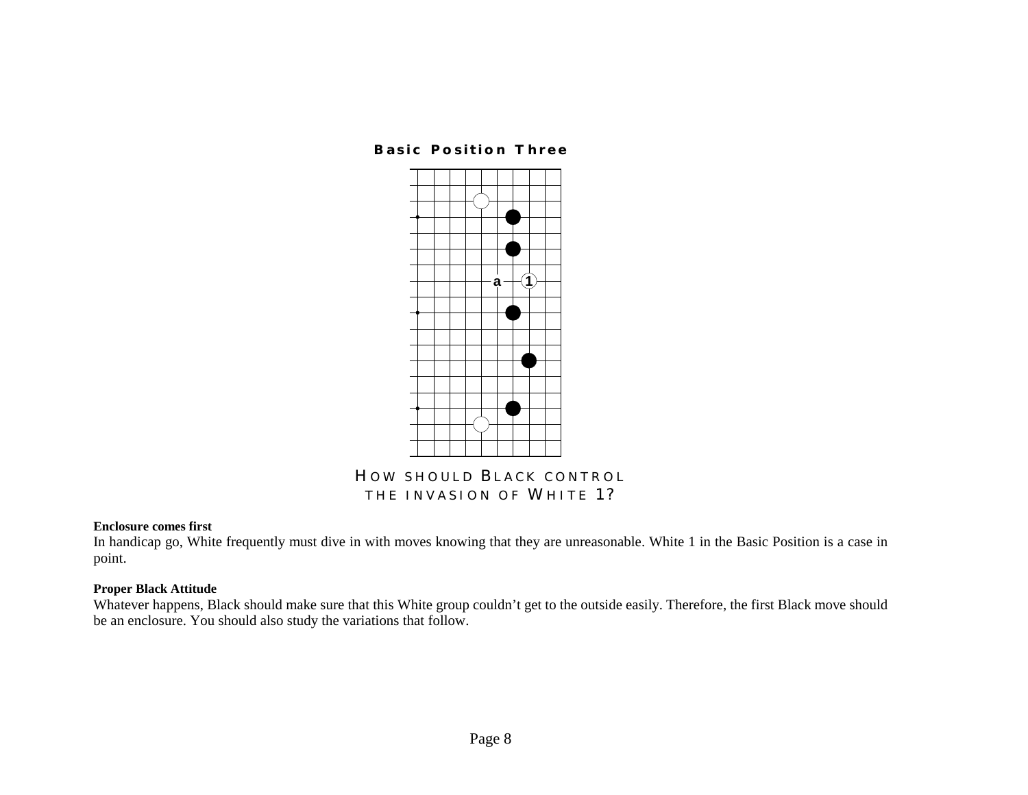**Basic Position Three**

HOW SHOULD BLACK CONTROL THE INVASION OF WHITE 1?

**Enclosure comes first**

In handicap go, White frequently must dive in with moves knowing that they are unreasonable. White 1 in the Basic Position is a case in point.

**Proper Black Attitude**

Whatever happens, Black should make sure that this White group couldn't get to the outside easily. Therefore, the first Black move should be an enclosure. You should also study the variations that follow.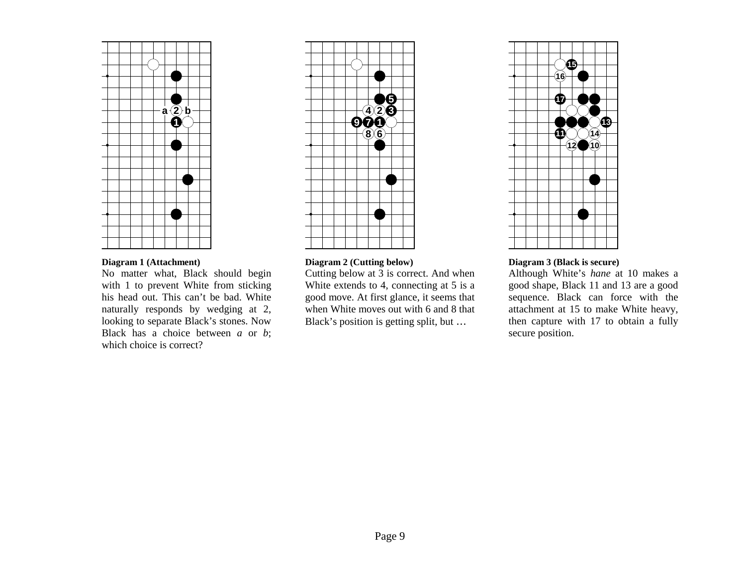**Diagram 1 (Attachment)**

No matter what, Black should begin with 1 to prevent White from sticking his head out. This can't be bad. White naturally responds by wedging at 2, looking to separate Black's stones. Now Black has a choice between *a* or *b*; which choice is correct?

**Diagram 2 (Cutting below)**

Cutting below at 3 is correct. And when White extends to 4, connecting at 5 is a good move. At first glance, it seems that when White moves out with 6 and 8 that Black's position is getting split, but …

**Diagram 3 (Black is secure)**

Although White's *hane* at 10 makes a good shape, Black 11 and 13 are a good sequence. Black can force with the attachment at 15 to make White heavy, then capture with 17 to obtain a fully secure position.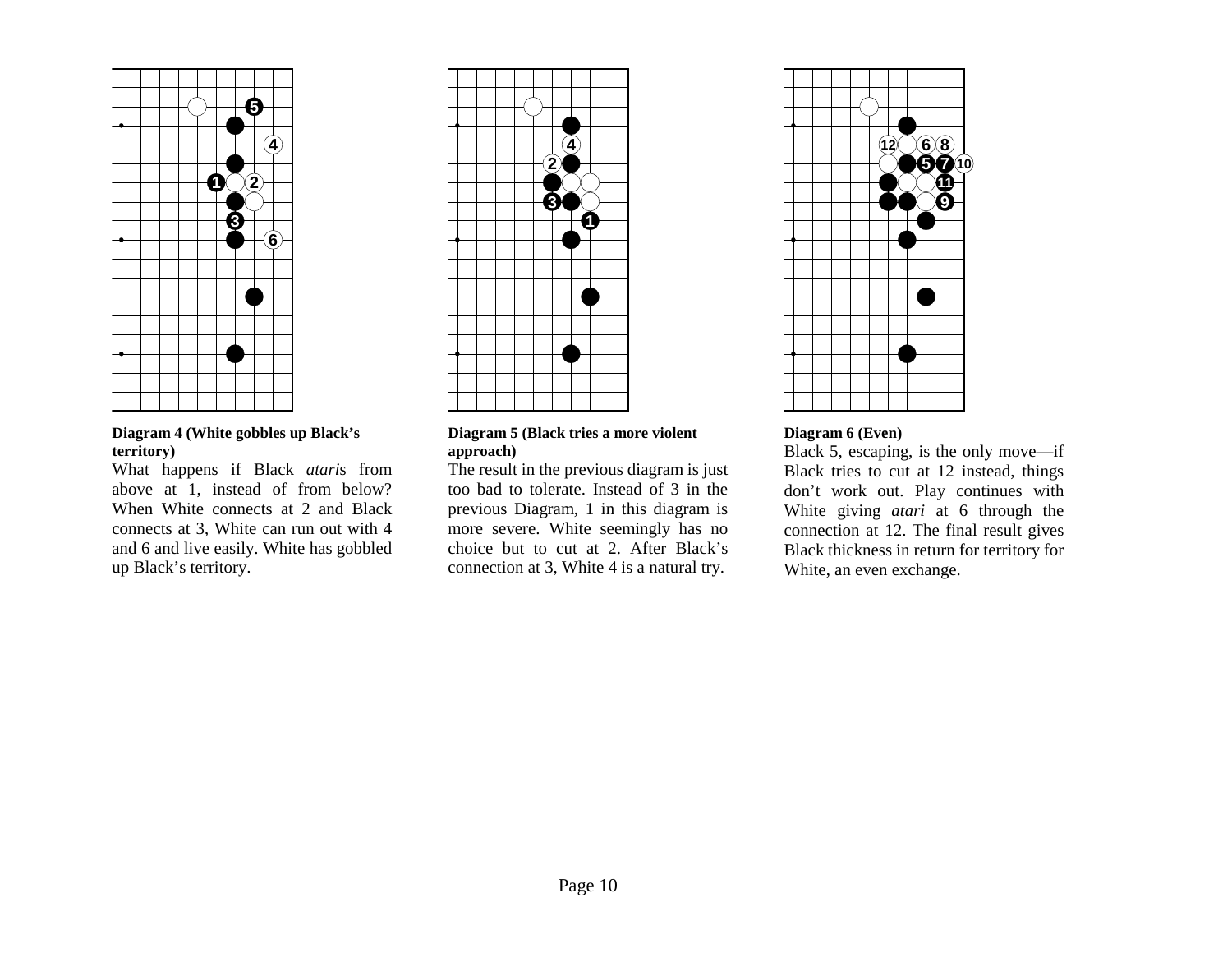**Diagram 4 (White gobbles up Black's territory)**

What happens if Black *atari*s from above at 1, instead of from below? When White connects at 2 and Black connects at 3, White can run out with 4 and 6 and live easily. White has gobbled up Black's territory.

**Diagram 5 (Black tries a more violent approach)**

The result in the previous diagram is just too bad to tolerate. Instead of 3 in the previous Diagram, 1 in this diagram is more severe. White seemingly has no choice but to cut at 2. After Black's connection at 3, White 4 is a natural try.

**Diagram 6 (Even)**

Black 5, escaping, is the only move—if Black tries to cut at 12 instead, things don't work out. Play continues with White giving *atari* at 6 through the connection at 12. The final result gives Black thickness in return for territory for White, an even exchange.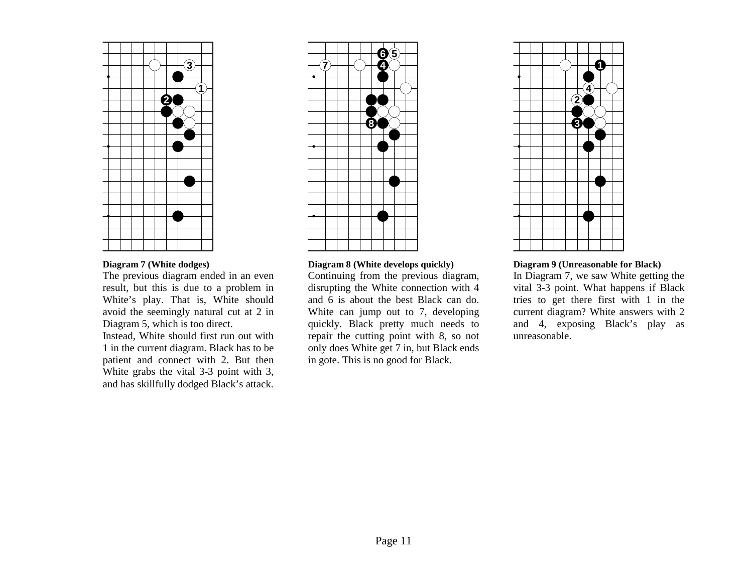**Diagram 7 (White dodges)**

The previous diagram ended in an even result, but this is due to a problem in White's play. That is, White should avoid the seemingly natural cut at 2 in Diagram 5, which is too direct.

Instead, White should first run out with 1 in the current diagram. Black has to be patient and connect with 2. But then White grabs the vital 3-3 point with 3, and has skillfully dodged Black's attack.

**Diagram 8 (White develops quickly)**

Continuing from the previous diagram, disrupting the White connection with 4 and 6 is about the best Black can do. White can jump out to 7, developing quickly. Black pretty much needs to repair the cutting point with 8, so not only does White get 7 in, but Black ends in gote. This is no good for Black.

**Diagram 9 (Unreasonable for Black)**

In Diagram 7, we saw White getting the vital 3-3 point. What happens if Black tries to get there first with 1 in the current diagram? White answers with 2 and 4, exposing Black's play as unreasonable.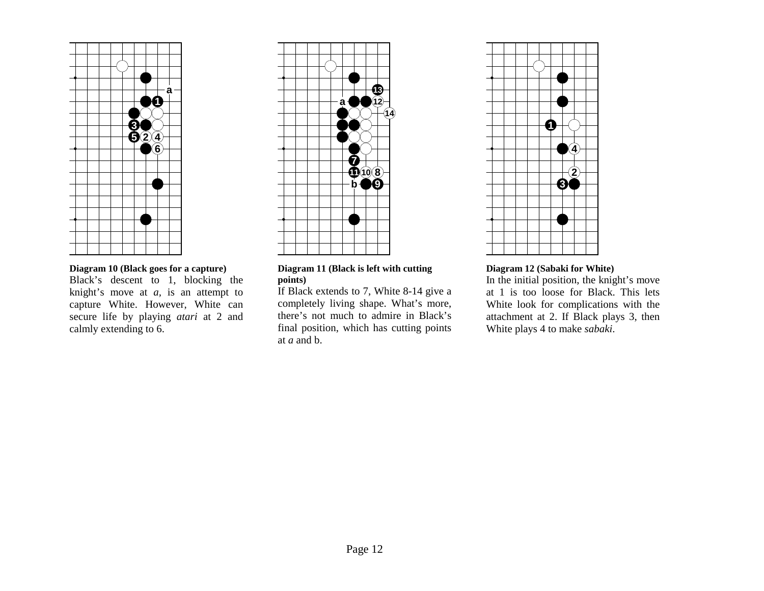**Diagram 10 (Black goes for a capture)**

Black's descent to 1, blocking the knight's move at *a*, is an attempt to capture White. However, White can secure life by playing *atari* at 2 and calmly extending to 6.

**Diagram 11 (Black is left with cutting points)**

If Black extends to 7, White 8-14 give a completely living shape. What's more, there's not much to admire in Black's final position, which has cutting points at *a* and b.

**Diagram 12 (Sabaki for White)**

In the initial position, the knight's move at 1 is too loose for Black. This lets White look for complications with the attachment at 2. If Black plays 3, then White plays 4 to make *sabaki*.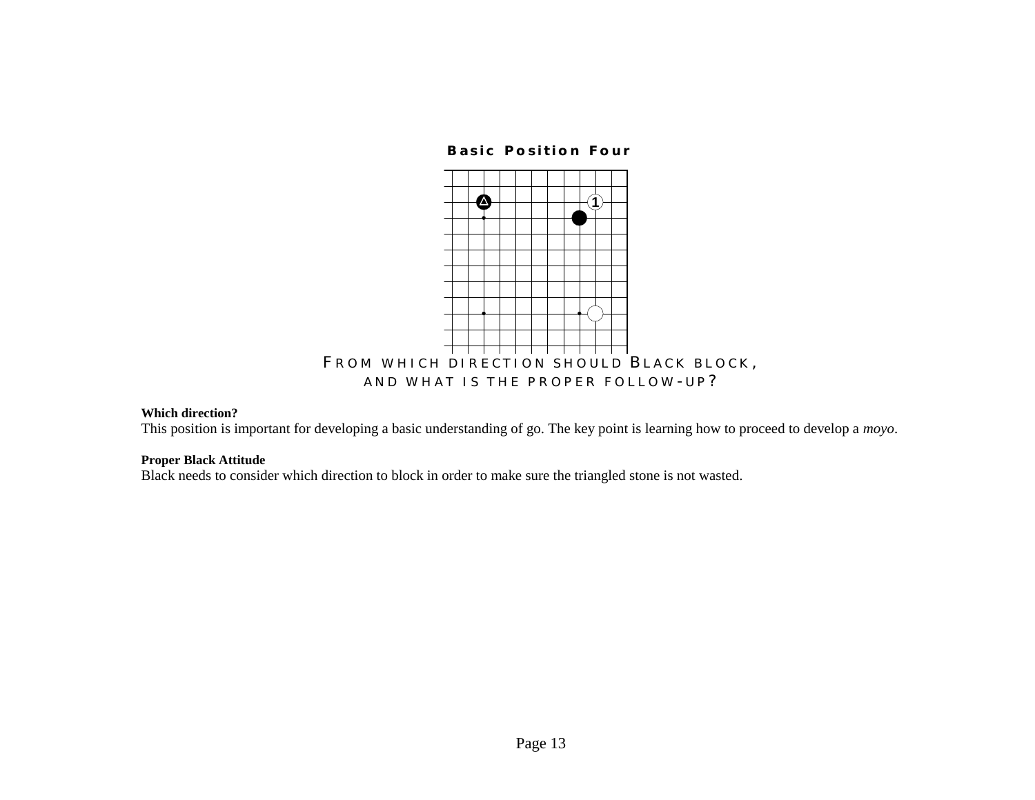**Basic Position Four**

FROM WHICH DIRECTION SHOULD BLACK BLOCK, AND WHAT IS THE PROPER FOLLOW-UP?

**Which direction?**

This position is important for developing a basic understanding of go. The key point is learning how to proceed to develop a *moyo*.

**Proper Black Attitude**

Black needs to consider which direction to block in order to make sure the triangled stone is not wasted.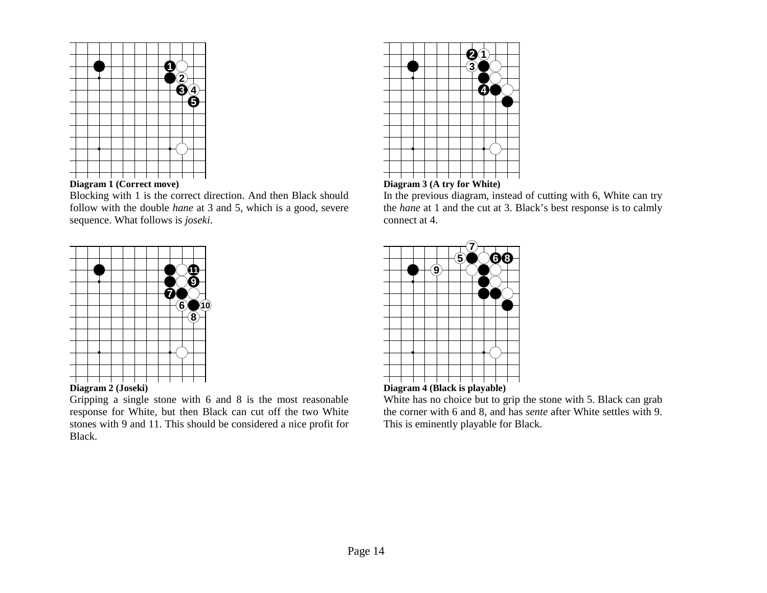**Diagram 1 (Correct move)**

Blocking with 1 is the correct direction. And then Black should follow with the double *hane* at 3 and 5, which is a good, severe sequence. What follows is *joseki*.

**Diagram 2 (Joseki)**

Gripping a single stone with 6 and 8 is the most reasonable response for White, but then Black can cut off the two White stones with 9 and 11. This should be considered a nice profit for Black.

**Diagram 3 (A try for White)**

In the previous diagram, instead of cutting with 6, White can try the *hane* at 1 and the cut at 3. Black's best response is to calmly connect at 4.

**Diagram 4 (Black is playable)**

White has no choice but to grip the stone with 5. Black can grab the corner with 6 and 8, and has *sente* after White settles with 9. This is eminently playable for Black.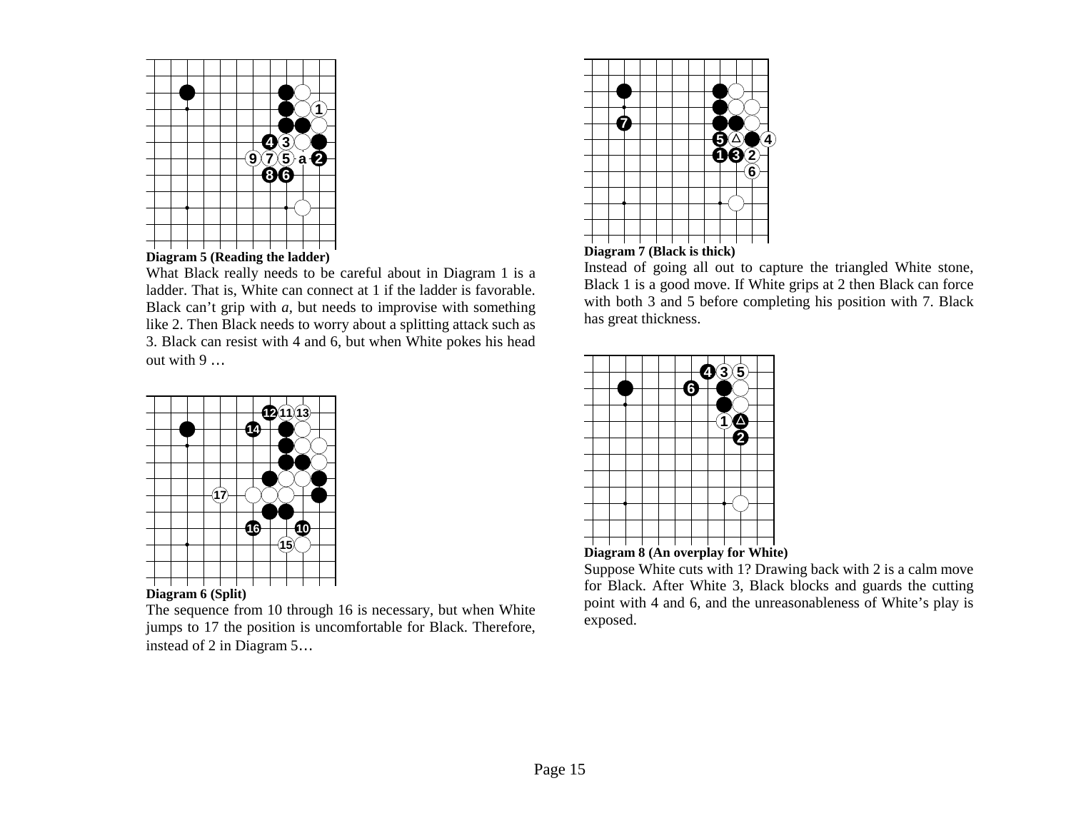**Diagram 5 (Reading the ladder)**

What Black really needs to be careful about in Diagram 1 is a ladder. That is, White can connect at 1 if the ladder is favorable. Black can't grip with *a*, but needs to improvise with something like 2. Then Black needs to worry about a splitting attack such as 3. Black can resist with 4 and 6, but when White pokes his head out with 9 …

**Diagram 6 (Split)**

The sequence from 10 through 16 is necessary, but when White jumps to 17 the position is uncomfortable for Black. Therefore, instead of 2 in Diagram 5…

**Diagram 7 (Black is thick)**

Instead of going all out to capture the triangled White stone, Black 1 is a good move. If White grips at 2 then Black can force with both 3 and 5 before completing his position with 7. Black has great thickness.

**Diagram 8 (An overplay for White)**

Suppose White cuts with 1? Drawing back with 2 is a calm move for Black. After White 3, Black blocks and guards the cutting point with 4 and 6, and the unreasonableness of White's play is exposed.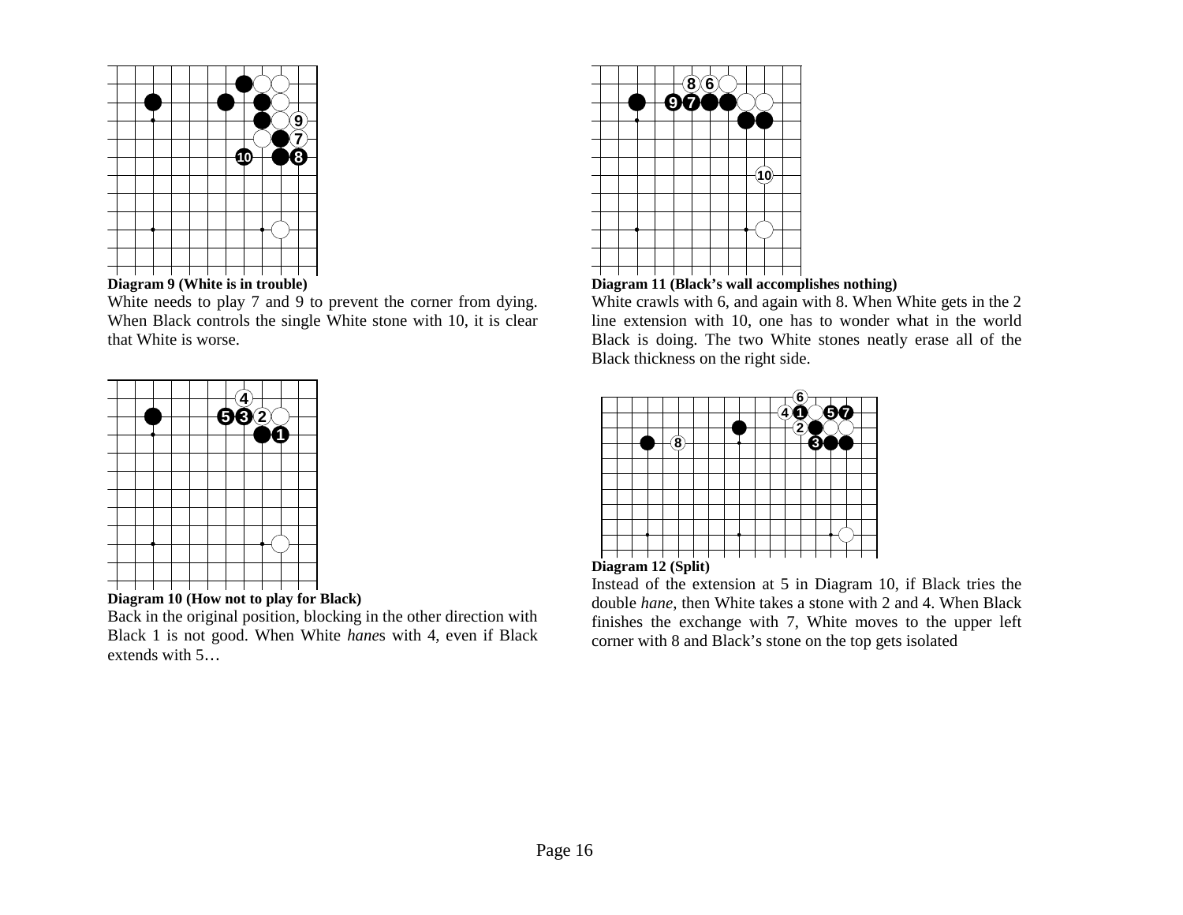**Diagram 9 (White is in trouble)**

White needs to play 7 and 9 to prevent the corner from dying. When Black controls the single White stone with 10, it is clear that White is worse.

**Diagram 10 (How not to play for Black)**

Back in the original position, blocking in the other direction with Black 1 is not good. When White *hane*s with 4, even if Black extends with 5…

**Diagram 11 (Black's wall accomplishes nothing)**

White crawls with 6, and again with 8. When White gets in the 2 line extension with 10, one has to wonder what in the world Black is doing. The two White stones neatly erase all of the Black thickness on the right side.

**Diagram 12 (Split)**

Instead of the extension at 5 in Diagram 10, if Black tries the double *hane*, then White takes a stone with 2 and 4. When Black finishes the exchange with 7, White moves to the upper left corner with 8 and Black's stone on the top gets isolated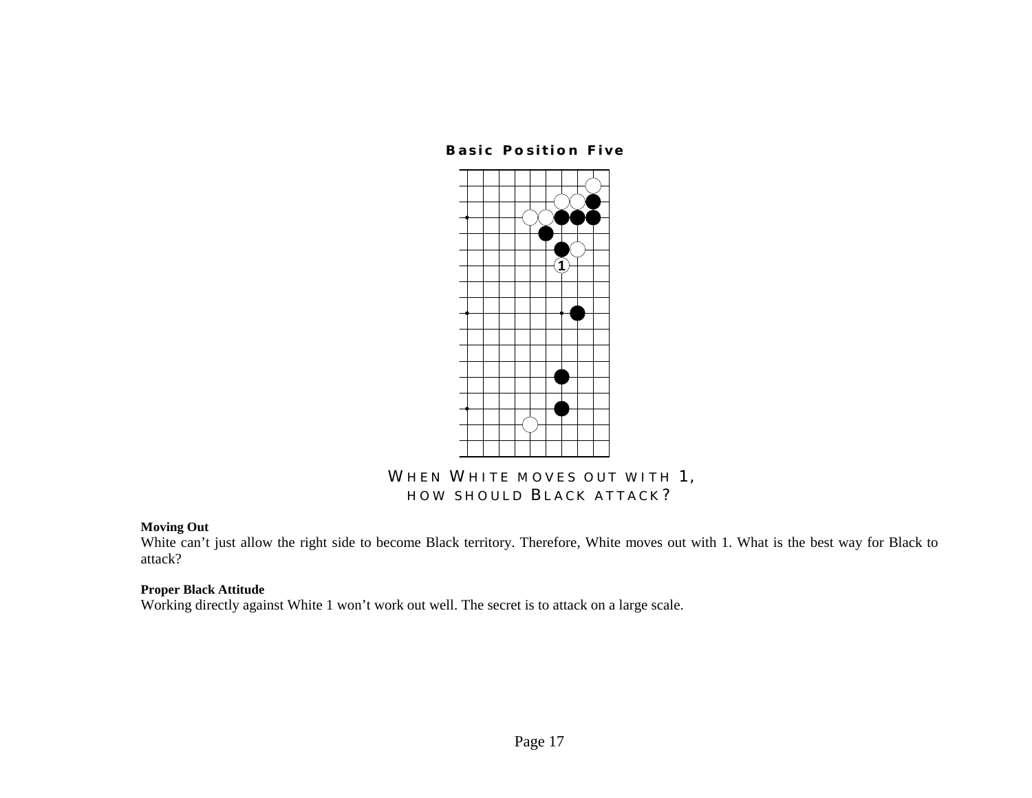**Basic Position Five**

WHEN WHITE MOVES OUT WITH 1, HOW SHOULD BLACK ATTACK?

**Moving Out**

White can't just allow the right side to become Black territory. Therefore, White moves out with 1. What is the best way for Black to attack?

**Proper Black Attitude**

Working directly against White 1 won't work out well. The secret is to attack on a large scale.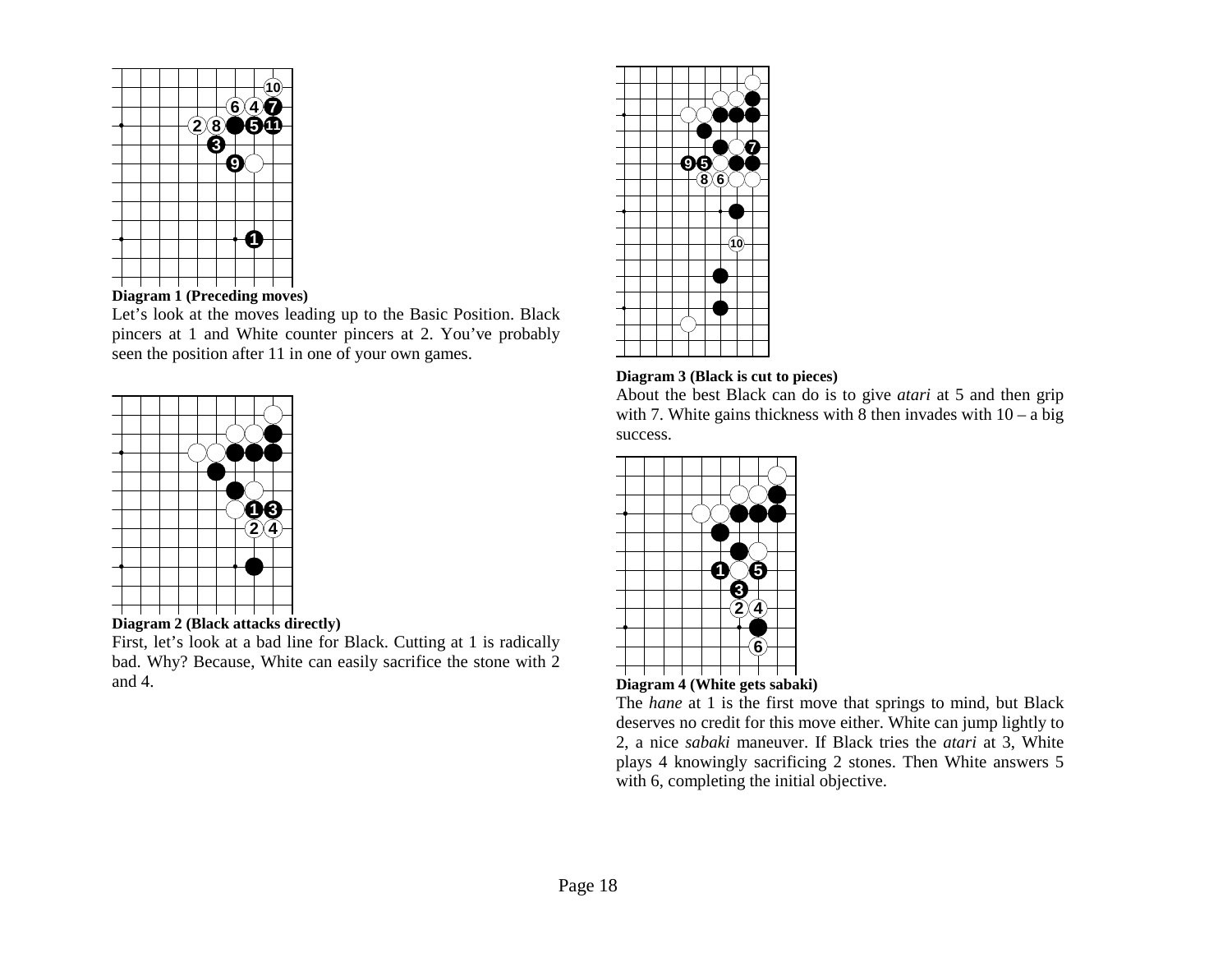**Diagram 1 (Preceding moves)**

Let's look at the moves leading up to the Basic Position. Black pincers at 1 and White counter pincers at 2. You've probably seen the position after 11 in one of your own games.

**Diagram 2 (Black attacks directly)**

First, let's look at a bad line for Black. Cutting at 1 is radically bad. Why? Because, White can easily sacrifice the stone with 2 and 4.

**Diagram 3 (Black is cut to pieces)**

About the best Black can do is to give *atari* at 5 and then grip with 7. White gains thickness with 8 then invades with 10 – a big success.

**Diagram 4 (White gets sabaki)**

The *hane* at 1 is the first move that springs to mind, but Black deserves no credit for this move either. White can jump lightly to 2, a nice *sabaki* maneuver. If Black tries the *atari* at 3, White plays 4 knowingly sacrificing 2 stones. Then White answers 5 with 6, completing the initial objective.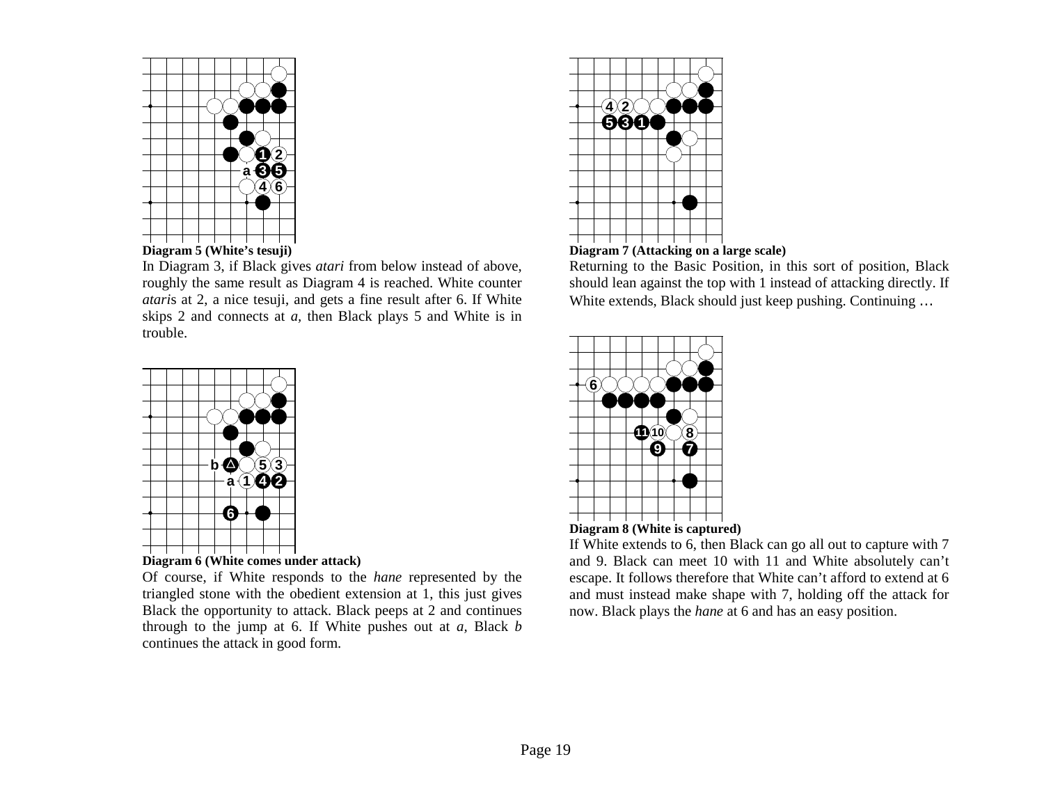**Diagram 5 (White's tesuji)**

In Diagram 3, if Black gives *atari* from below instead of above, roughly the same result as Diagram 4 is reached. White counter *atari*s at 2, a nice tesuji, and gets a fine result after 6. If White skips 2 and connects at *a*, then Black plays 5 and White is in trouble.

**Diagram 6 (White comes under attack)**

Of course, if White responds to the *hane* represented by the triangled stone with the obedient extension at 1, this just gives Black the opportunity to attack. Black peeps at 2 and continues through to the jump at 6. If White pushes out at *a*, Black *b* continues the attack in good form.

**Diagram 7 (Attacking on a large scale)**

Returning to the Basic Position, in this sort of position, Black should lean against the top with 1 instead of attacking directly. If White extends, Black should just keep pushing. Continuing …

**Diagram 8 (White is captured)**

If White extends to 6, then Black can go all out to capture with 7 and 9. Black can meet 10 with 11 and White absolutely can't escape. It follows therefore that White can't afford to extend at 6 and must instead make shape with 7, holding off the attack for now. Black plays the *hane* at 6 and has an easy position.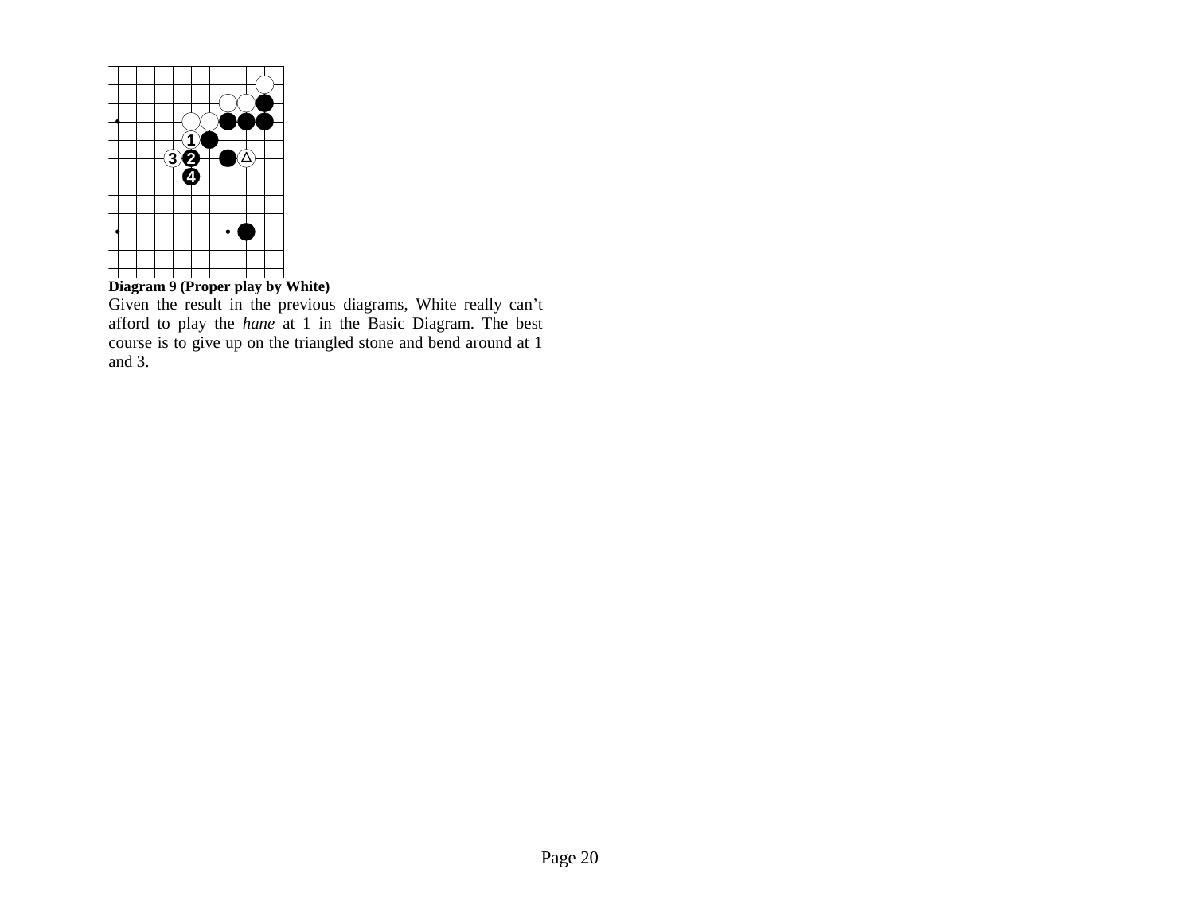**Diagram 9 (Proper play by White)**

Given the result in the previous diagrams, White really can't afford to play the *hane* at 1 in the Basic Diagram. The best course is to give up on the triangled stone and bend around at 1 and 3.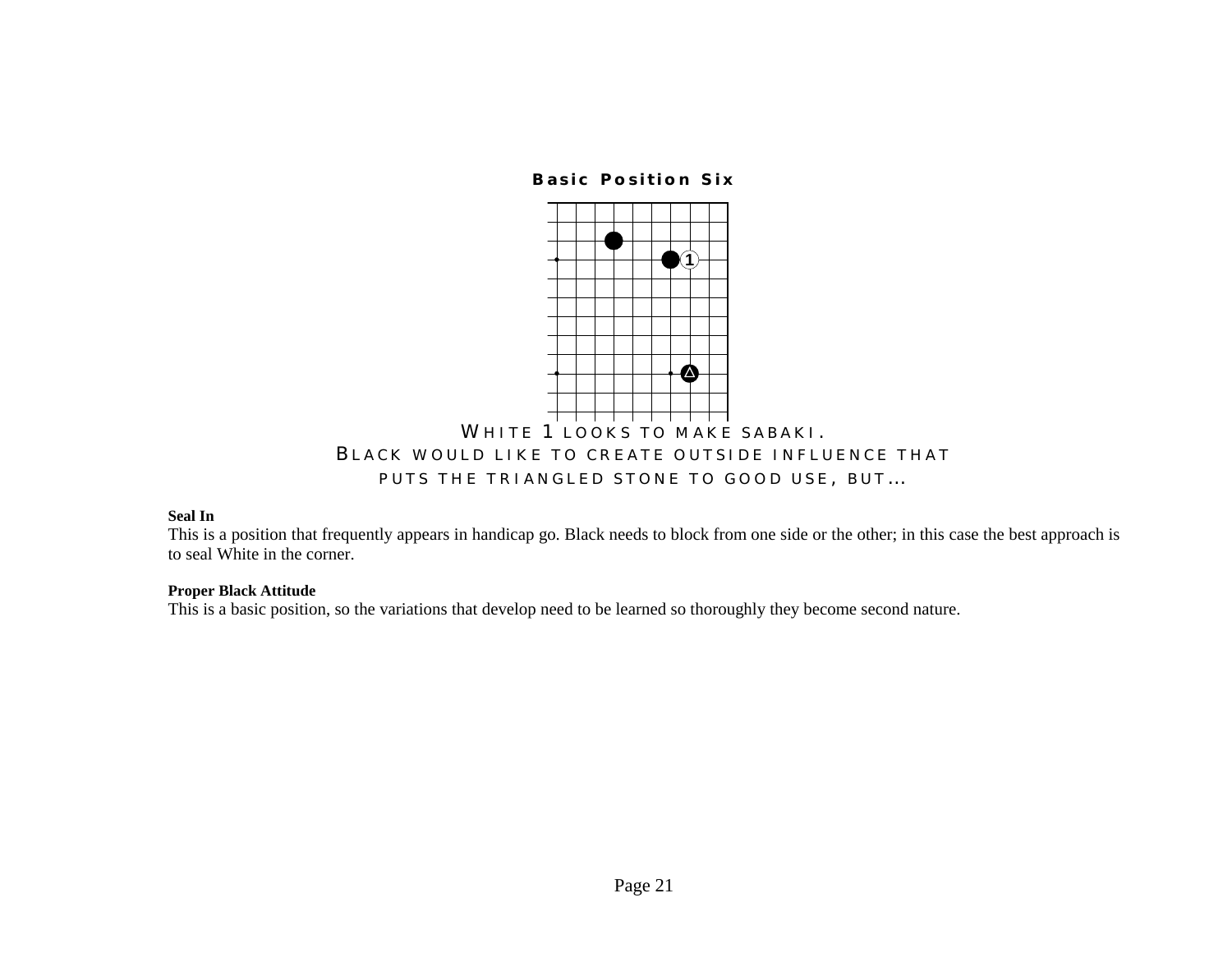## Basic Position Six

WHITE 1 LOOKS TO MAKE SABAKI.
BLACK WOULD LIKE TO CREATE OUTSIDE INFLUENCE THAT PUTS THE TRIANGLED STONE TO GOOD USE, BUT…

**Seal In**
This is a position that frequently appears in handicap go. Black needs to block from one side or the other; in this case the best approach is to seal White in the corner.

**Proper Black Attitude**
This is a basic position, so the variations that develop need to be learned so thoroughly they become second nature.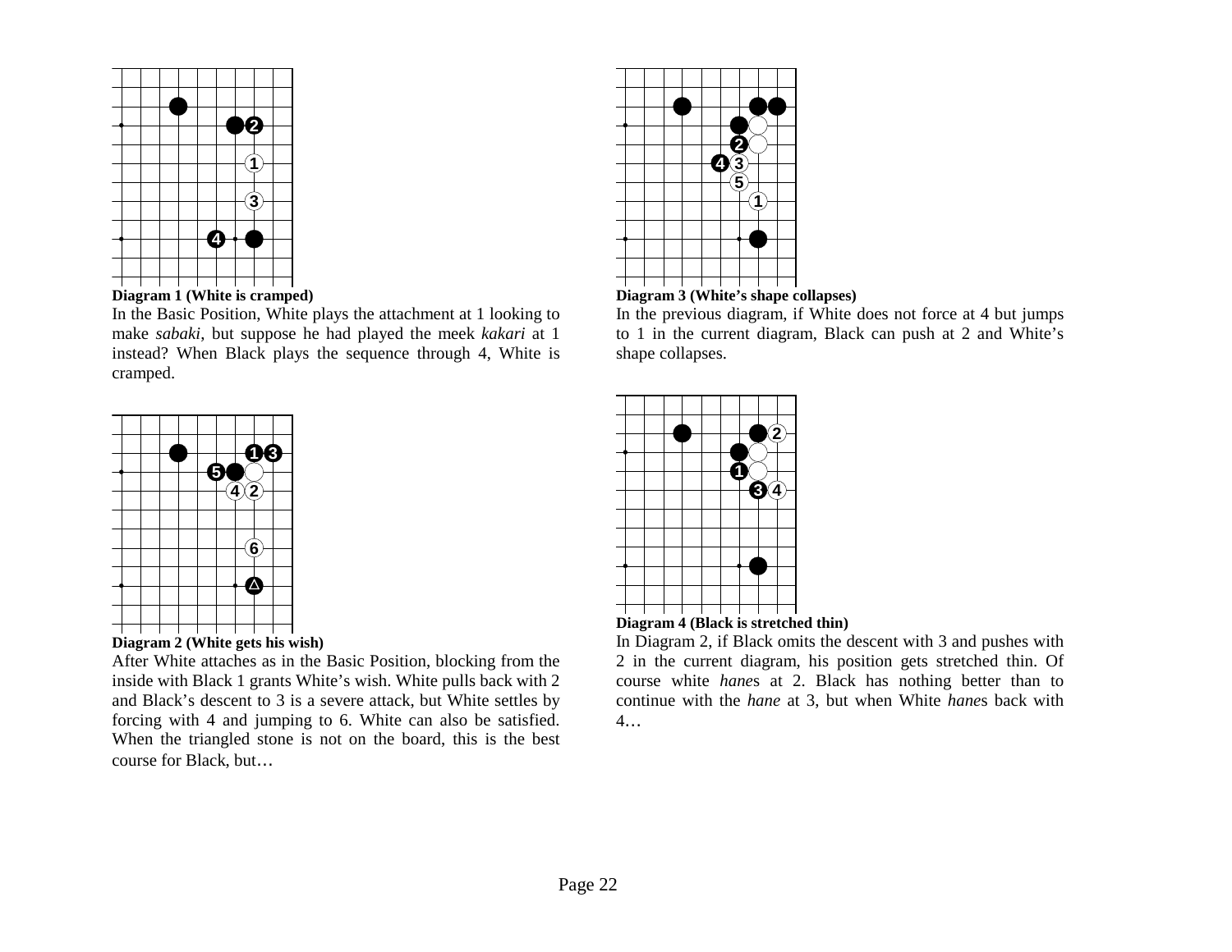**Diagram 1 (White is cramped)**

In the Basic Position, White plays the attachment at 1 looking to make *sabaki*, but suppose he had played the meek *kakari* at 1 instead? When Black plays the sequence through 4, White is cramped.

**Diagram 2 (White gets his wish)**

After White attaches as in the Basic Position, blocking from the inside with Black 1 grants White's wish. White pulls back with 2 and Black's descent to 3 is a severe attack, but White settles by forcing with 4 and jumping to 6. White can also be satisfied. When the triangled stone is not on the board, this is the best course for Black, but…

**Diagram 3 (White's shape collapses)**

In the previous diagram, if White does not force at 4 but jumps to 1 in the current diagram, Black can push at 2 and White's shape collapses.

**Diagram 4 (Black is stretched thin)**

In Diagram 2, if Black omits the descent with 3 and pushes with 2 in the current diagram, his position gets stretched thin. Of course white *hane*s at 2. Black has nothing better than to continue with the *hane* at 3, but when White *hane*s back with 4…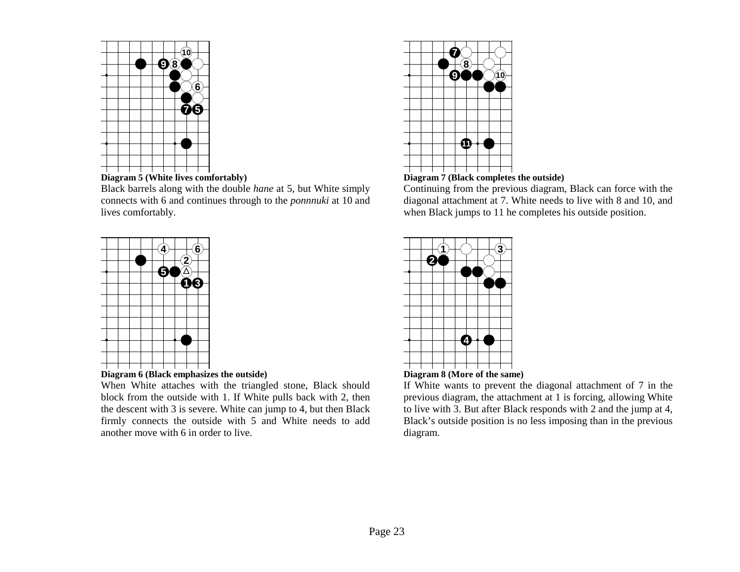**Diagram 5 (White lives comfortably)**

Black barrels along with the double *hane* at 5, but White simply connects with 6 and continues through to the *ponnnuki* at 10 and lives comfortably.

**Diagram 6 (Black emphasizes the outside)**

When White attaches with the triangled stone, Black should block from the outside with 1. If White pulls back with 2, then the descent with 3 is severe. White can jump to 4, but then Black firmly connects the outside with 5 and White needs to add another move with 6 in order to live.

**Diagram 7 (Black completes the outside)**

Continuing from the previous diagram, Black can force with the diagonal attachment at 7. White needs to live with 8 and 10, and when Black jumps to 11 he completes his outside position.

**Diagram 8 (More of the same)**

If White wants to prevent the diagonal attachment of 7 in the previous diagram, the attachment at 1 is forcing, allowing White to live with 3. But after Black responds with 2 and the jump at 4, Black's outside position is no less imposing than in the previous diagram.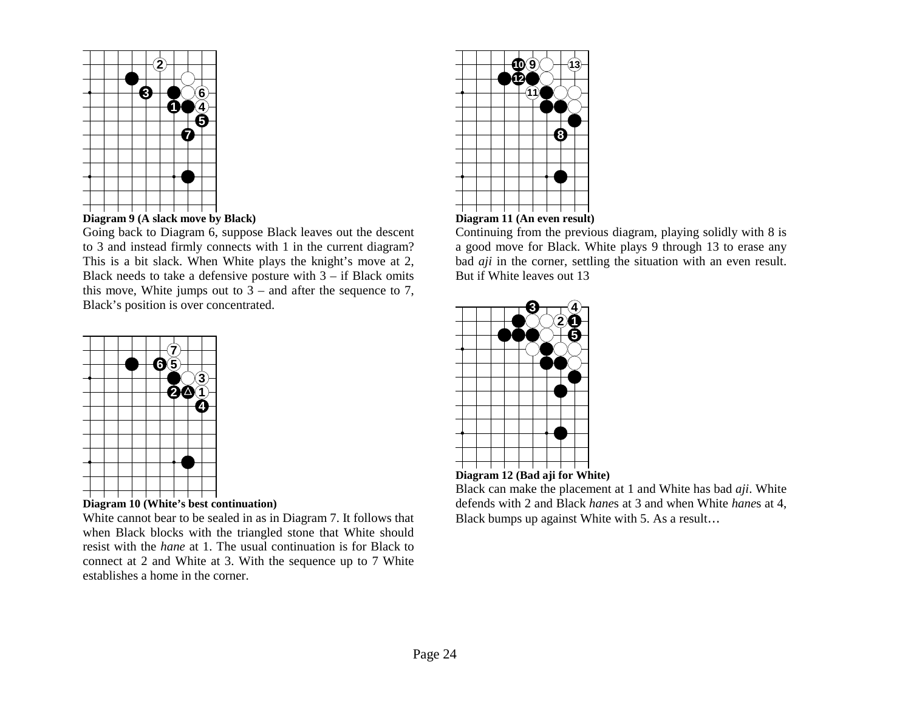**Diagram 9 (A slack move by Black)**

Going back to Diagram 6, suppose Black leaves out the descent to 3 and instead firmly connects with 1 in the current diagram? This is a bit slack. When White plays the knight's move at 2, Black needs to take a defensive posture with 3 – if Black omits this move, White jumps out to 3 – and after the sequence to 7, Black's position is over concentrated.

**Diagram 10 (White's best continuation)**

White cannot bear to be sealed in as in Diagram 7. It follows that when Black blocks with the triangled stone that White should resist with the *hane* at 1. The usual continuation is for Black to connect at 2 and White at 3. With the sequence up to 7 White establishes a home in the corner.

**Diagram 11 (An even result)**

Continuing from the previous diagram, playing solidly with 8 is a good move for Black. White plays 9 through 13 to erase any bad *aji* in the corner, settling the situation with an even result. But if White leaves out 13

**Diagram 12 (Bad aji for White)**

Black can make the placement at 1 and White has bad *aji*. White defends with 2 and Black *hane*s at 3 and when White *hane*s at 4, Black bumps up against White with 5. As a result…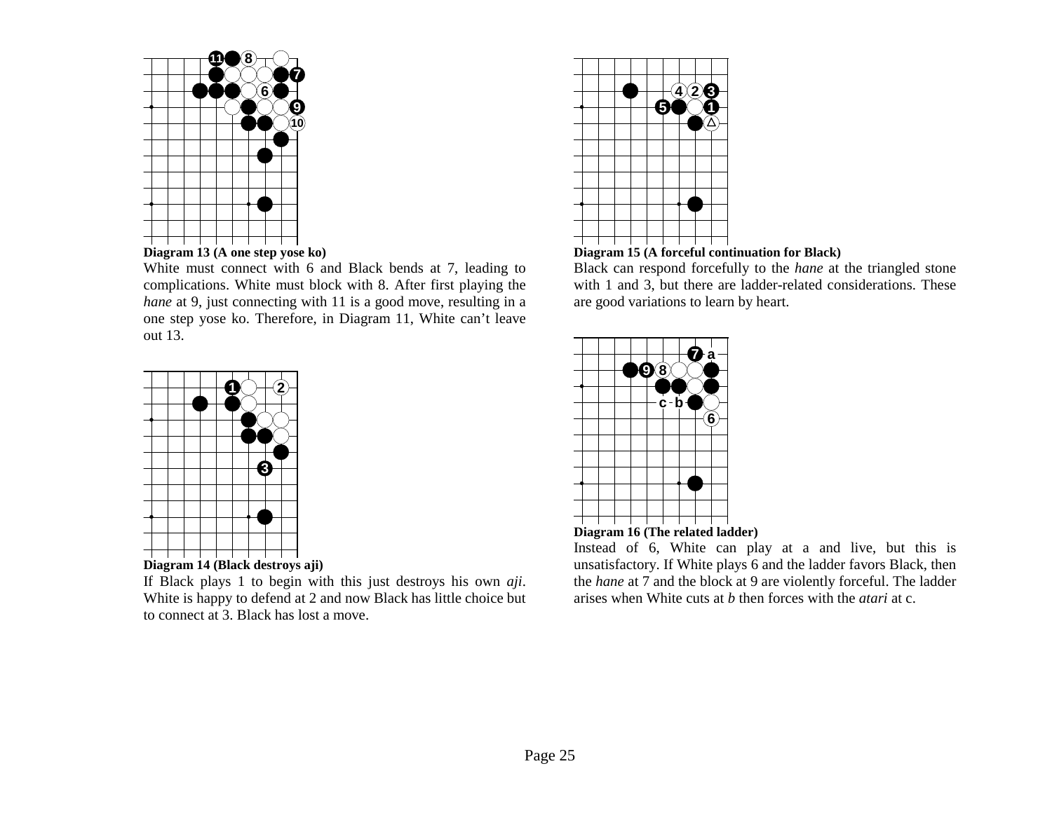**Diagram 13 (A one step yose ko)**

White must connect with 6 and Black bends at 7, leading to complications. White must block with 8. After first playing the *hane* at 9, just connecting with 11 is a good move, resulting in a one step yose ko. Therefore, in Diagram 11, White can't leave out 13.

**Diagram 14 (Black destroys aji)**

If Black plays 1 to begin with this just destroys his own *aji*. White is happy to defend at 2 and now Black has little choice but to connect at 3. Black has lost a move.

**Diagram 15 (A forceful continuation for Black)**

Black can respond forcefully to the *hane* at the triangled stone with 1 and 3, but there are ladder-related considerations. These are good variations to learn by heart.

**Diagram 16 (The related ladder)**

Instead of 6, White can play at a and live, but this is unsatisfactory. If White plays 6 and the ladder favors Black, then the *hane* at 7 and the block at 9 are violently forceful. The ladder arises when White cuts at *b* then forces with the *atari* at c.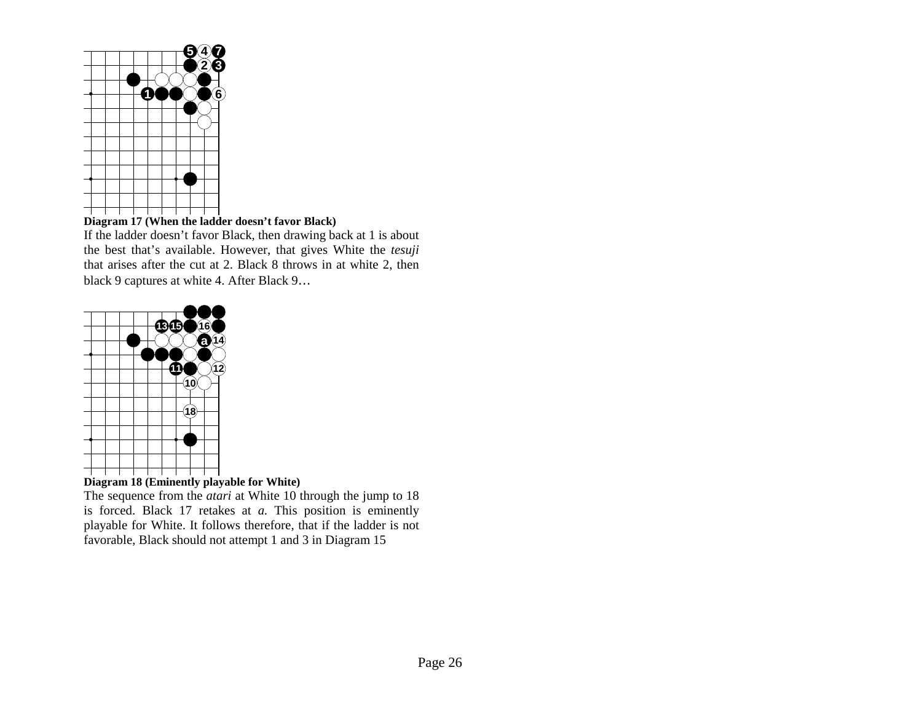**Diagram 17 (When the ladder doesn't favor Black)**

If the ladder doesn't favor Black, then drawing back at 1 is about the best that's available. However, that gives White the *tesuji* that arises after the cut at 2. Black 8 throws in at white 2, then black 9 captures at white 4. After Black 9…

**Diagram 18 (Eminently playable for White)**

The sequence from the *atari* at White 10 through the jump to 18 is forced. Black 17 retakes at *a*. This position is eminently playable for White. It follows therefore, that if the ladder is not favorable, Black should not attempt 1 and 3 in Diagram 15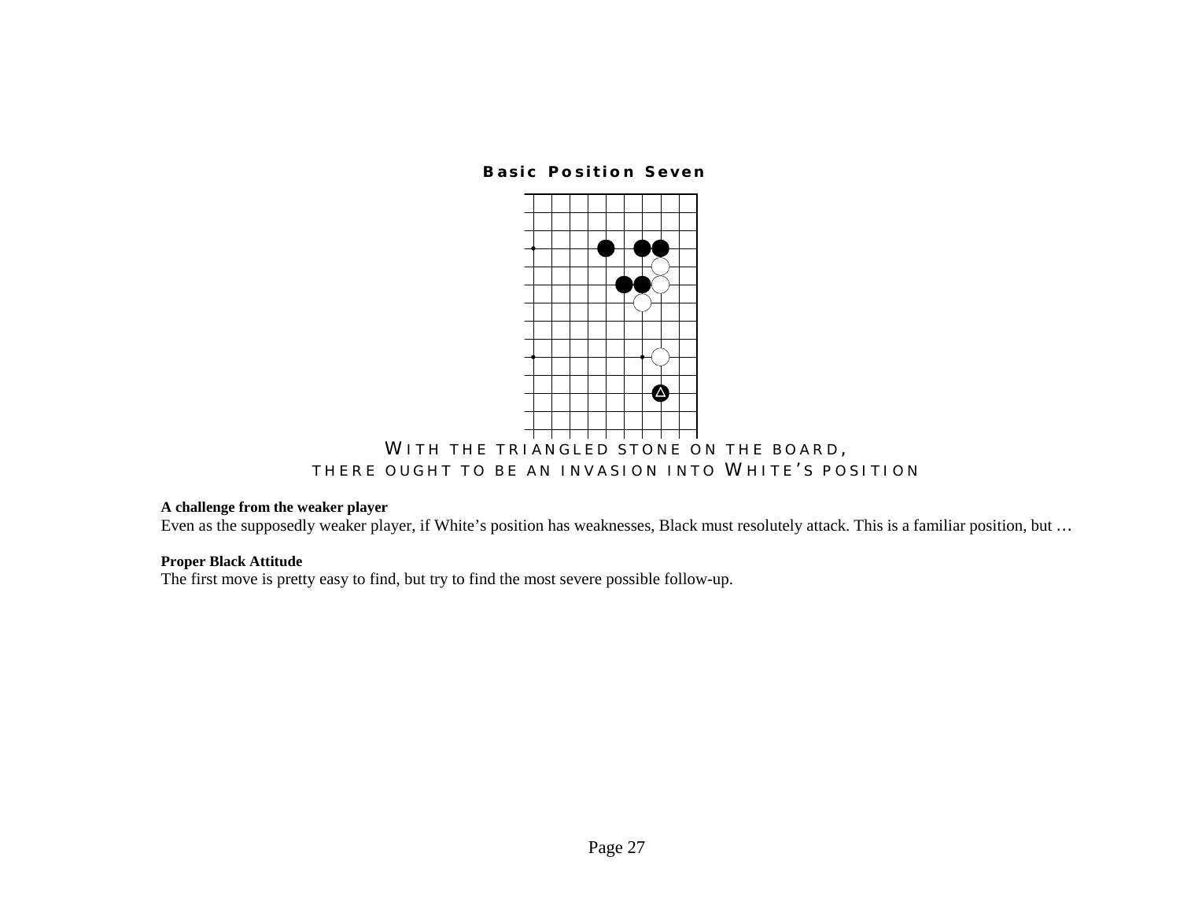**Basic Position Seven**

WITH THE TRIANGLED STONE ON THE BOARD,
THERE OUGHT TO BE AN INVASION INTO WHITE'S POSITION

**A challenge from the weaker player**
Even as the supposedly weaker player, if White's position has weaknesses, Black must resolutely attack. This is a familiar position, but …

**Proper Black Attitude**
The first move is pretty easy to find, but try to find the most severe possible follow-up.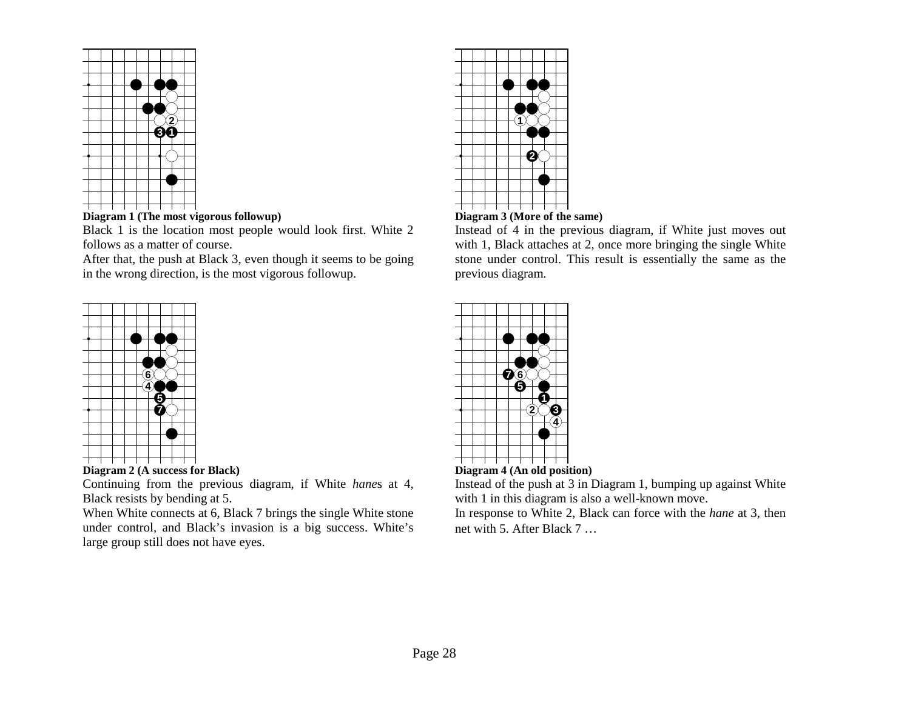**Diagram 1 (The most vigorous followup)**

Black 1 is the location most people would look first. White 2 follows as a matter of course.

After that, the push at Black 3, even though it seems to be going in the wrong direction, is the most vigorous followup.

**Diagram 2 (A success for Black)**

Continuing from the previous diagram, if White *hane*s at 4, Black resists by bending at 5.

When White connects at 6, Black 7 brings the single White stone under control, and Black's invasion is a big success. White's large group still does not have eyes.

**Diagram 3 (More of the same)**

Instead of 4 in the previous diagram, if White just moves out with 1, Black attaches at 2, once more bringing the single White stone under control. This result is essentially the same as the previous diagram.

**Diagram 4 (An old position)**

Instead of the push at 3 in Diagram 1, bumping up against White with 1 in this diagram is also a well-known move.

In response to White 2, Black can force with the *hane* at 3, then net with 5. After Black 7 …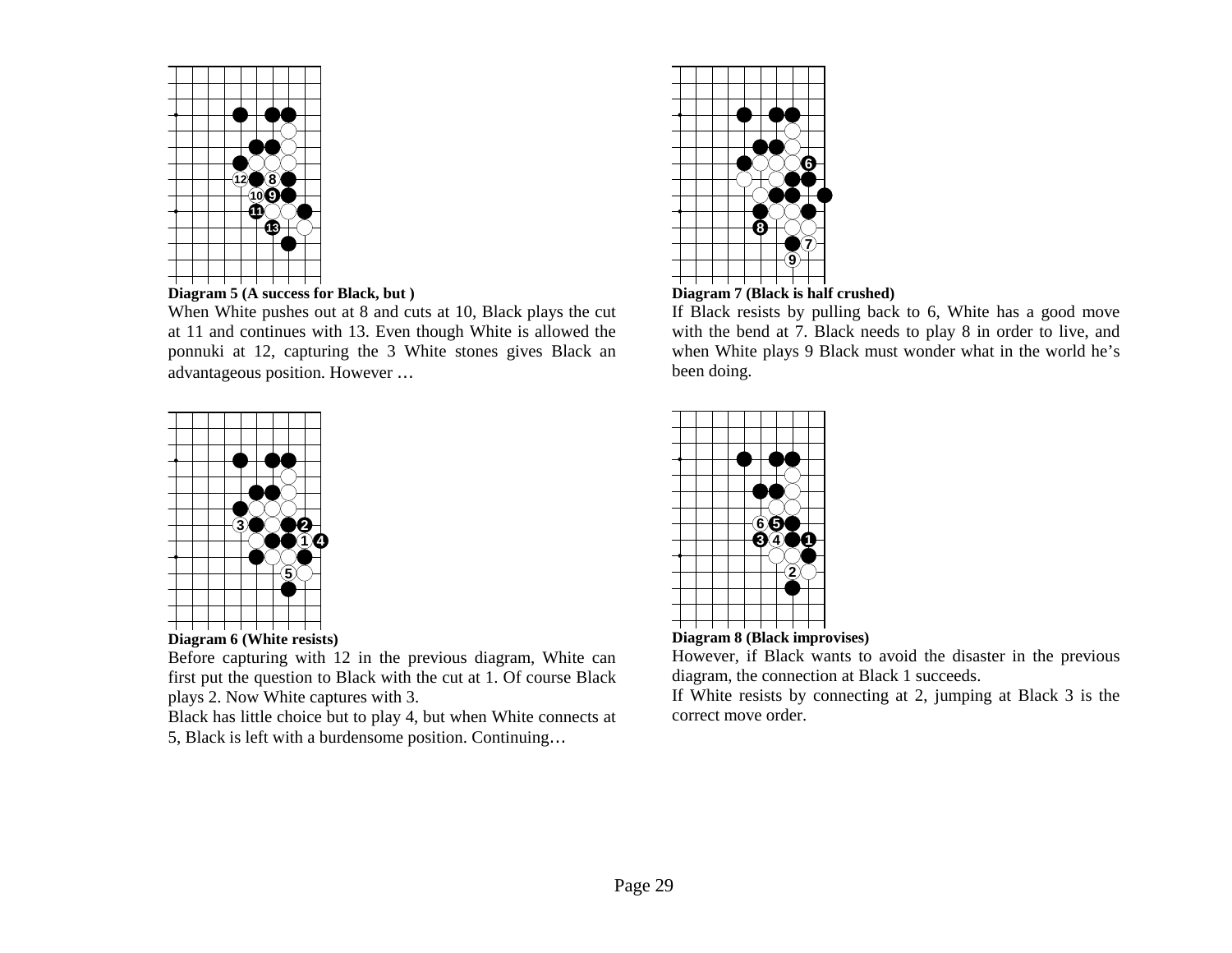**Diagram 5 (A success for Black, but )**

When White pushes out at 8 and cuts at 10, Black plays the cut at 11 and continues with 13. Even though White is allowed the ponnuki at 12, capturing the 3 White stones gives Black an advantageous position. However …

**Diagram 6 (White resists)**

Before capturing with 12 in the previous diagram, White can first put the question to Black with the cut at 1. Of course Black plays 2. Now White captures with 3.

Black has little choice but to play 4, but when White connects at 5, Black is left with a burdensome position. Continuing…

**Diagram 7 (Black is half crushed)**

If Black resists by pulling back to 6, White has a good move with the bend at 7. Black needs to play 8 in order to live, and when White plays 9 Black must wonder what in the world he's been doing.

**Diagram 8 (Black improvises)**

However, if Black wants to avoid the disaster in the previous diagram, the connection at Black 1 succeeds.

If White resists by connecting at 2, jumping at Black 3 is the correct move order.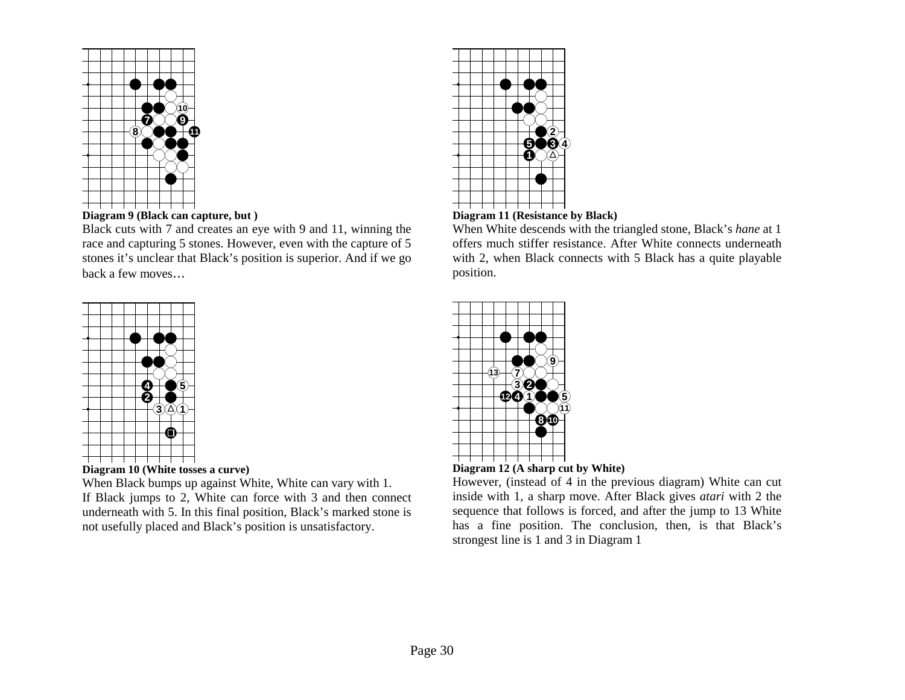**Diagram 9 (Black can capture, but )**

Black cuts with 7 and creates an eye with 9 and 11, winning the race and capturing 5 stones. However, even with the capture of 5 stones it's unclear that Black's position is superior. And if we go back a few moves…

**Diagram 10 (White tosses a curve)**

When Black bumps up against White, White can vary with 1.
If Black jumps to 2, White can force with 3 and then connect underneath with 5. In this final position, Black's marked stone is not usefully placed and Black's position is unsatisfactory.

**Diagram 11 (Resistance by Black)**

When White descends with the triangled stone, Black's *hane* at 1 offers much stiffer resistance. After White connects underneath with 2, when Black connects with 5 Black has a quite playable position.

**Diagram 12 (A sharp cut by White)**

However, (instead of 4 in the previous diagram) White can cut inside with 1, a sharp move. After Black gives *atari* with 2 the sequence that follows is forced, and after the jump to 13 White has a fine position. The conclusion, then, is that Black's strongest line is 1 and 3 in Diagram 1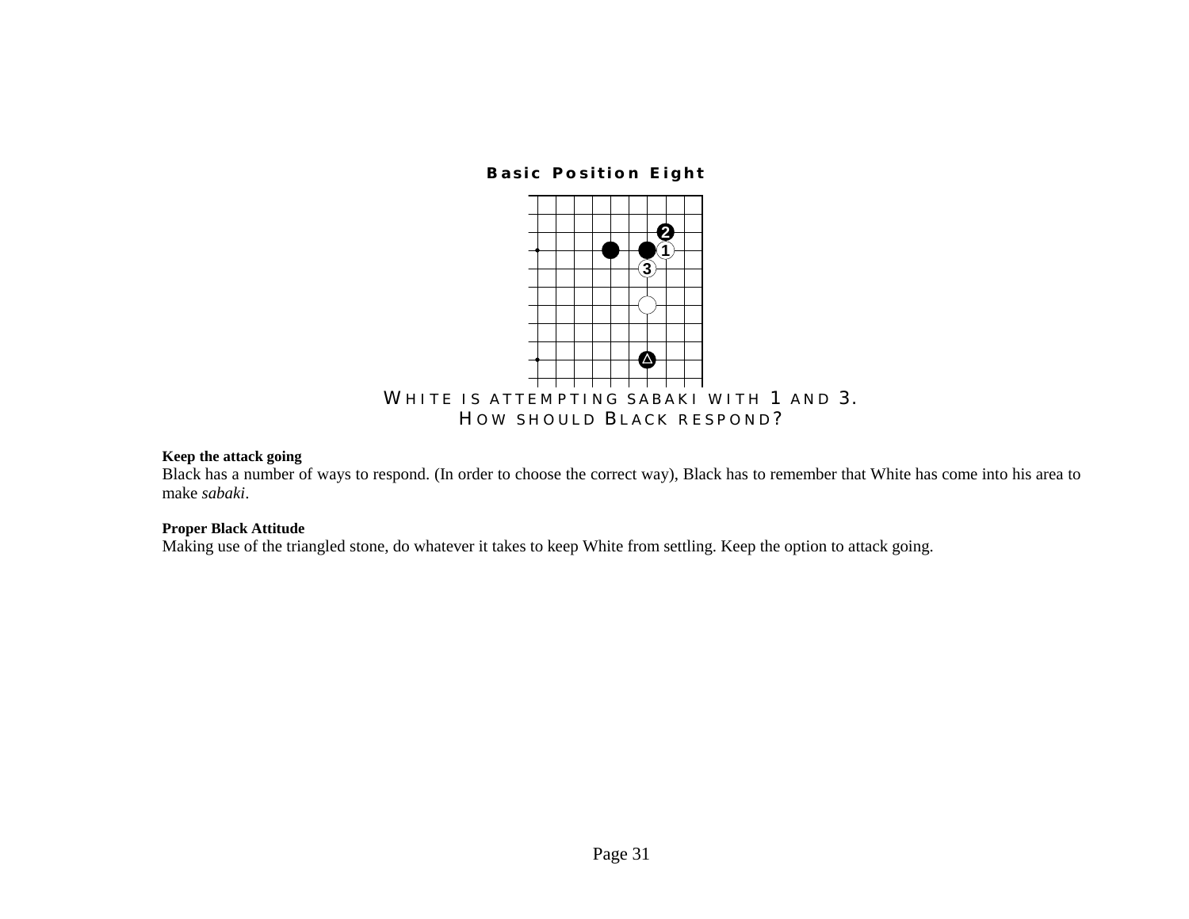### Basic Position Eight

White is attempting sabaki with 1 and 3.
How should Black respond?

**Keep the attack going**
Black has a number of ways to respond. (In order to choose the correct way), Black has to remember that White has come into his area to make *sabaki*.

**Proper Black Attitude**
Making use of the triangled stone, do whatever it takes to keep White from settling. Keep the option to attack going.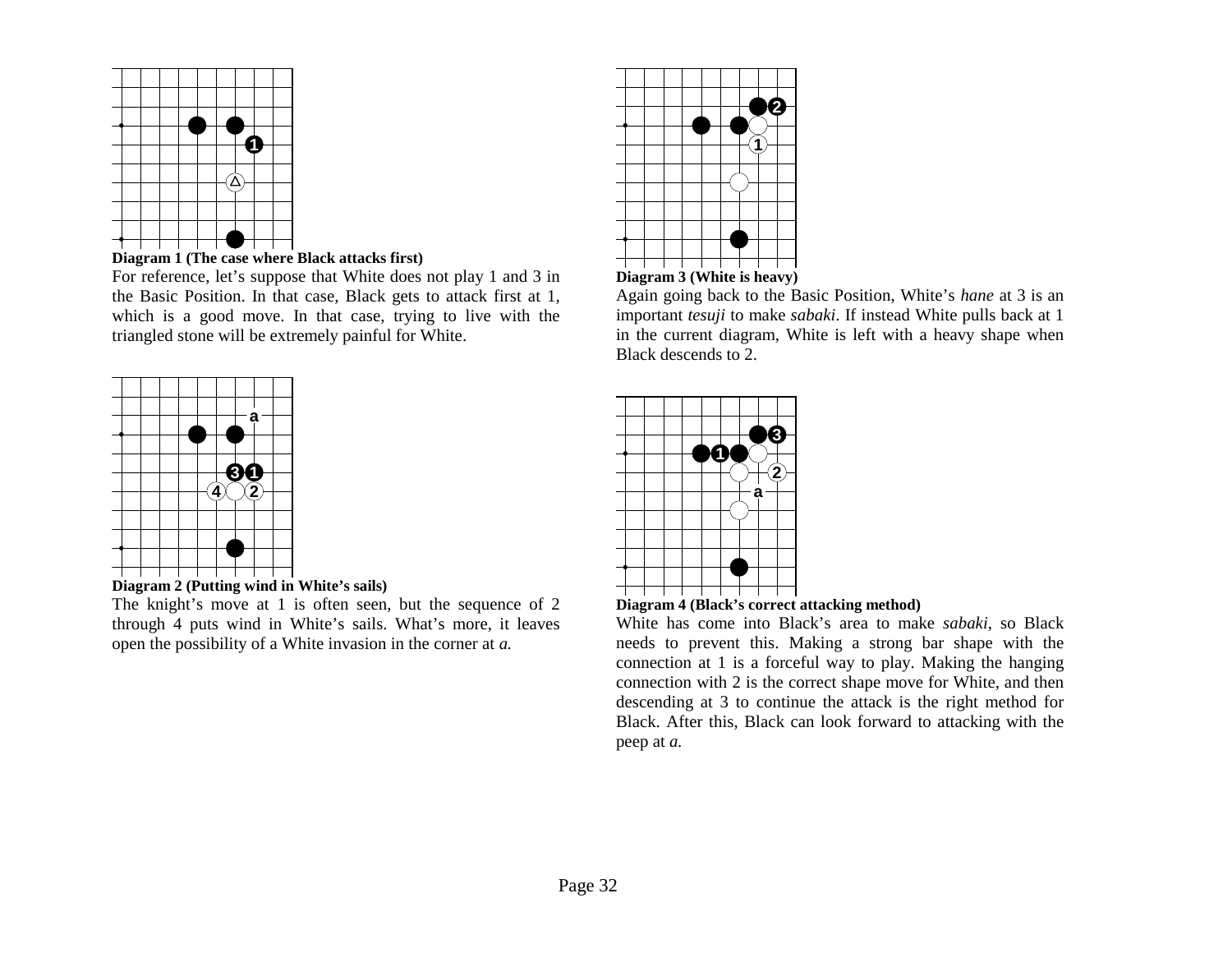**Diagram 1 (The case where Black attacks first)**

For reference, let's suppose that White does not play 1 and 3 in the Basic Position. In that case, Black gets to attack first at 1, which is a good move. In that case, trying to live with the triangled stone will be extremely painful for White.

**Diagram 2 (Putting wind in White's sails)**

The knight's move at 1 is often seen, but the sequence of 2 through 4 puts wind in White's sails. What's more, it leaves open the possibility of a White invasion in the corner at *a.*

**Diagram 3 (White is heavy)**

Again going back to the Basic Position, White's *hane* at 3 is an important *tesuji* to make *sabaki*. If instead White pulls back at 1 in the current diagram, White is left with a heavy shape when Black descends to 2.

**Diagram 4 (Black's correct attacking method)**

White has come into Black's area to make *sabaki*, so Black needs to prevent this. Making a strong bar shape with the connection at 1 is a forceful way to play. Making the hanging connection with 2 is the correct shape move for White, and then descending at 3 to continue the attack is the right method for Black. After this, Black can look forward to attacking with the peep at *a.*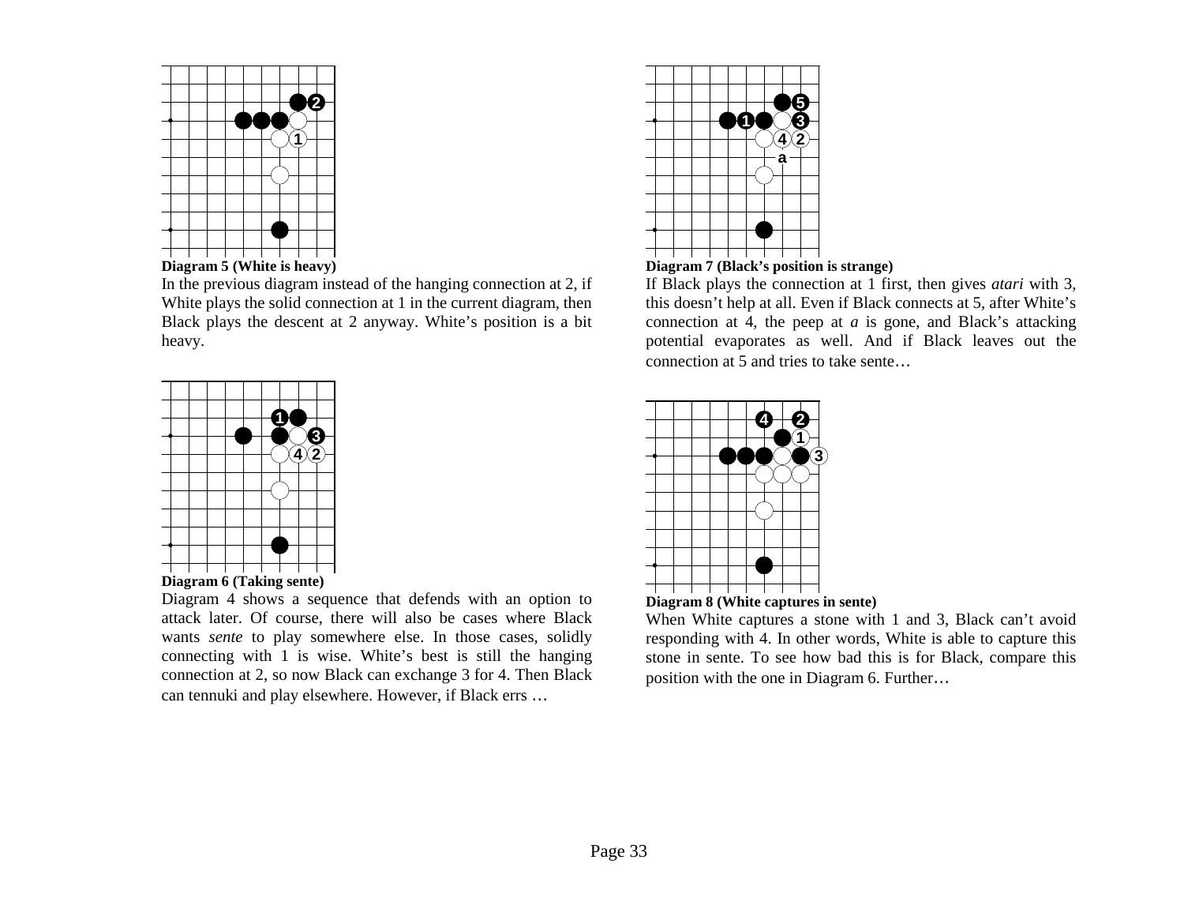**Diagram 5 (White is heavy)**

In the previous diagram instead of the hanging connection at 2, if White plays the solid connection at 1 in the current diagram, then Black plays the descent at 2 anyway. White's position is a bit heavy.

**Diagram 6 (Taking sente)**

Diagram 4 shows a sequence that defends with an option to attack later. Of course, there will also be cases where Black wants *sente* to play somewhere else. In those cases, solidly connecting with 1 is wise. White's best is still the hanging connection at 2, so now Black can exchange 3 for 4. Then Black can tennuki and play elsewhere. However, if Black errs …

**Diagram 7 (Black's position is strange)**

If Black plays the connection at 1 first, then gives *atari* with 3, this doesn't help at all. Even if Black connects at 5, after White's connection at 4, the peep at *a* is gone, and Black's attacking potential evaporates as well. And if Black leaves out the connection at 5 and tries to take sente…

**Diagram 8 (White captures in sente)**

When White captures a stone with 1 and 3, Black can't avoid responding with 4. In other words, White is able to capture this stone in sente. To see how bad this is for Black, compare this position with the one in Diagram 6. Further…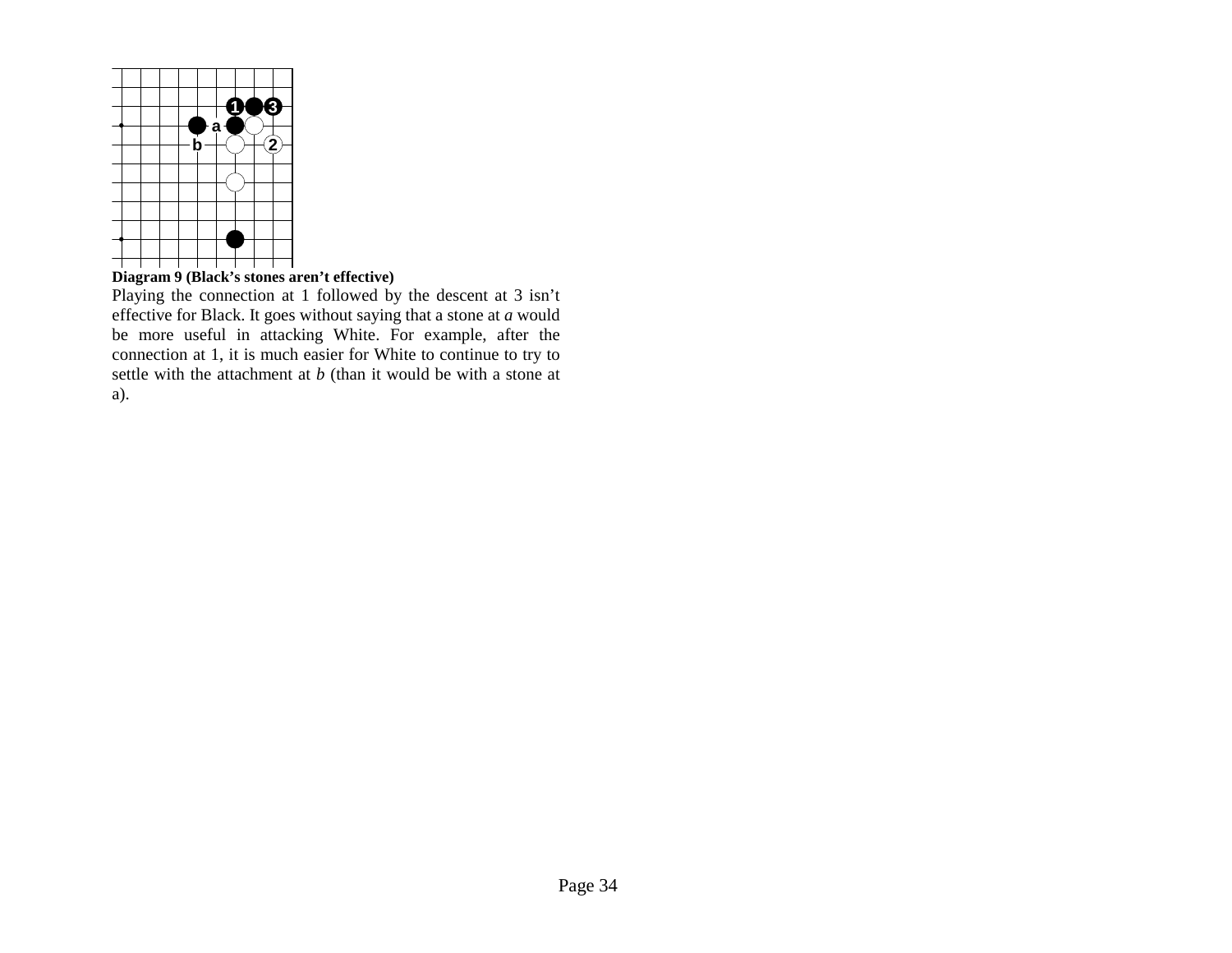**Diagram 9 (Black's stones aren't effective)**

Playing the connection at 1 followed by the descent at 3 isn't effective for Black. It goes without saying that a stone at *a* would be more useful in attacking White. For example, after the connection at 1, it is much easier for White to continue to try to settle with the attachment at *b* (than it would be with a stone at a).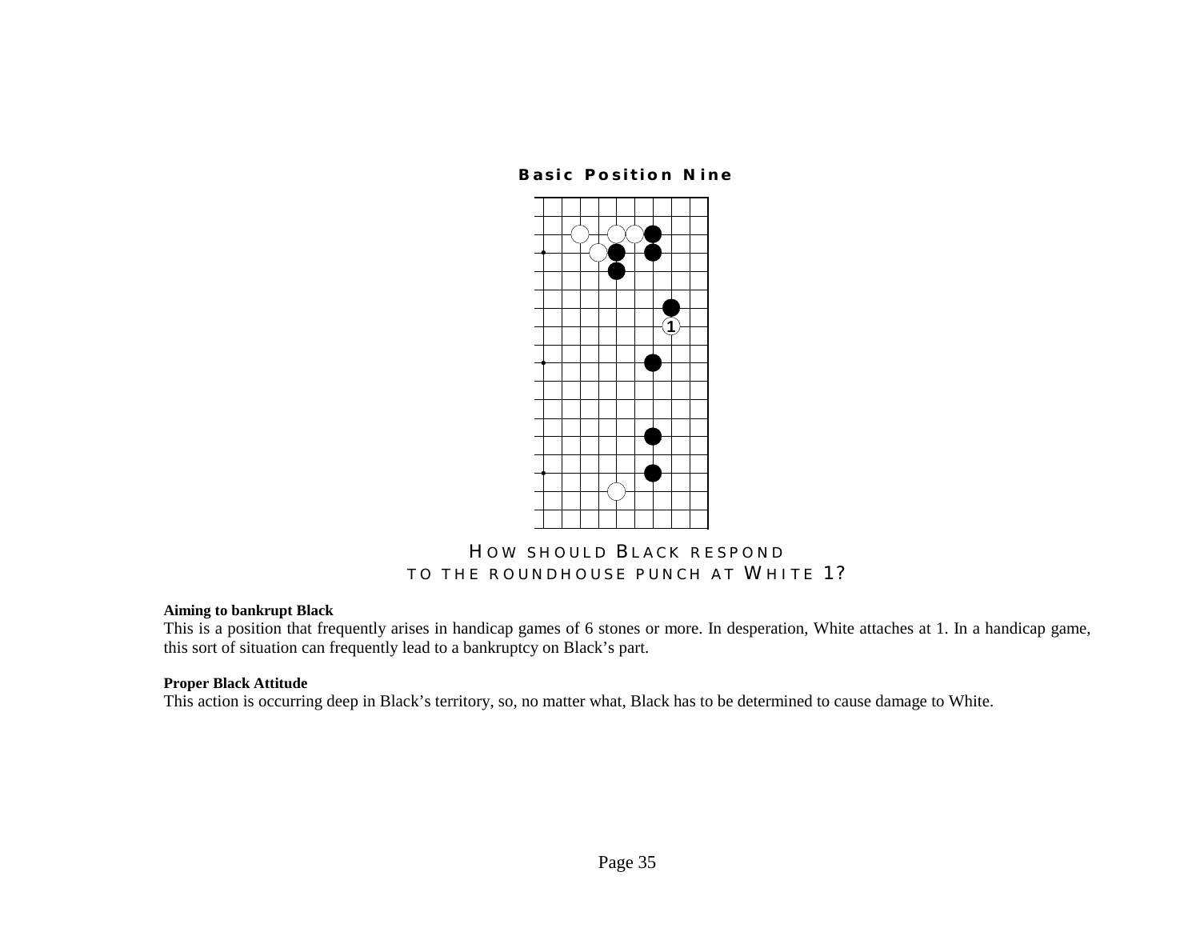## Basic Position Nine

HOW SHOULD BLACK RESPOND
TO THE ROUNDHOUSE PUNCH AT WHITE 1?

**Aiming to bankrupt Black**

This is a position that frequently arises in handicap games of 6 stones or more. In desperation, White attaches at 1. In a handicap game, this sort of situation can frequently lead to a bankruptcy on Black's part.

**Proper Black Attitude**

This action is occurring deep in Black's territory, so, no matter what, Black has to be determined to cause damage to White.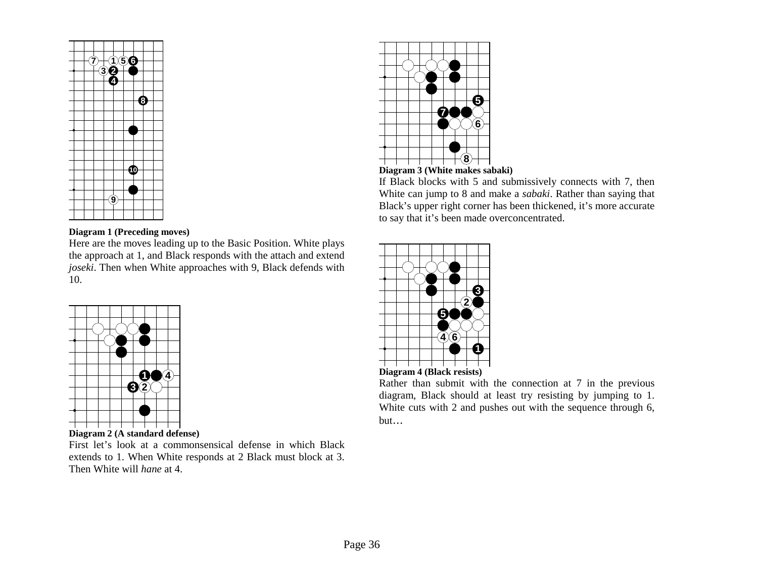**Diagram 1 (Preceding moves)**

Here are the moves leading up to the Basic Position. White plays the approach at 1, and Black responds with the attach and extend *joseki*. Then when White approaches with 9, Black defends with 10.

**Diagram 2 (A standard defense)**

First let's look at a commonsensical defense in which Black extends to 1. When White responds at 2 Black must block at 3. Then White will *hane* at 4.

**Diagram 3 (White makes sabaki)**

If Black blocks with 5 and submissively connects with 7, then White can jump to 8 and make a *sabaki*. Rather than saying that Black's upper right corner has been thickened, it's more accurate to say that it's been made overconcentrated.

**Diagram 4 (Black resists)**

Rather than submit with the connection at 7 in the previous diagram, Black should at least try resisting by jumping to 1. White cuts with 2 and pushes out with the sequence through 6, but…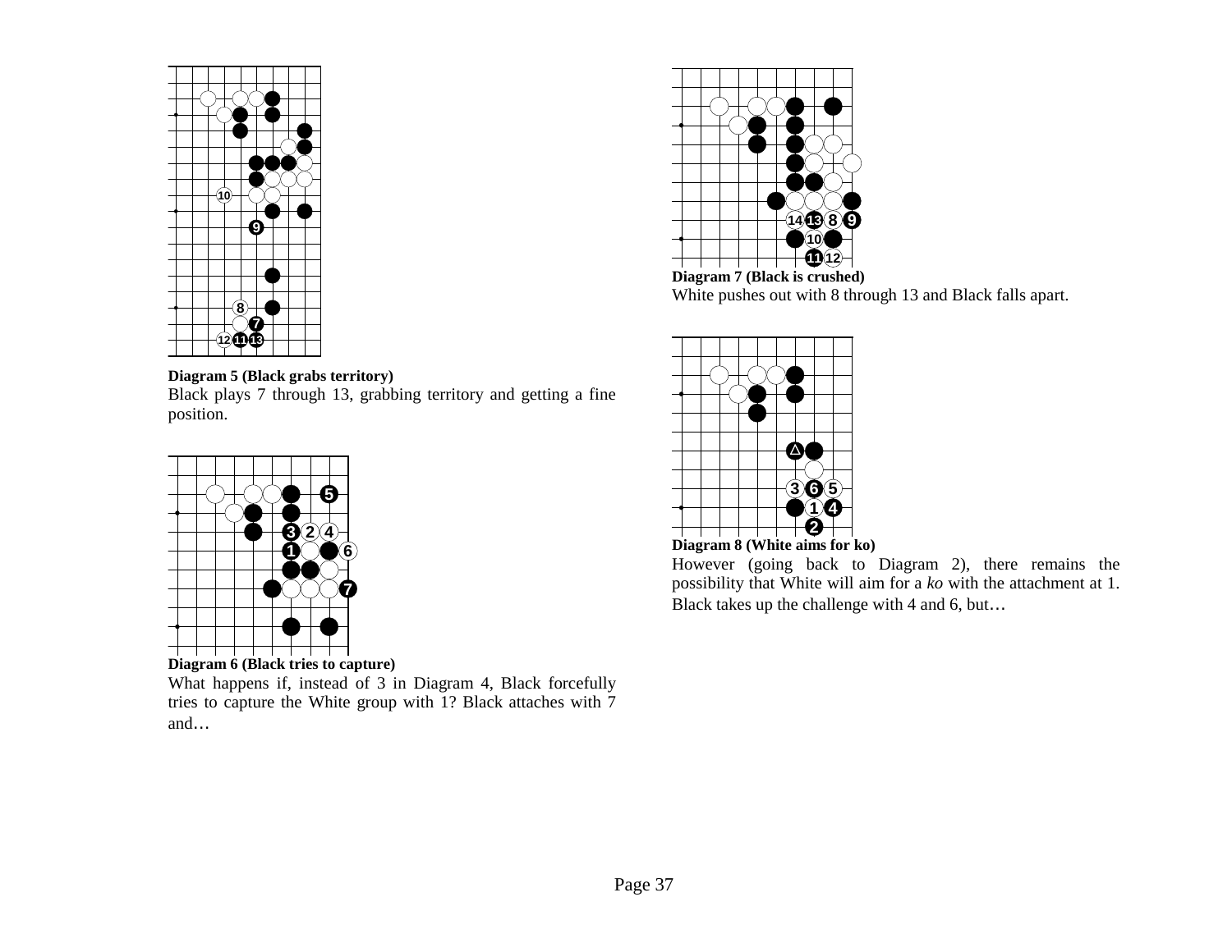**Diagram 5 (Black grabs territory)**

Black plays 7 through 13, grabbing territory and getting a fine position.

**Diagram 6 (Black tries to capture)**

What happens if, instead of 3 in Diagram 4, Black forcefully tries to capture the White group with 1? Black attaches with 7 and…

**Diagram 7 (Black is crushed)**

White pushes out with 8 through 13 and Black falls apart.

**Diagram 8 (White aims for ko)**

However (going back to Diagram 2), there remains the possibility that White will aim for a *ko* with the attachment at 1. Black takes up the challenge with 4 and 6, but…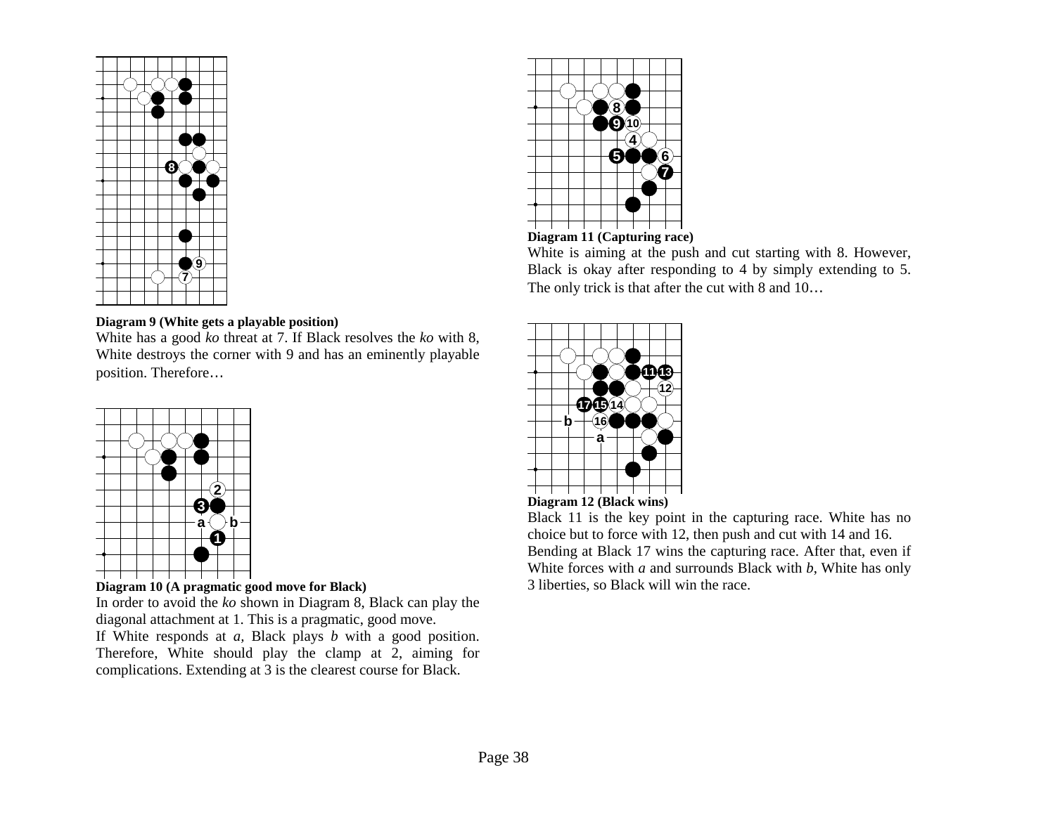**Diagram 9 (White gets a playable position)**

White has a good *ko* threat at 7. If Black resolves the *ko* with 8, White destroys the corner with 9 and has an eminently playable position. Therefore…

**Diagram 10 (A pragmatic good move for Black)**

In order to avoid the *ko* shown in Diagram 8, Black can play the diagonal attachment at 1. This is a pragmatic, good move.

If White responds at *a,* Black plays *b* with a good position. Therefore, White should play the clamp at 2, aiming for complications. Extending at 3 is the clearest course for Black.

**Diagram 11 (Capturing race)**

White is aiming at the push and cut starting with 8. However, Black is okay after responding to 4 by simply extending to 5. The only trick is that after the cut with 8 and 10…

**Diagram 12 (Black wins)**

Black 11 is the key point in the capturing race. White has no choice but to force with 12, then push and cut with 14 and 16.

Bending at Black 17 wins the capturing race. After that, even if White forces with *a* and surrounds Black with *b*, White has only 3 liberties, so Black will win the race.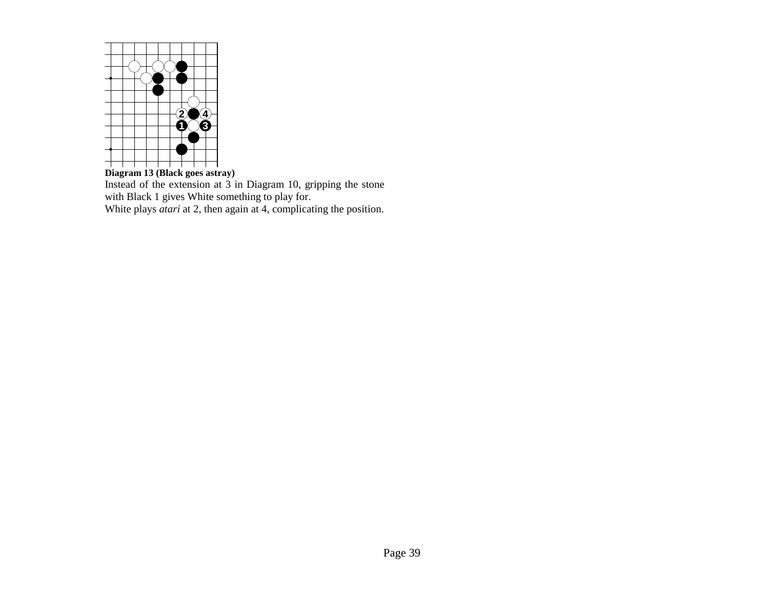**Diagram 13 (Black goes astray)**

Instead of the extension at 3 in Diagram 10, gripping the stone with Black 1 gives White something to play for.

White plays *atari* at 2, then again at 4, complicating the position.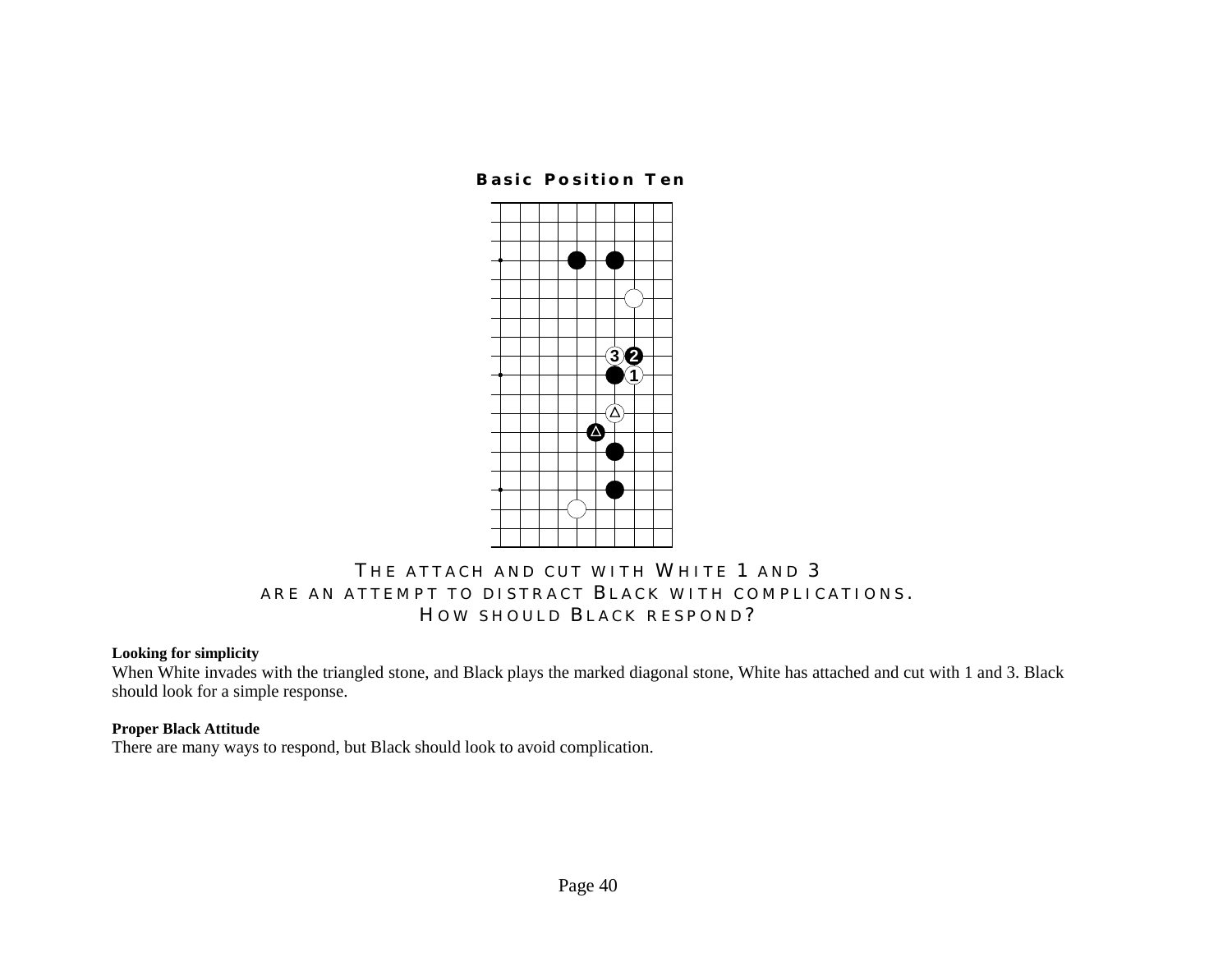**Basic Position Ten**

THE ATTACH AND CUT WITH WHITE 1 AND 3
ARE AN ATTEMPT TO DISTRACT BLACK WITH COMPLICATIONS.
HOW SHOULD BLACK RESPOND?

**Looking for simplicity**

When White invades with the triangled stone, and Black plays the marked diagonal stone, White has attached and cut with 1 and 3. Black should look for a simple response.

**Proper Black Attitude**

There are many ways to respond, but Black should look to avoid complication.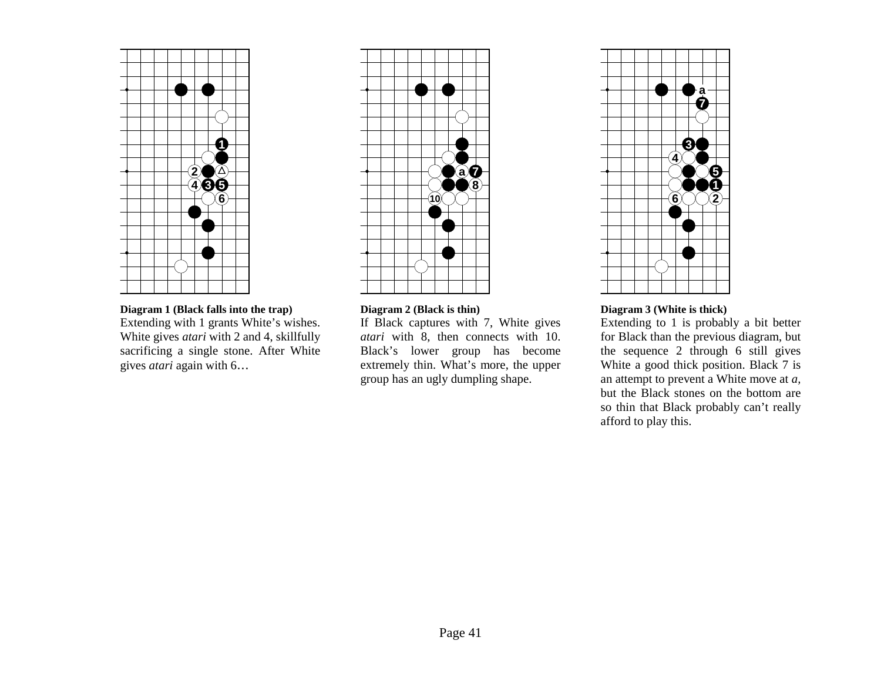**Diagram 1 (Black falls into the trap)**

Extending with 1 grants White's wishes. White gives *atari* with 2 and 4, skillfully sacrificing a single stone. After White gives *atari* again with 6…

**Diagram 2 (Black is thin)**

If Black captures with 7, White gives *atari* with 8, then connects with 10. Black's lower group has become extremely thin. What's more, the upper group has an ugly dumpling shape.

**Diagram 3 (White is thick)**

Extending to 1 is probably a bit better for Black than the previous diagram, but the sequence 2 through 6 still gives White a good thick position. Black 7 is an attempt to prevent a White move at *a*, but the Black stones on the bottom are so thin that Black probably can't really afford to play this.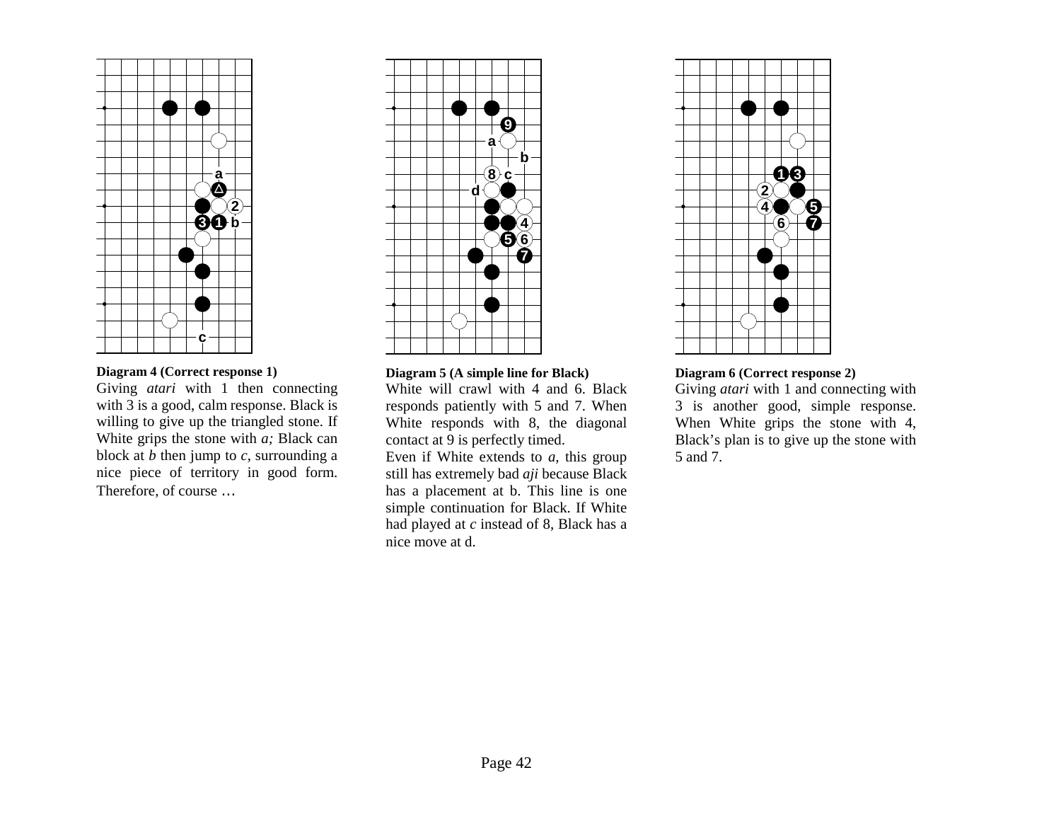**Diagram 4 (Correct response 1)**

Giving *atari* with 1 then connecting with 3 is a good, calm response. Black is willing to give up the triangled stone. If White grips the stone with *a;* Black can block at *b* then jump to *c*, surrounding a nice piece of territory in good form. Therefore, of course …

**Diagram 5 (A simple line for Black)**

White will crawl with 4 and 6. Black responds patiently with 5 and 7. When White responds with 8, the diagonal contact at 9 is perfectly timed.

Even if White extends to *a*, this group still has extremely bad *aji* because Black has a placement at b. This line is one simple continuation for Black. If White had played at *c* instead of 8, Black has a nice move at d.

**Diagram 6 (Correct response 2)**

Giving *atari* with 1 and connecting with 3 is another good, simple response. When White grips the stone with 4, Black's plan is to give up the stone with 5 and 7.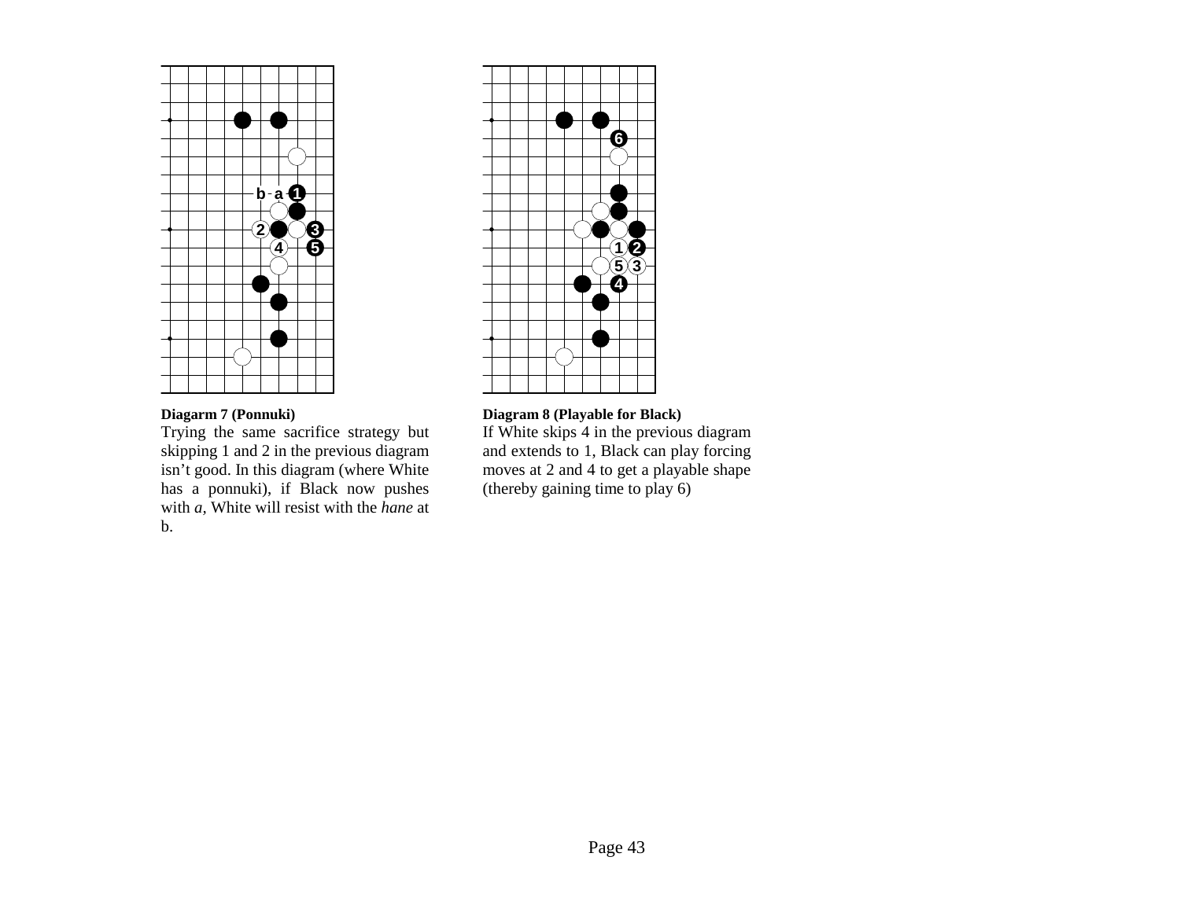**Diagarm 7 (Ponnuki)**

Trying the same sacrifice strategy but skipping 1 and 2 in the previous diagram isn't good. In this diagram (where White has a ponnuki), if Black now pushes with *a*, White will resist with the *hane* at b.

**Diagram 8 (Playable for Black)**

If White skips 4 in the previous diagram and extends to 1, Black can play forcing moves at 2 and 4 to get a playable shape (thereby gaining time to play 6)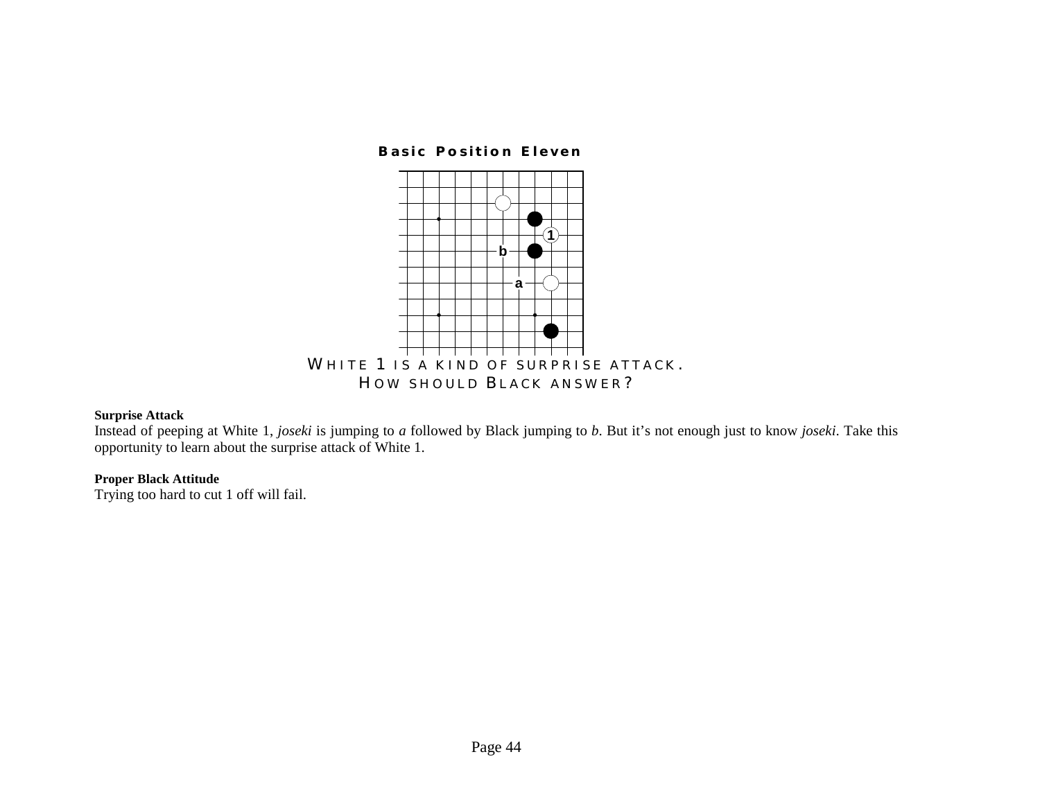**Basic Position Eleven**

WHITE 1 IS A KIND OF SURPRISE ATTACK.
HOW SHOULD BLACK ANSWER?

**Surprise Attack**

Instead of peeping at White 1, *joseki* is jumping to *a* followed by Black jumping to *b*. But it's not enough just to know *joseki*. Take this opportunity to learn about the surprise attack of White 1.

**Proper Black Attitude**

Trying too hard to cut 1 off will fail.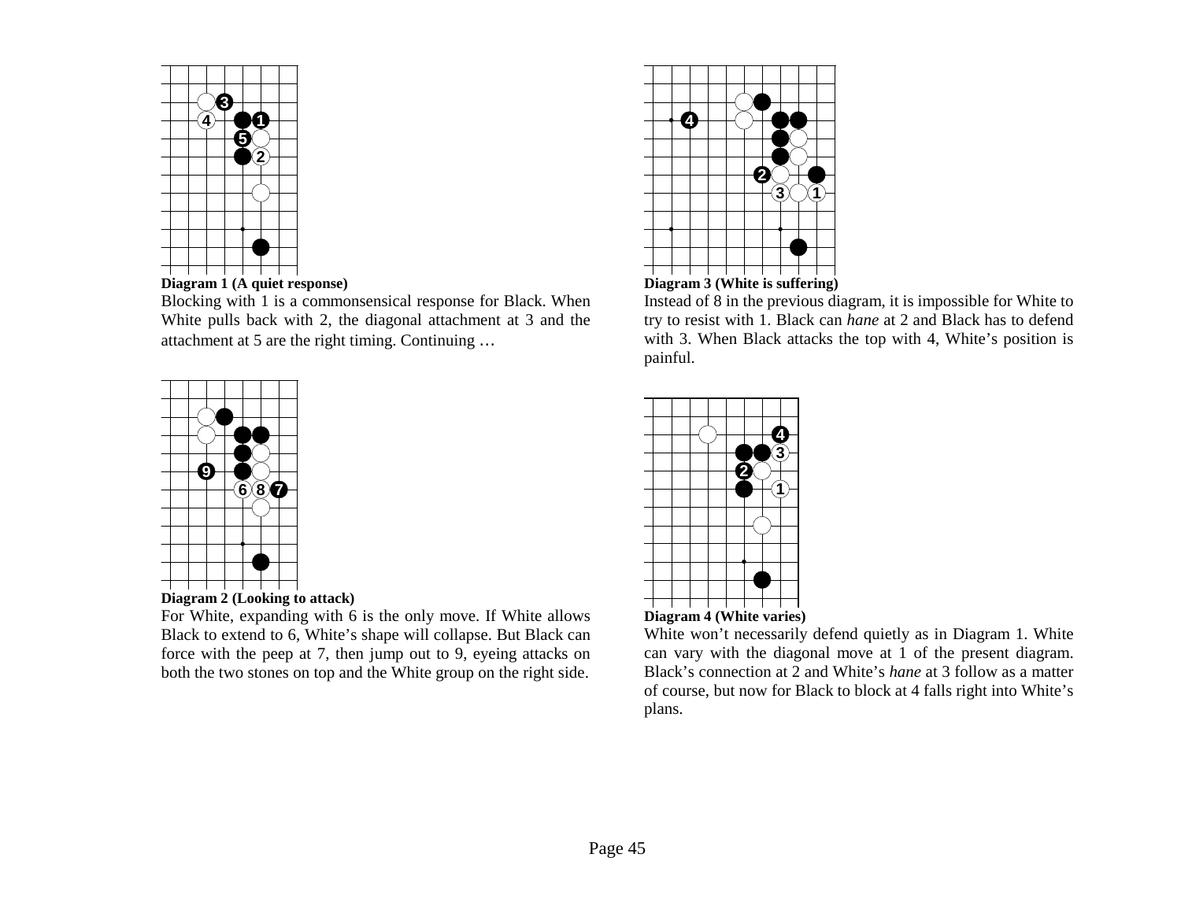**Diagram 1 (A quiet response)**

Blocking with 1 is a commonsensical response for Black. When White pulls back with 2, the diagonal attachment at 3 and the attachment at 5 are the right timing. Continuing …

**Diagram 2 (Looking to attack)**

For White, expanding with 6 is the only move. If White allows Black to extend to 6, White's shape will collapse. But Black can force with the peep at 7, then jump out to 9, eyeing attacks on both the two stones on top and the White group on the right side.

**Diagram 3 (White is suffering)**

Instead of 8 in the previous diagram, it is impossible for White to try to resist with 1. Black can *hane* at 2 and Black has to defend with 3. When Black attacks the top with 4, White's position is painful.

**Diagram 4 (White varies)**

White won't necessarily defend quietly as in Diagram 1. White can vary with the diagonal move at 1 of the present diagram. Black's connection at 2 and White's *hane* at 3 follow as a matter of course, but now for Black to block at 4 falls right into White's plans.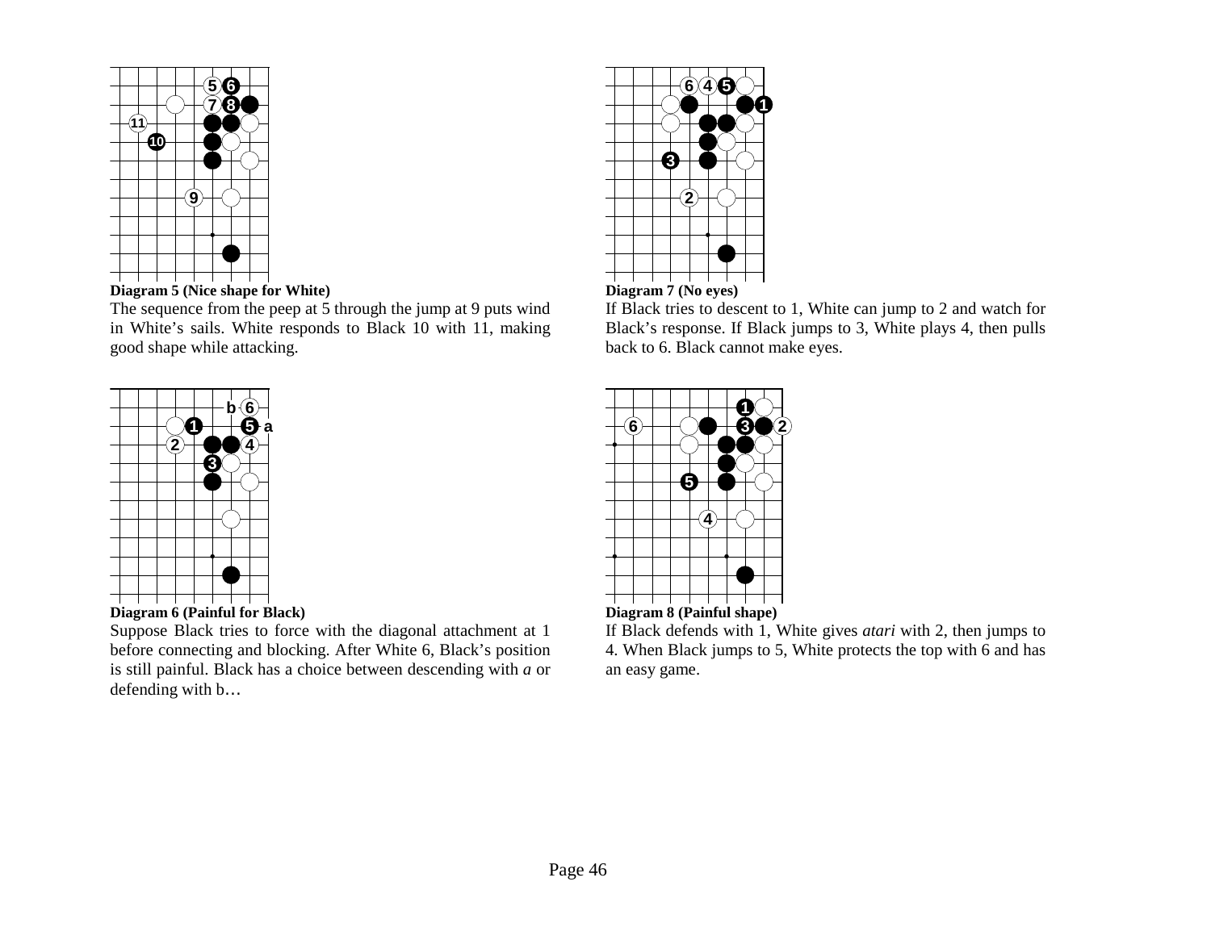**Diagram 5 (Nice shape for White)**

The sequence from the peep at 5 through the jump at 9 puts wind in White's sails. White responds to Black 10 with 11, making good shape while attacking.

**Diagram 6 (Painful for Black)**

Suppose Black tries to force with the diagonal attachment at 1 before connecting and blocking. After White 6, Black's position is still painful. Black has a choice between descending with *a* or defending with b…

**Diagram 7 (No eyes)**

If Black tries to descent to 1, White can jump to 2 and watch for Black's response. If Black jumps to 3, White plays 4, then pulls back to 6. Black cannot make eyes.

**Diagram 8 (Painful shape)**

If Black defends with 1, White gives *atari* with 2, then jumps to 4. When Black jumps to 5, White protects the top with 6 and has an easy game.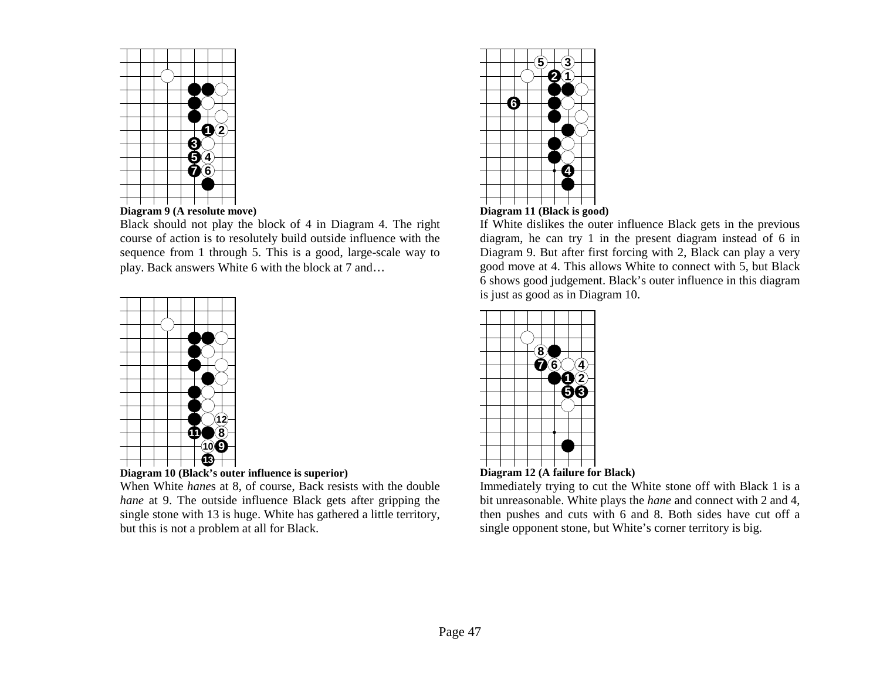**Diagram 9 (A resolute move)**

Black should not play the block of 4 in Diagram 4. The right course of action is to resolutely build outside influence with the sequence from 1 through 5. This is a good, large-scale way to play. Back answers White 6 with the block at 7 and…

**Diagram 10 (Black's outer influence is superior)**

When White *hane*s at 8, of course, Back resists with the double *hane* at 9. The outside influence Black gets after gripping the single stone with 13 is huge. White has gathered a little territory, but this is not a problem at all for Black.

**Diagram 11 (Black is good)**

If White dislikes the outer influence Black gets in the previous diagram, he can try 1 in the present diagram instead of 6 in Diagram 9. But after first forcing with 2, Black can play a very good move at 4. This allows White to connect with 5, but Black 6 shows good judgement. Black's outer influence in this diagram is just as good as in Diagram 10.

**Diagram 12 (A failure for Black)**

Immediately trying to cut the White stone off with Black 1 is a bit unreasonable. White plays the *hane* and connect with 2 and 4, then pushes and cuts with 6 and 8. Both sides have cut off a single opponent stone, but White's corner territory is big.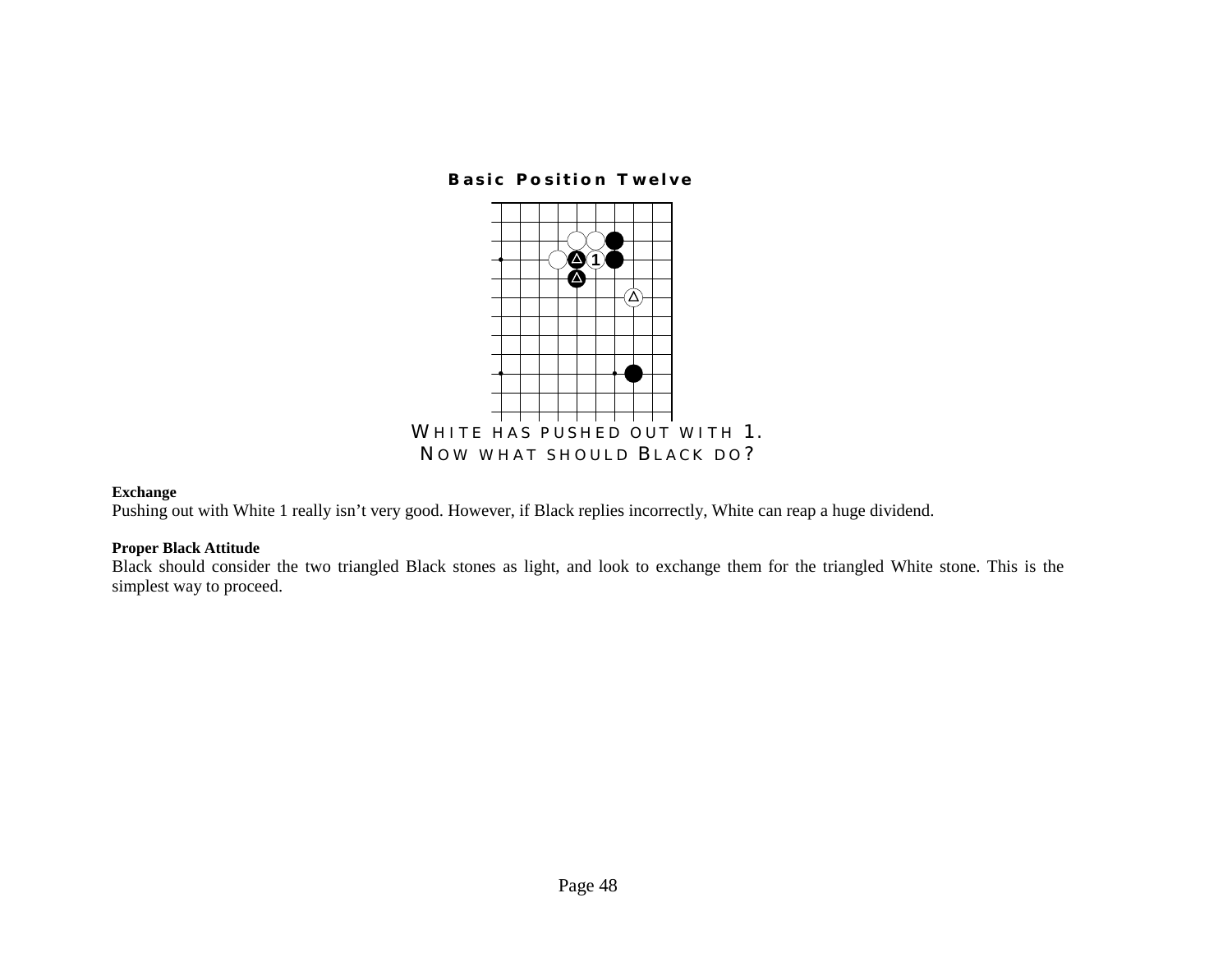**Basic Position Twelve**

WHITE HAS PUSHED OUT WITH 1.
NOW WHAT SHOULD BLACK DO?

**Exchange**

Pushing out with White 1 really isn't very good. However, if Black replies incorrectly, White can reap a huge dividend.

**Proper Black Attitude**

Black should consider the two triangled Black stones as light, and look to exchange them for the triangled White stone. This is the simplest way to proceed.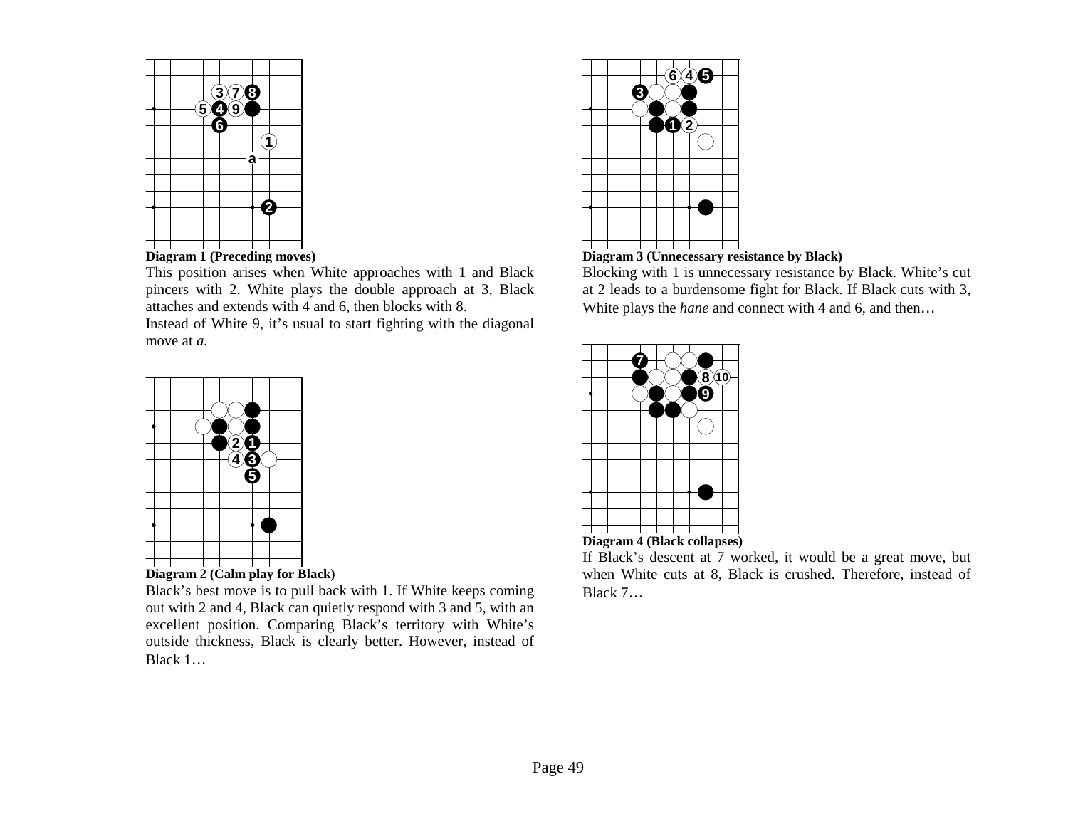**Diagram 1 (Preceding moves)**

This position arises when White approaches with 1 and Black pincers with 2. White plays the double approach at 3, Black attaches and extends with 4 and 6, then blocks with 8.

Instead of White 9, it's usual to start fighting with the diagonal move at *a*.

**Diagram 2 (Calm play for Black)**

Black's best move is to pull back with 1. If White keeps coming out with 2 and 4, Black can quietly respond with 3 and 5, with an excellent position. Comparing Black's territory with White's outside thickness, Black is clearly better. However, instead of Black 1…

**Diagram 3 (Unnecessary resistance by Black)**

Blocking with 1 is unnecessary resistance by Black. White's cut at 2 leads to a burdensome fight for Black. If Black cuts with 3, White plays the *hane* and connect with 4 and 6, and then…

**Diagram 4 (Black collapses)**

If Black's descent at 7 worked, it would be a great move, but when White cuts at 8, Black is crushed. Therefore, instead of Black 7…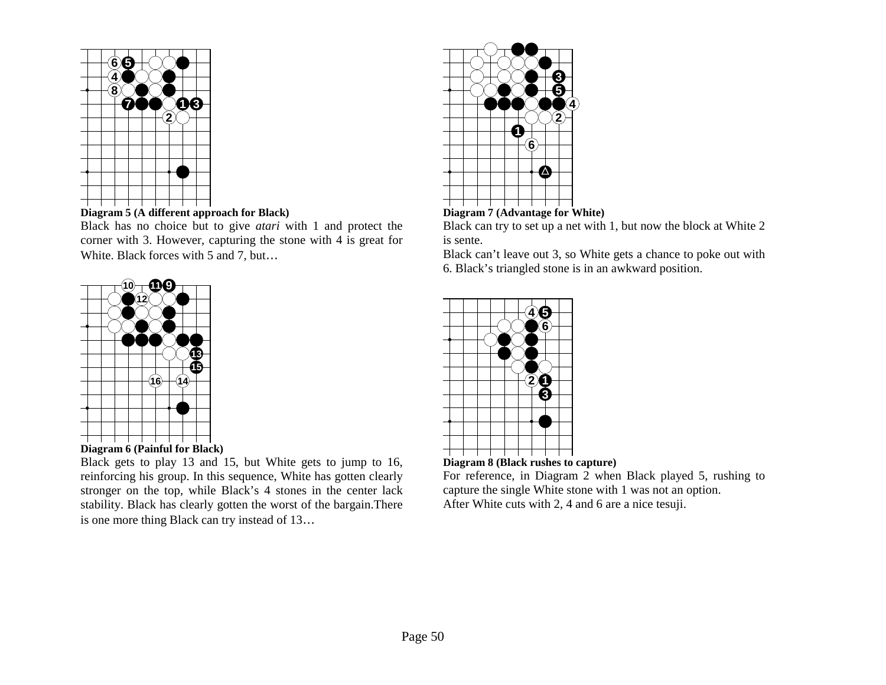**Diagram 5 (A different approach for Black)**

Black has no choice but to give *atari* with 1 and protect the corner with 3. However, capturing the stone with 4 is great for White. Black forces with 5 and 7, but…

**Diagram 6 (Painful for Black)**

Black gets to play 13 and 15, but White gets to jump to 16, reinforcing his group. In this sequence, White has gotten clearly stronger on the top, while Black's 4 stones in the center lack stability. Black has clearly gotten the worst of the bargain.There is one more thing Black can try instead of 13…

**Diagram 7 (Advantage for White)**

Black can try to set up a net with 1, but now the block at White 2 is sente.

Black can't leave out 3, so White gets a chance to poke out with 6. Black's triangled stone is in an awkward position.

**Diagram 8 (Black rushes to capture)**

For reference, in Diagram 2 when Black played 5, rushing to capture the single White stone with 1 was not an option.

After White cuts with 2, 4 and 6 are a nice tesuji.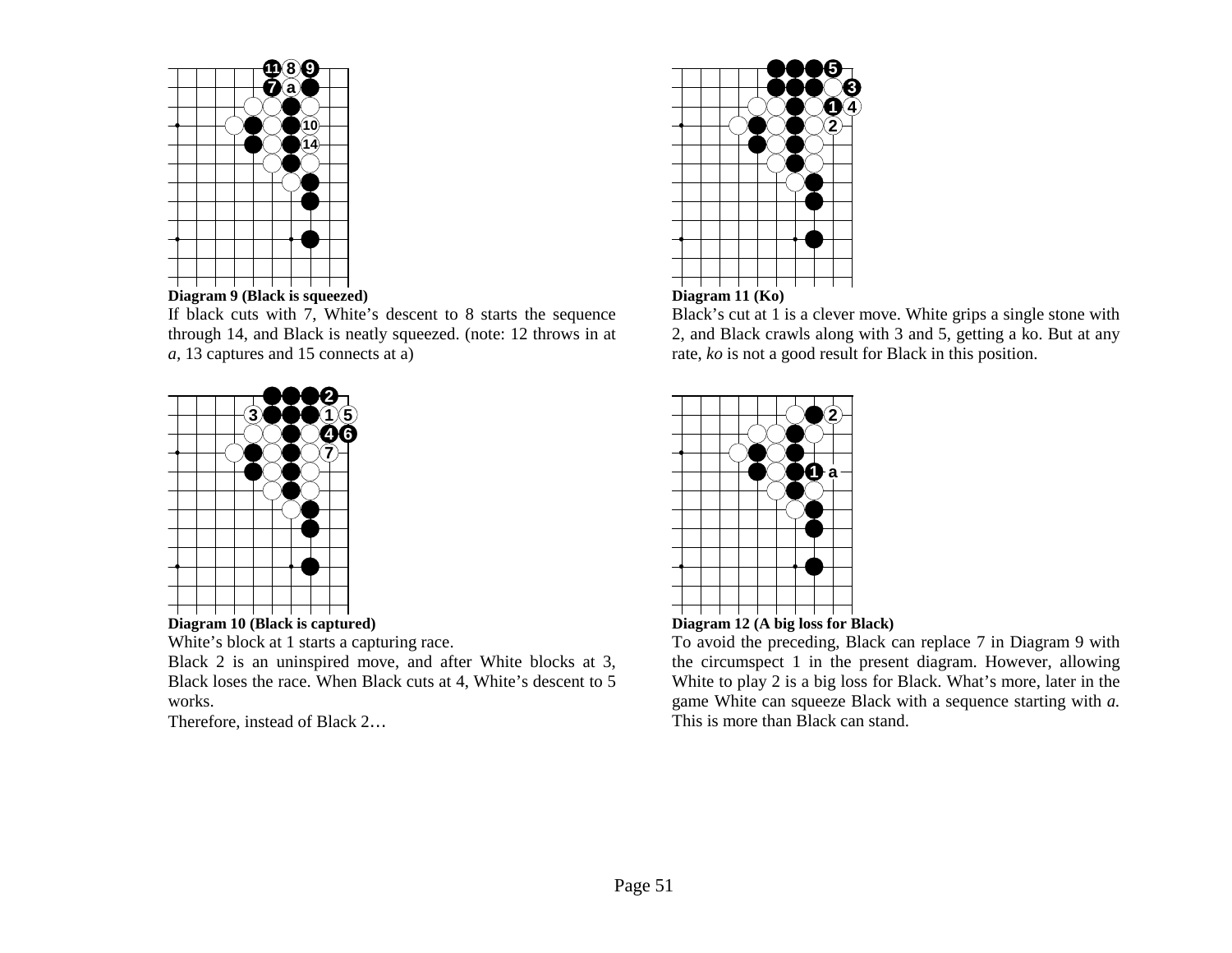**Diagram 9 (Black is squeezed)**

If black cuts with 7, White's descent to 8 starts the sequence through 14, and Black is neatly squeezed. (note: 12 throws in at *a*, 13 captures and 15 connects at a)

**Diagram 10 (Black is captured)**

White's block at 1 starts a capturing race.

Black 2 is an uninspired move, and after White blocks at 3, Black loses the race. When Black cuts at 4, White's descent to 5 works.

Therefore, instead of Black 2…

**Diagram 11 (Ko)**

Black's cut at 1 is a clever move. White grips a single stone with 2, and Black crawls along with 3 and 5, getting a ko. But at any rate, *ko* is not a good result for Black in this position.

**Diagram 12 (A big loss for Black)**

To avoid the preceding, Black can replace 7 in Diagram 9 with the circumspect 1 in the present diagram. However, allowing White to play 2 is a big loss for Black. What's more, later in the game White can squeeze Black with a sequence starting with *a.* This is more than Black can stand.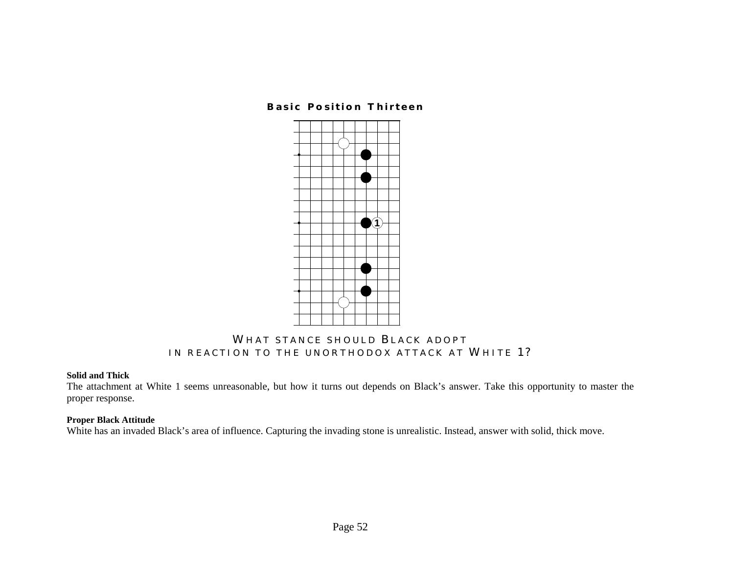## Basic Position Thirteen

WHAT STANCE SHOULD BLACK ADOPT
IN REACTION TO THE UNORTHODOX ATTACK AT WHITE 1?

**Solid and Thick**
The attachment at White 1 seems unreasonable, but how it turns out depends on Black's answer. Take this opportunity to master the proper response.

**Proper Black Attitude**
White has an invaded Black's area of influence. Capturing the invading stone is unrealistic. Instead, answer with solid, thick move.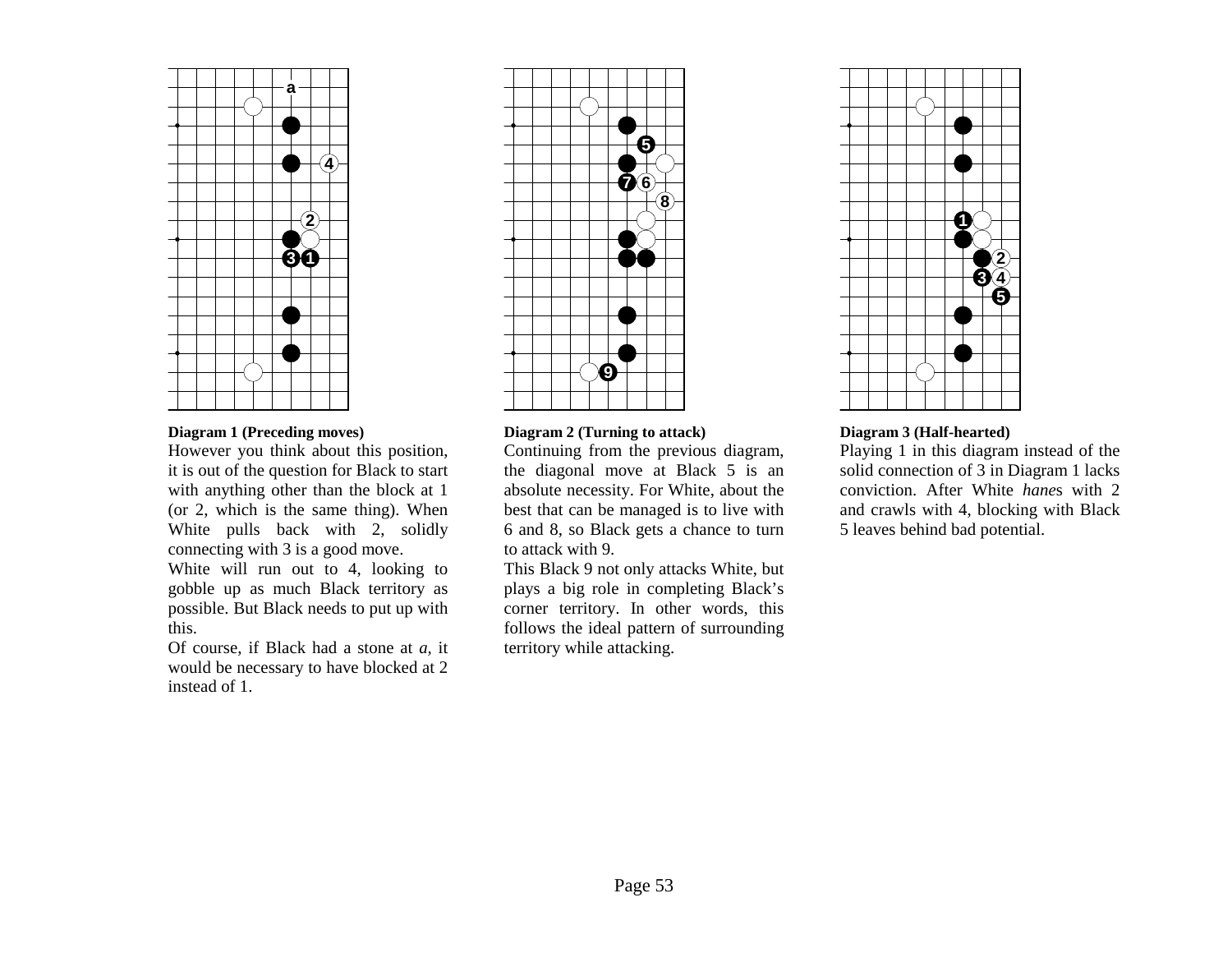**Diagram 1 (Preceding moves)**

However you think about this position, it is out of the question for Black to start with anything other than the block at 1 (or 2, which is the same thing). When White pulls back with 2, solidly connecting with 3 is a good move.

White will run out to 4, looking to gobble up as much Black territory as possible. But Black needs to put up with this.

Of course, if Black had a stone at *a*, it would be necessary to have blocked at 2 instead of 1.

**Diagram 2 (Turning to attack)**

Continuing from the previous diagram, the diagonal move at Black 5 is an absolute necessity. For White, about the best that can be managed is to live with 6 and 8, so Black gets a chance to turn to attack with 9.

This Black 9 not only attacks White, but plays a big role in completing Black's corner territory. In other words, this follows the ideal pattern of surrounding territory while attacking.

**Diagram 3 (Half-hearted)**

Playing 1 in this diagram instead of the solid connection of 3 in Diagram 1 lacks conviction. After White *hane*s with 2 and crawls with 4, blocking with Black 5 leaves behind bad potential.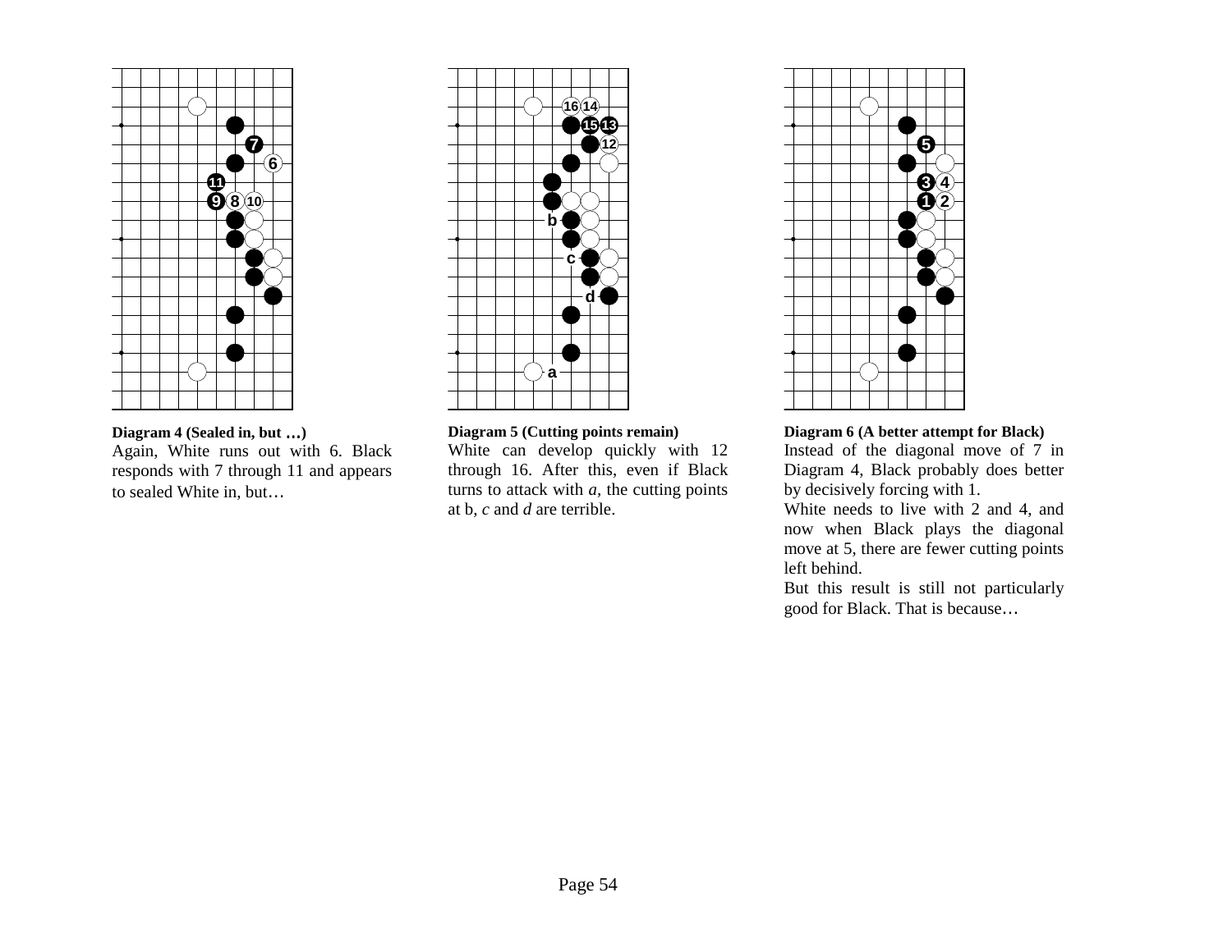**Diagram 4 (Sealed in, but …)**

Again, White runs out with 6. Black responds with 7 through 11 and appears to sealed White in, but…

**Diagram 5 (Cutting points remain)**

White can develop quickly with 12 through 16. After this, even if Black turns to attack with *a*, the cutting points at b, *c* and *d* are terrible.

**Diagram 6 (A better attempt for Black)**

Instead of the diagonal move of 7 in Diagram 4, Black probably does better by decisively forcing with 1.

White needs to live with 2 and 4, and now when Black plays the diagonal move at 5, there are fewer cutting points left behind.

But this result is still not particularly good for Black. That is because…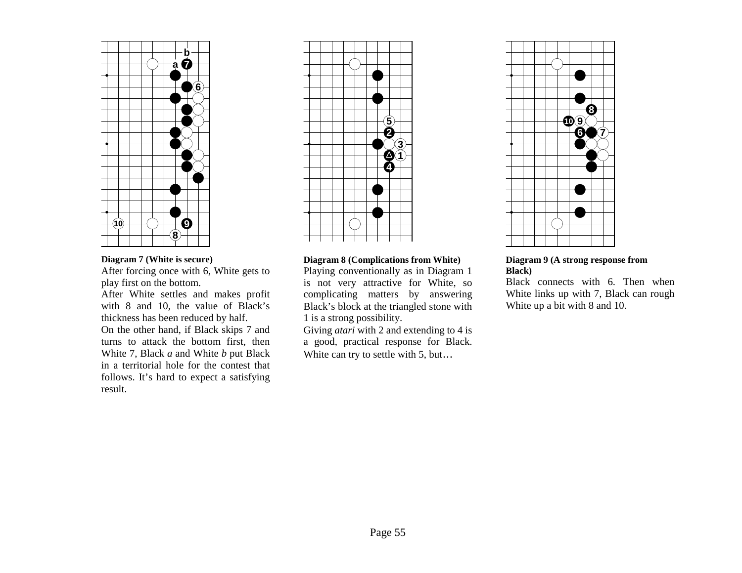**Diagram 7 (White is secure)**

After forcing once with 6, White gets to play first on the bottom.

After White settles and makes profit with 8 and 10, the value of Black's thickness has been reduced by half.

On the other hand, if Black skips 7 and turns to attack the bottom first, then White 7, Black *a* and White *b* put Black in a territorial hole for the contest that follows. It's hard to expect a satisfying result.

**Diagram 8 (Complications from White)**

Playing conventionally as in Diagram 1 is not very attractive for White, so complicating matters by answering Black's block at the triangled stone with 1 is a strong possibility.

Giving *atari* with 2 and extending to 4 is a good, practical response for Black. White can try to settle with 5, but…

**Diagram 9 (A strong response from Black)**

Black connects with 6. Then when White links up with 7, Black can rough White up a bit with 8 and 10.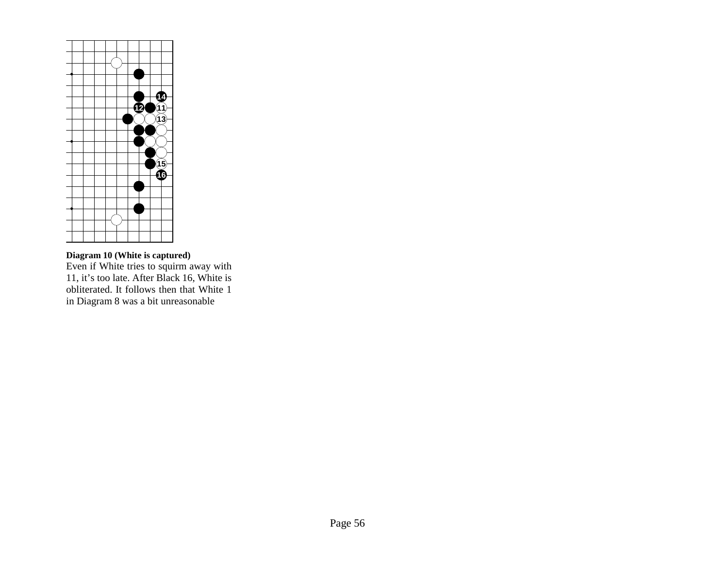**Diagram 10 (White is captured)**

Even if White tries to squirm away with 11, it’s too late. After Black 16, White is obliterated. It follows then that White 1 in Diagram 8 was a bit unreasonable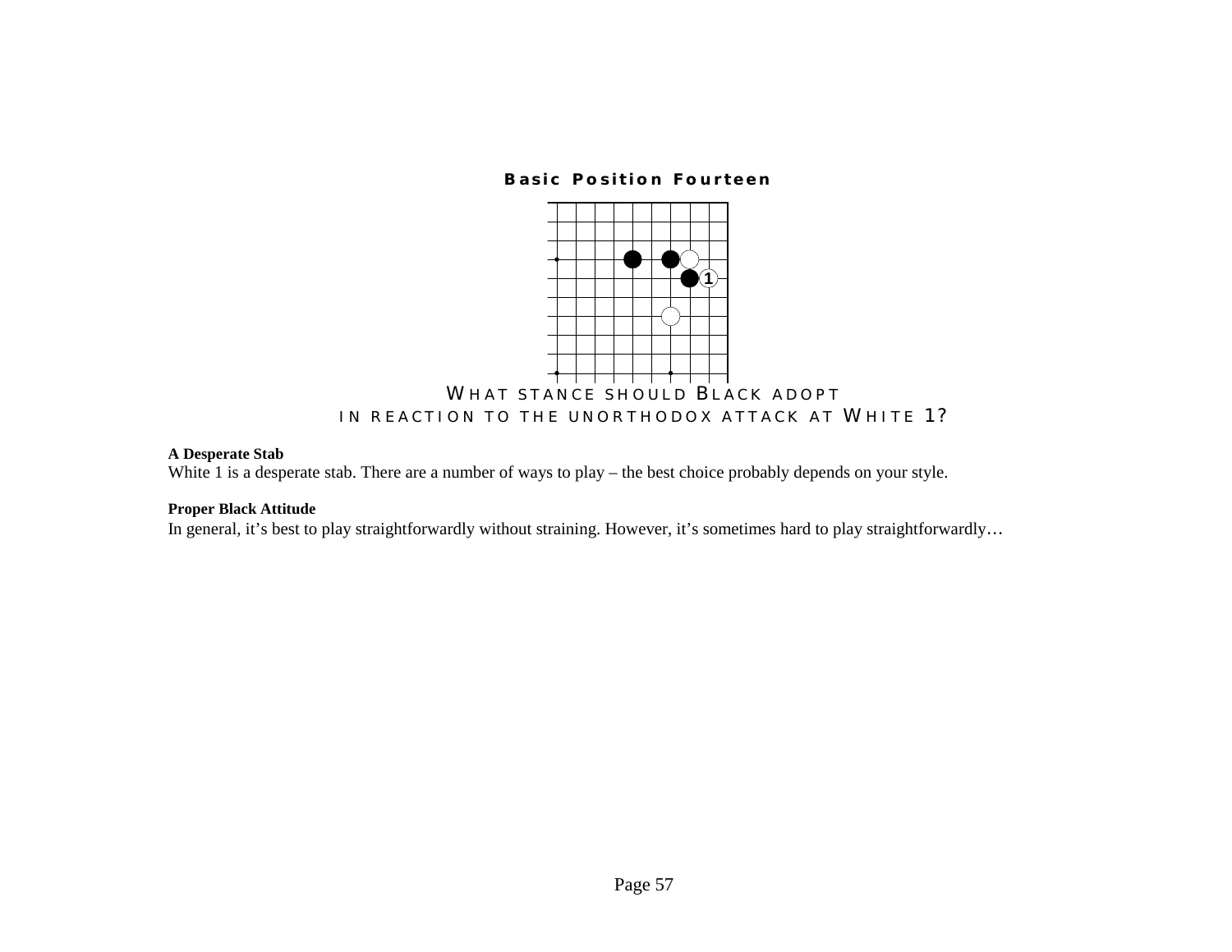### Basic Position Fourteen

WHAT STANCE SHOULD BLACK ADOPT
IN REACTION TO THE UNORTHODOX ATTACK AT WHITE 1?

**A Desperate Stab**

White 1 is a desperate stab. There are a number of ways to play – the best choice probably depends on your style.

**Proper Black Attitude**

In general, it's best to play straightforwardly without straining. However, it's sometimes hard to play straightforwardly…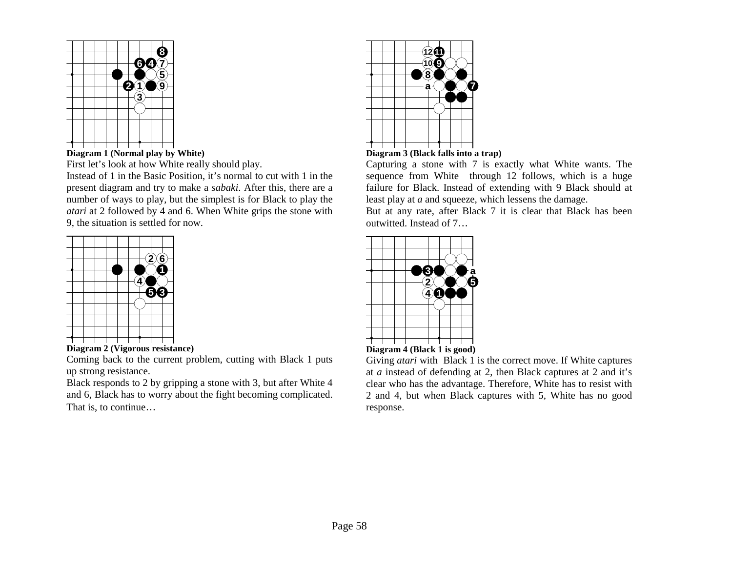**Diagram 1 (Normal play by White)**

First let's look at how White really should play.

Instead of 1 in the Basic Position, it's normal to cut with 1 in the present diagram and try to make a *sabaki*. After this, there are a number of ways to play, but the simplest is for Black to play the *atari* at 2 followed by 4 and 6. When White grips the stone with 9, the situation is settled for now.

**Diagram 2 (Vigorous resistance)**

Coming back to the current problem, cutting with Black 1 puts up strong resistance.

Black responds to 2 by gripping a stone with 3, but after White 4 and 6, Black has to worry about the fight becoming complicated. That is, to continue…

**Diagram 3 (Black falls into a trap)**

Capturing a stone with 7 is exactly what White wants. The sequence from White through 12 follows, which is a huge failure for Black. Instead of extending with 9 Black should at least play at *a* and squeeze, which lessens the damage.

But at any rate, after Black 7 it is clear that Black has been outwitted. Instead of 7…

**Diagram 4 (Black 1 is good)**

Giving *atari* with Black 1 is the correct move. If White captures at *a* instead of defending at 2, then Black captures at 2 and it's clear who has the advantage. Therefore, White has to resist with 2 and 4, but when Black captures with 5, White has no good response.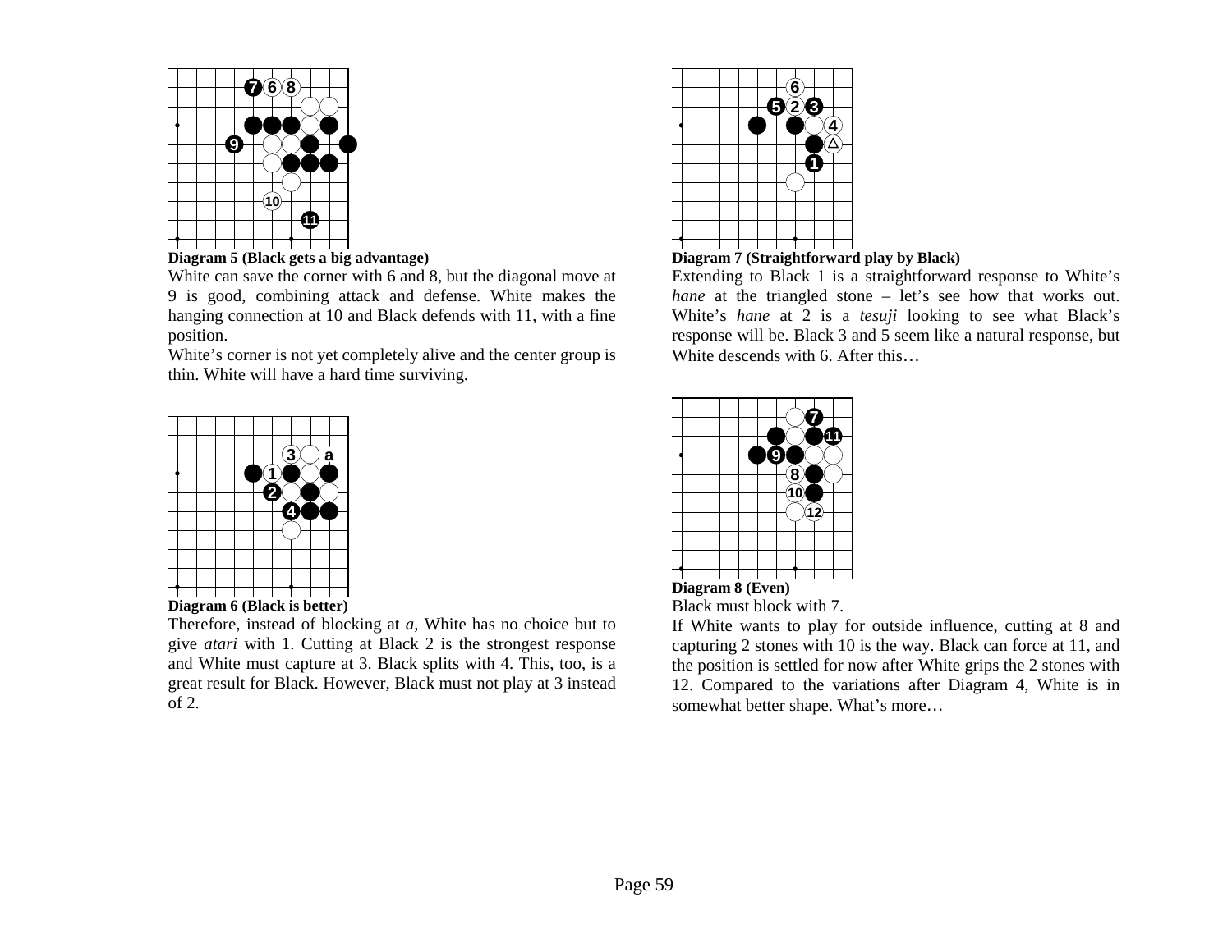**Diagram 5 (Black gets a big advantage)**

White can save the corner with 6 and 8, but the diagonal move at 9 is good, combining attack and defense. White makes the hanging connection at 10 and Black defends with 11, with a fine position.

White's corner is not yet completely alive and the center group is thin. White will have a hard time surviving.

**Diagram 6 (Black is better)**

Therefore, instead of blocking at *a*, White has no choice but to give *atari* with 1. Cutting at Black 2 is the strongest response and White must capture at 3. Black splits with 4. This, too, is a great result for Black. However, Black must not play at 3 instead of 2.

**Diagram 7 (Straightforward play by Black)**

Extending to Black 1 is a straightforward response to White's *hane* at the triangled stone – let's see how that works out. White's *hane* at 2 is a *tesuji* looking to see what Black's response will be. Black 3 and 5 seem like a natural response, but White descends with 6. After this…

**Diagram 8 (Even)**

Black must block with 7.

If White wants to play for outside influence, cutting at 8 and capturing 2 stones with 10 is the way. Black can force at 11, and the position is settled for now after White grips the 2 stones with 12. Compared to the variations after Diagram 4, White is in somewhat better shape. What's more…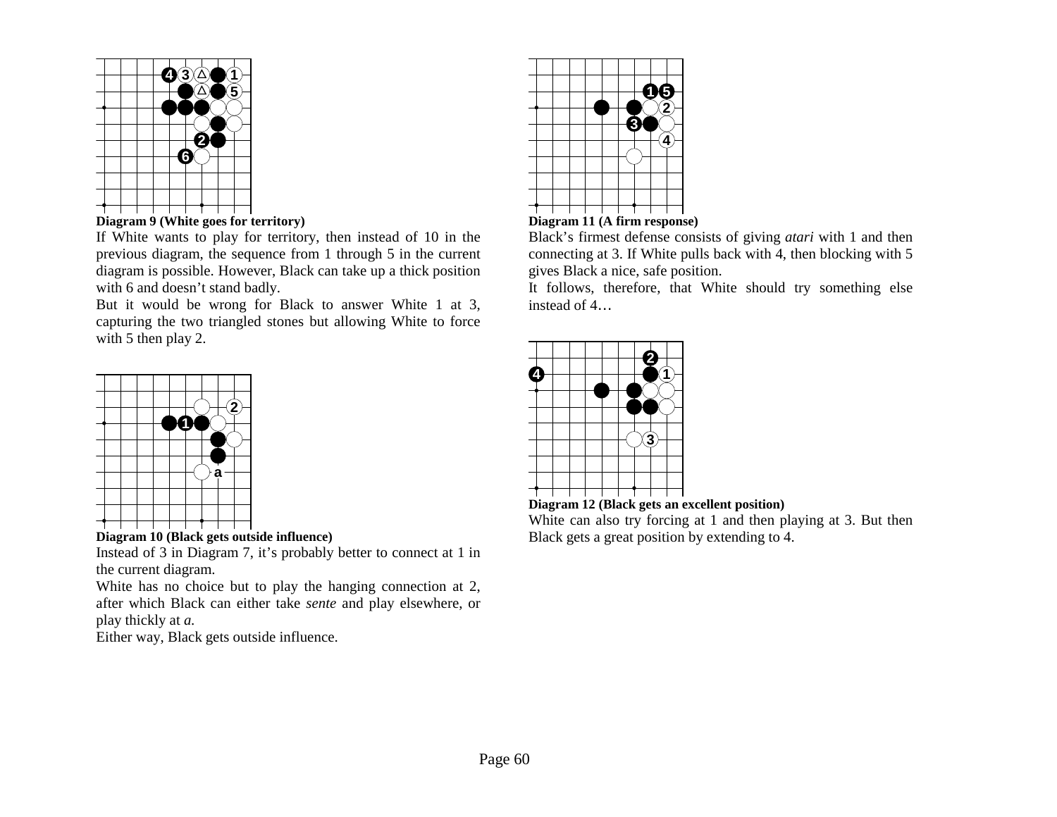**Diagram 9 (White goes for territory)**

If White wants to play for territory, then instead of 10 in the previous diagram, the sequence from 1 through 5 in the current diagram is possible. However, Black can take up a thick position with 6 and doesn't stand badly.

But it would be wrong for Black to answer White 1 at 3, capturing the two triangled stones but allowing White to force with 5 then play 2.

**Diagram 10 (Black gets outside influence)**

Instead of 3 in Diagram 7, it's probably better to connect at 1 in the current diagram.

White has no choice but to play the hanging connection at 2, after which Black can either take *sente* and play elsewhere, or play thickly at *a*.

Either way, Black gets outside influence.

**Diagram 11 (A firm response)**

Black's firmest defense consists of giving *atari* with 1 and then connecting at 3. If White pulls back with 4, then blocking with 5 gives Black a nice, safe position.

It follows, therefore, that White should try something else instead of 4…

**Diagram 12 (Black gets an excellent position)**

White can also try forcing at 1 and then playing at 3. But then Black gets a great position by extending to 4.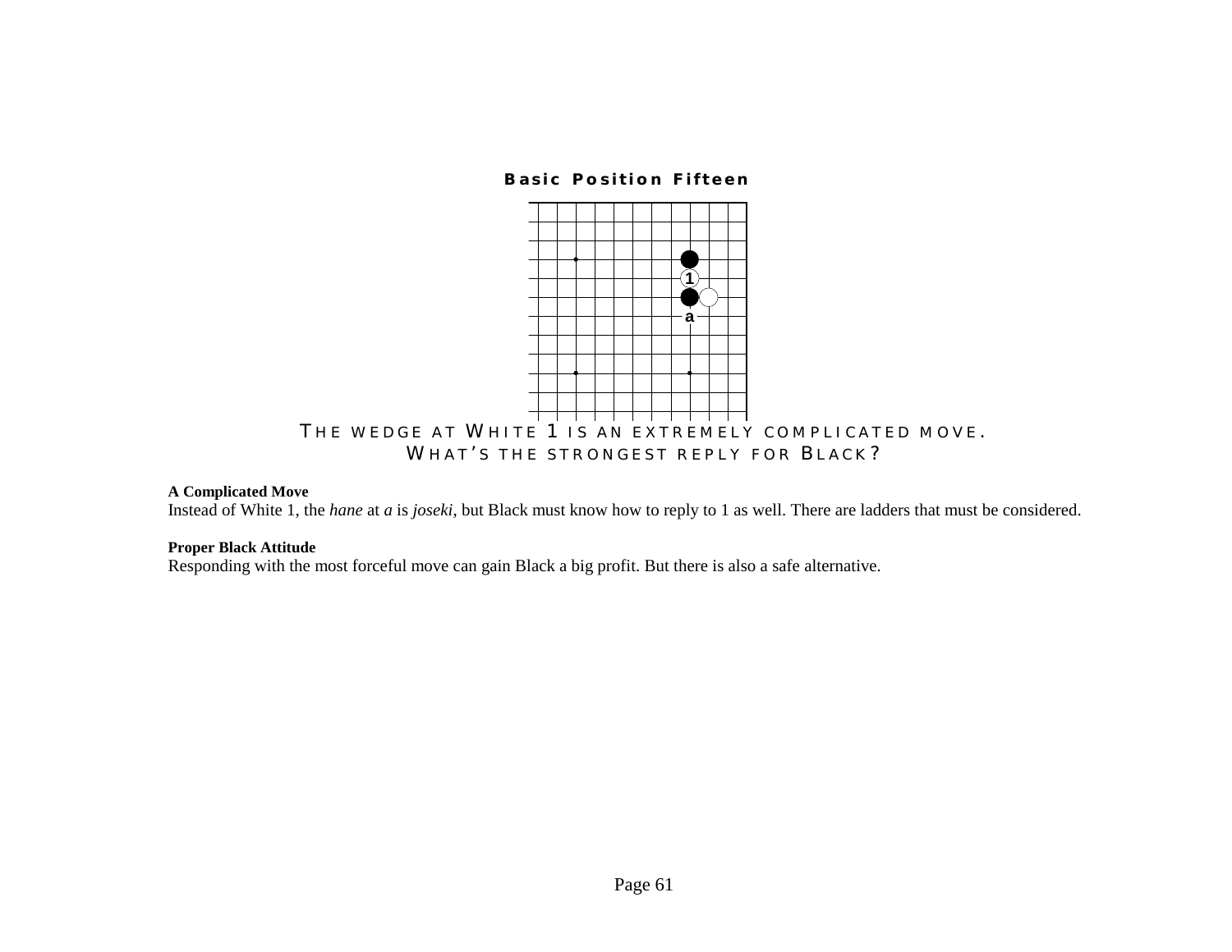**Basic Position Fifteen**

THE WEDGE AT WHITE 1 IS AN EXTREMELY COMPLICATED MOVE.
WHAT'S THE STRONGEST REPLY FOR BLACK?

**A Complicated Move**
Instead of White 1, the *hane* at *a* is *joseki*, but Black must know how to reply to 1 as well. There are ladders that must be considered.

**Proper Black Attitude**
Responding with the most forceful move can gain Black a big profit. But there is also a safe alternative.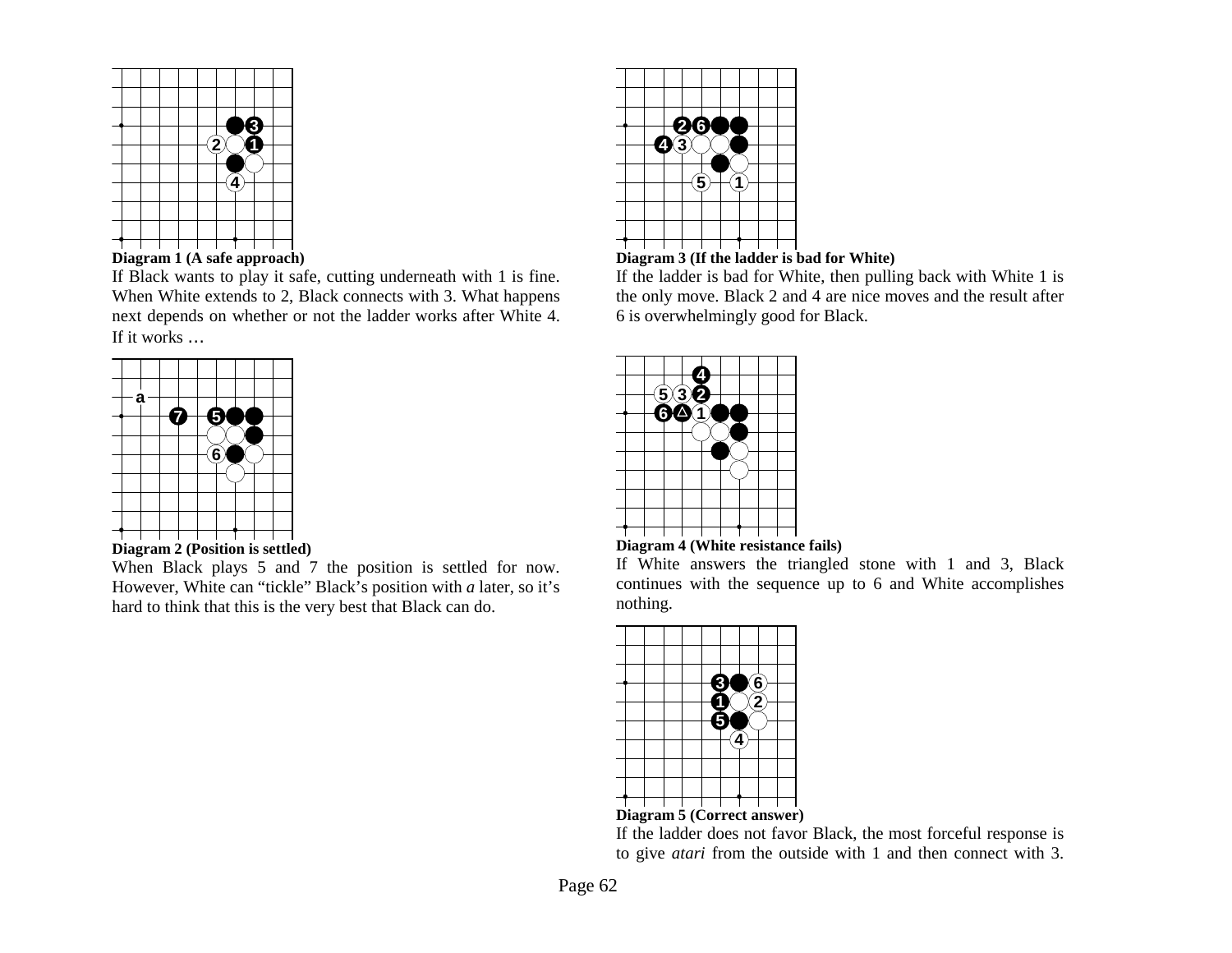**Diagram 1 (A safe approach)**

If Black wants to play it safe, cutting underneath with 1 is fine. When White extends to 2, Black connects with 3. What happens next depends on whether or not the ladder works after White 4. If it works …

**Diagram 2 (Position is settled)**

When Black plays 5 and 7 the position is settled for now. However, White can “tickle” Black’s position with *a* later, so it’s hard to think that this is the very best that Black can do.

**Diagram 3 (If the ladder is bad for White)**

If the ladder is bad for White, then pulling back with White 1 is the only move. Black 2 and 4 are nice moves and the result after 6 is overwhelmingly good for Black.

**Diagram 4 (White resistance fails)**

If White answers the triangled stone with 1 and 3, Black continues with the sequence up to 6 and White accomplishes nothing.

**Diagram 5 (Correct answer)**

If the ladder does not favor Black, the most forceful response is to give *atari* from the outside with 1 and then connect with 3.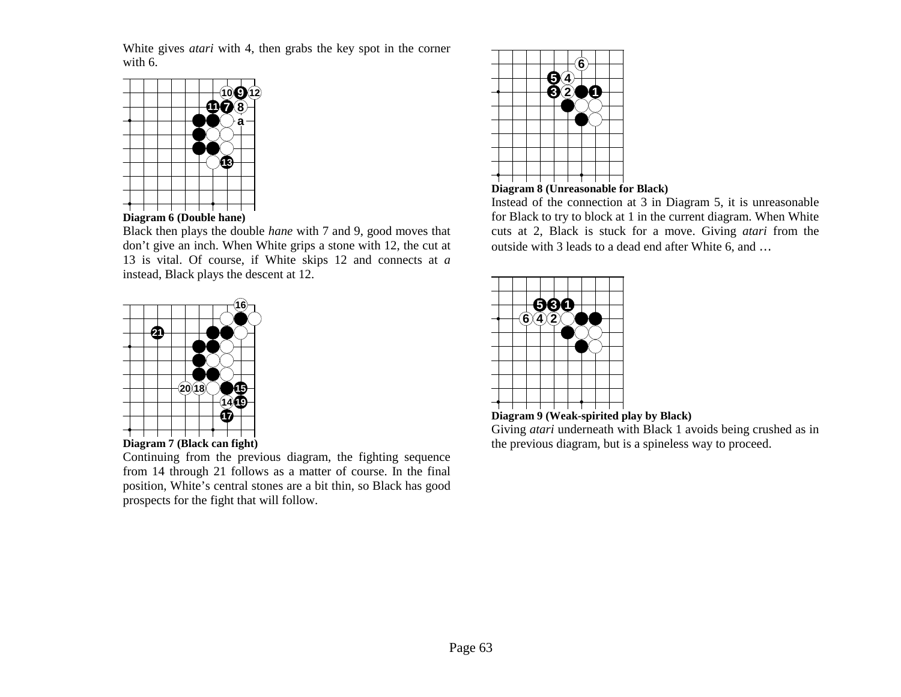White gives *atari* with 4, then grabs the key spot in the corner with 6.

**Diagram 6 (Double hane)**

Black then plays the double *hane* with 7 and 9, good moves that don't give an inch. When White grips a stone with 12, the cut at 13 is vital. Of course, if White skips 12 and connects at *a* instead, Black plays the descent at 12.

**Diagram 7 (Black can fight)**

Continuing from the previous diagram, the fighting sequence from 14 through 21 follows as a matter of course. In the final position, White's central stones are a bit thin, so Black has good prospects for the fight that will follow.

**Diagram 8 (Unreasonable for Black)**

Instead of the connection at 3 in Diagram 5, it is unreasonable for Black to try to block at 1 in the current diagram. When White cuts at 2, Black is stuck for a move. Giving *atari* from the outside with 3 leads to a dead end after White 6, and …

**Diagram 9 (Weak-spirited play by Black)**

Giving *atari* underneath with Black 1 avoids being crushed as in the previous diagram, but is a spineless way to proceed.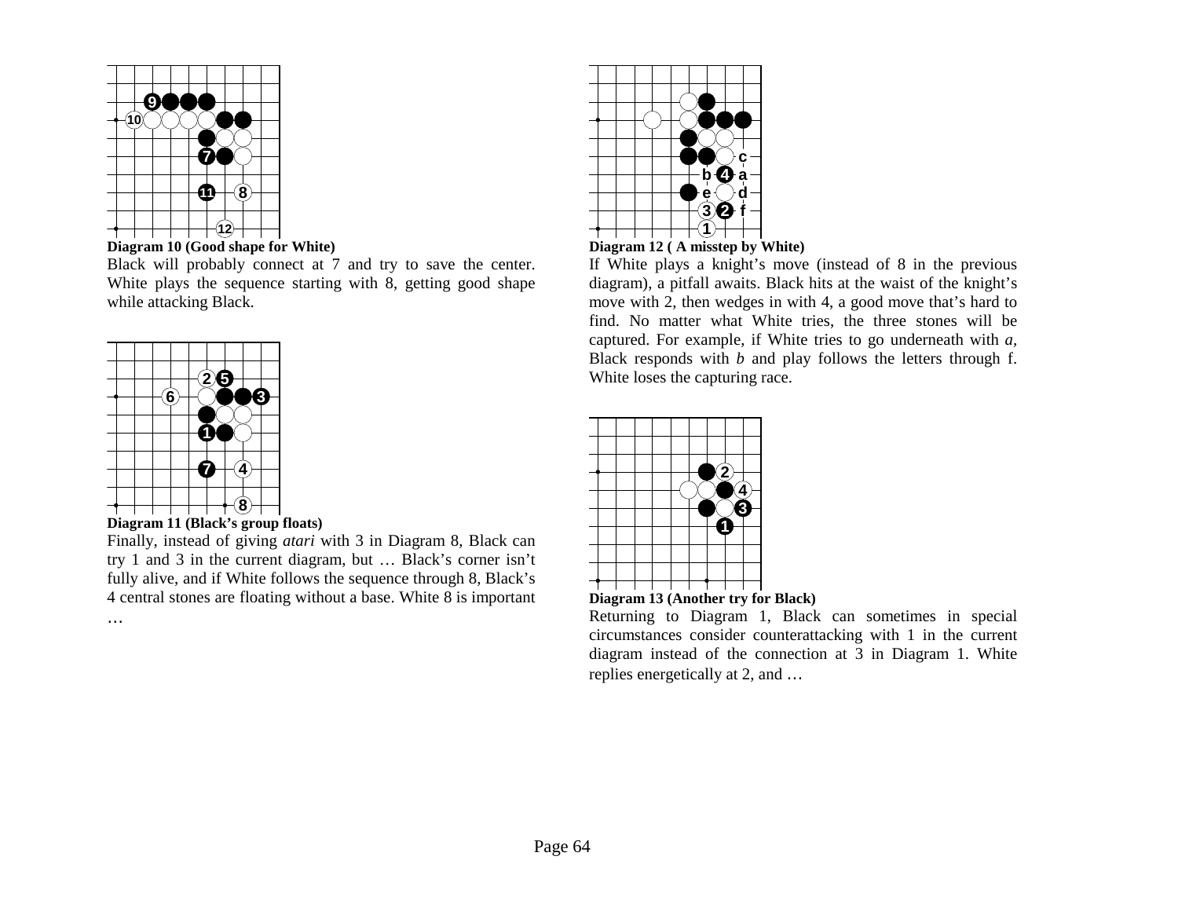**Diagram 10 (Good shape for White)**

Black will probably connect at 7 and try to save the center. White plays the sequence starting with 8, getting good shape while attacking Black.

**Diagram 11 (Black's group floats)**

Finally, instead of giving *atari* with 3 in Diagram 8, Black can try 1 and 3 in the current diagram, but … Black's corner isn't fully alive, and if White follows the sequence through 8, Black's 4 central stones are floating without a base. White 8 is important …

**Diagram 12 ( A misstep by White)**

If White plays a knight's move (instead of 8 in the previous diagram), a pitfall awaits. Black hits at the waist of the knight's move with 2, then wedges in with 4, a good move that's hard to find. No matter what White tries, the three stones will be captured. For example, if White tries to go underneath with *a*, Black responds with *b* and play follows the letters through f. White loses the capturing race.

**Diagram 13 (Another try for Black)**

Returning to Diagram 1, Black can sometimes in special circumstances consider counterattacking with 1 in the current diagram instead of the connection at 3 in Diagram 1. White replies energetically at 2, and …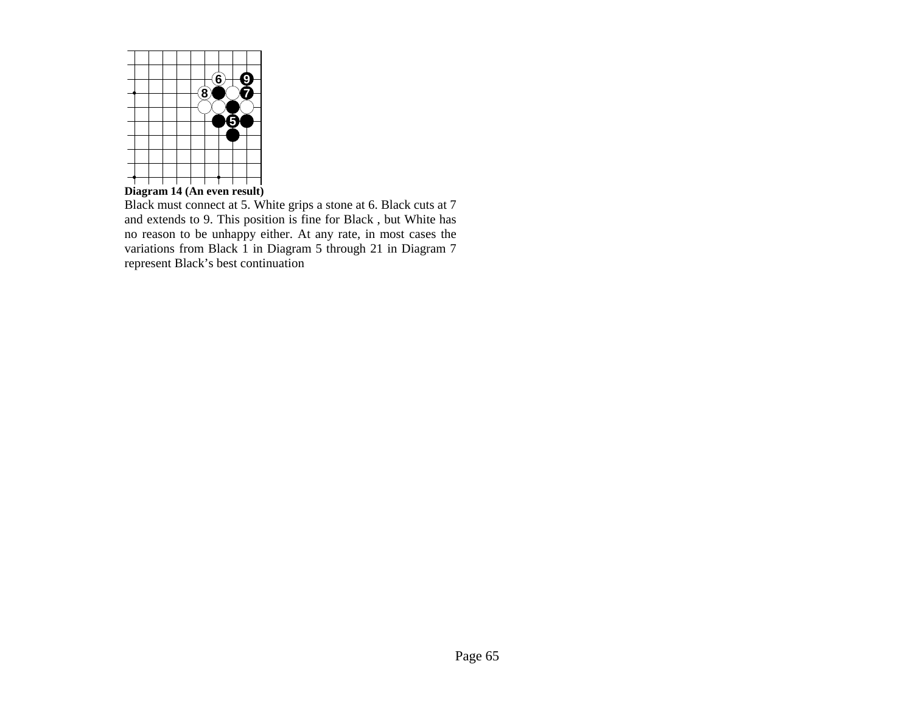**Diagram 14 (An even result)**

Black must connect at 5. White grips a stone at 6. Black cuts at 7 and extends to 9. This position is fine for Black , but White has no reason to be unhappy either. At any rate, in most cases the variations from Black 1 in Diagram 5 through 21 in Diagram 7 represent Black's best continuation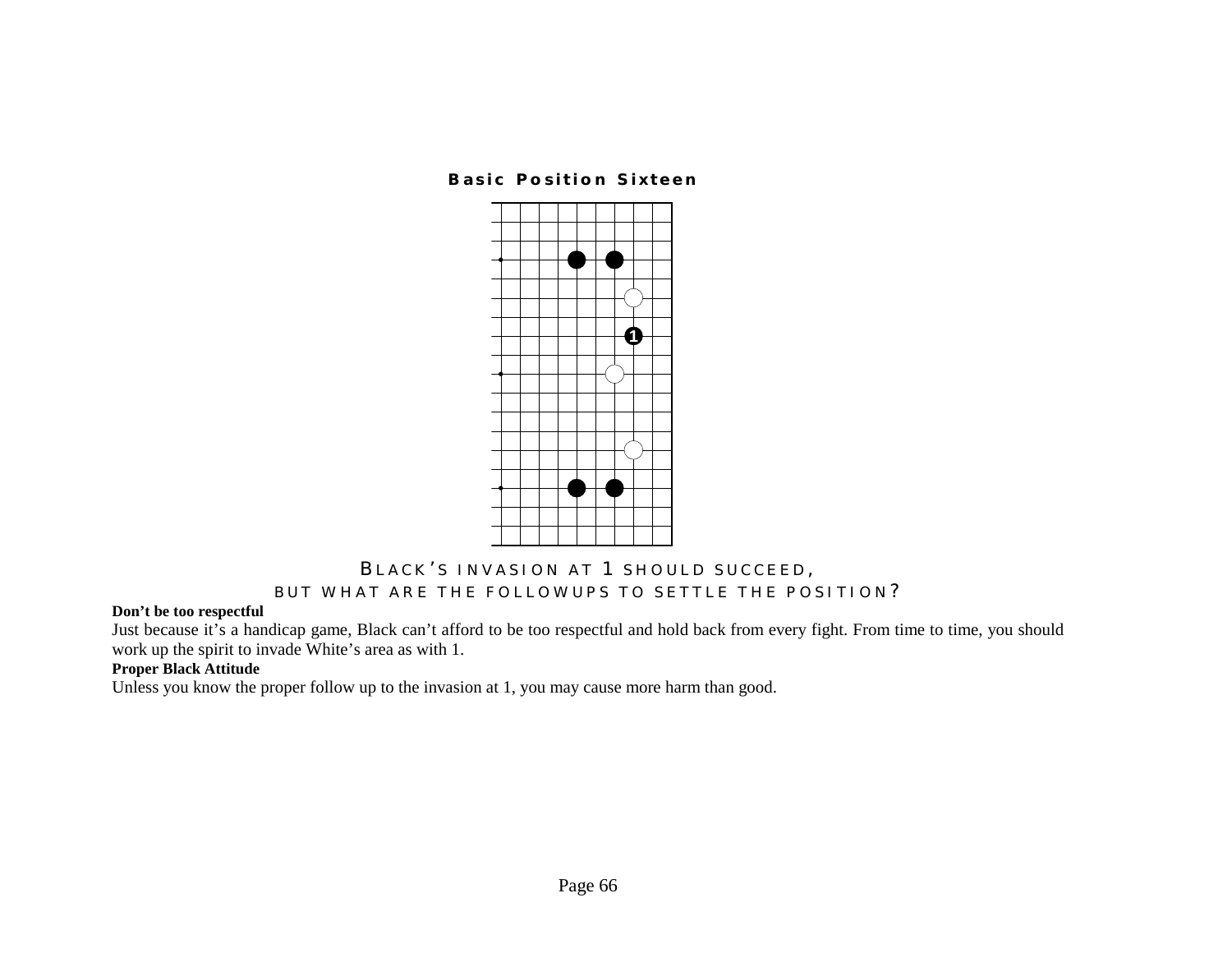**Basic Position Sixteen**

BLACK'S INVASION AT 1 SHOULD SUCCEED,
BUT WHAT ARE THE FOLLOWUPS TO SETTLE THE POSITION?

**Don't be too respectful**

Just because it's a handicap game, Black can't afford to be too respectful and hold back from every fight. From time to time, you should work up the spirit to invade White's area as with 1.

**Proper Black Attitude**

Unless you know the proper follow up to the invasion at 1, you may cause more harm than good.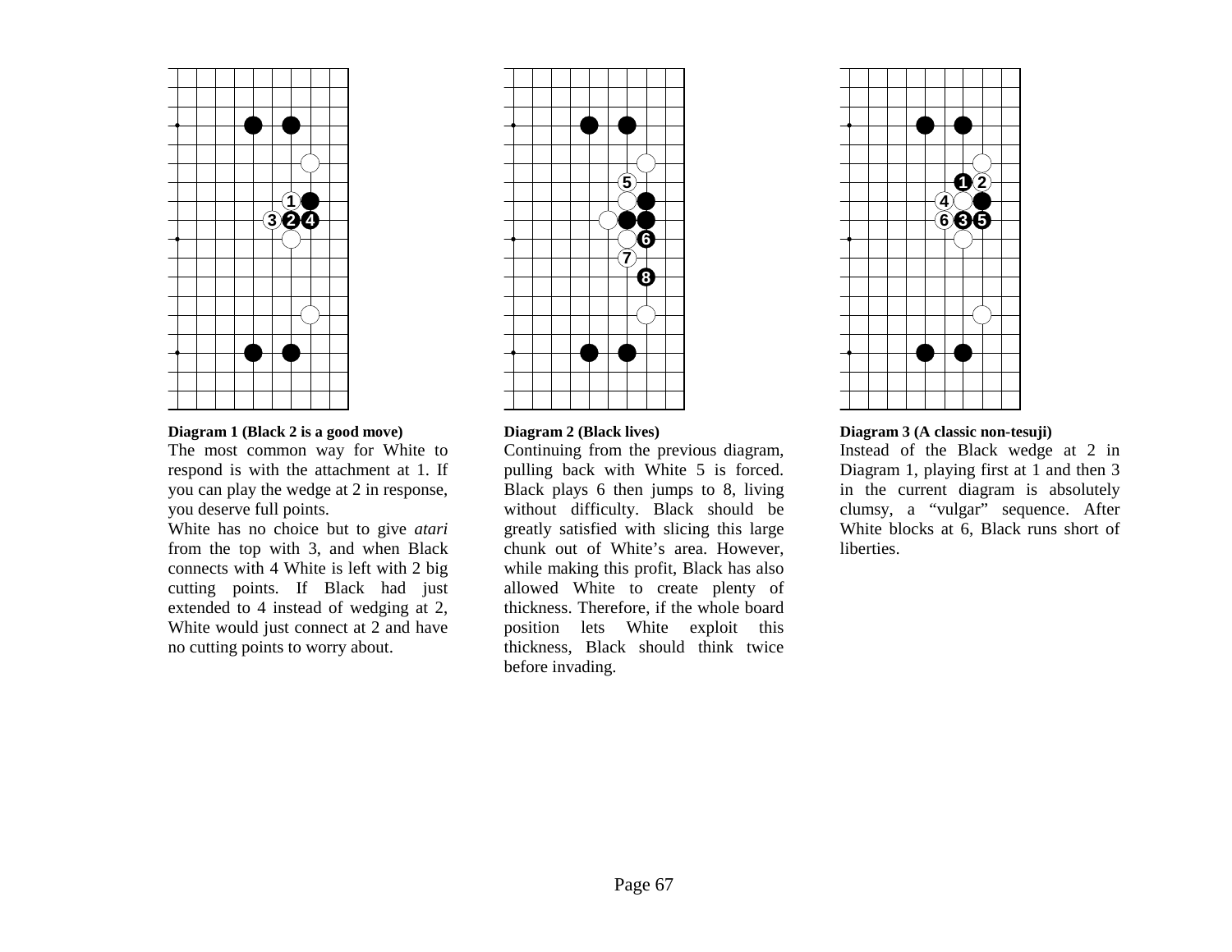**Diagram 1 (Black 2 is a good move)**

The most common way for White to respond is with the attachment at 1. If you can play the wedge at 2 in response, you deserve full points.

White has no choice but to give *atari* from the top with 3, and when Black connects with 4 White is left with 2 big cutting points. If Black had just extended to 4 instead of wedging at 2, White would just connect at 2 and have no cutting points to worry about.

**Diagram 2 (Black lives)**

Continuing from the previous diagram, pulling back with White 5 is forced. Black plays 6 then jumps to 8, living without difficulty. Black should be greatly satisfied with slicing this large chunk out of White's area. However, while making this profit, Black has also allowed White to create plenty of thickness. Therefore, if the whole board position lets White exploit this thickness, Black should think twice before invading.

**Diagram 3 (A classic non-tesuji)**

Instead of the Black wedge at 2 in Diagram 1, playing first at 1 and then 3 in the current diagram is absolutely clumsy, a "vulgar" sequence. After White blocks at 6, Black runs short of liberties.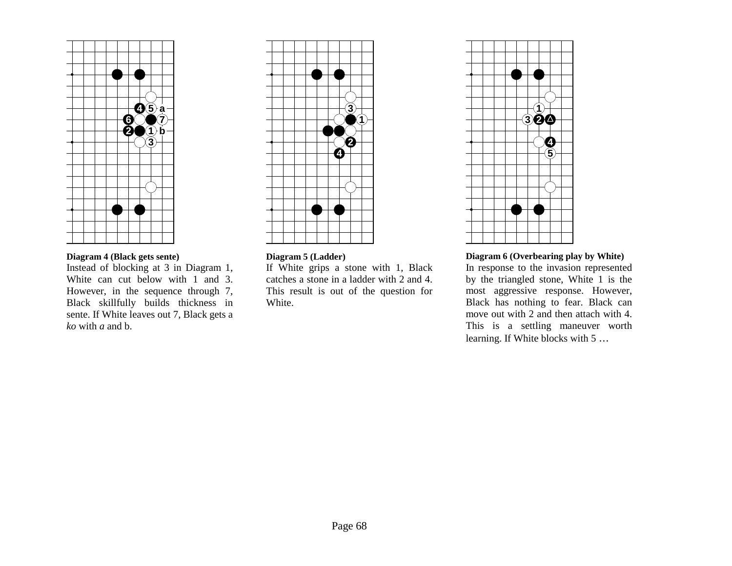**Diagram 4 (Black gets sente)**

Instead of blocking at 3 in Diagram 1, White can cut below with 1 and 3. However, in the sequence through 7, Black skillfully builds thickness in sente. If White leaves out 7, Black gets a *ko* with *a* and b.

**Diagram 5 (Ladder)**

If White grips a stone with 1, Black catches a stone in a ladder with 2 and 4. This result is out of the question for White.

**Diagram 6 (Overbearing play by White)**

In response to the invasion represented by the triangled stone, White 1 is the most aggressive response. However, Black has nothing to fear. Black can move out with 2 and then attach with 4. This is a settling maneuver worth learning. If White blocks with 5 …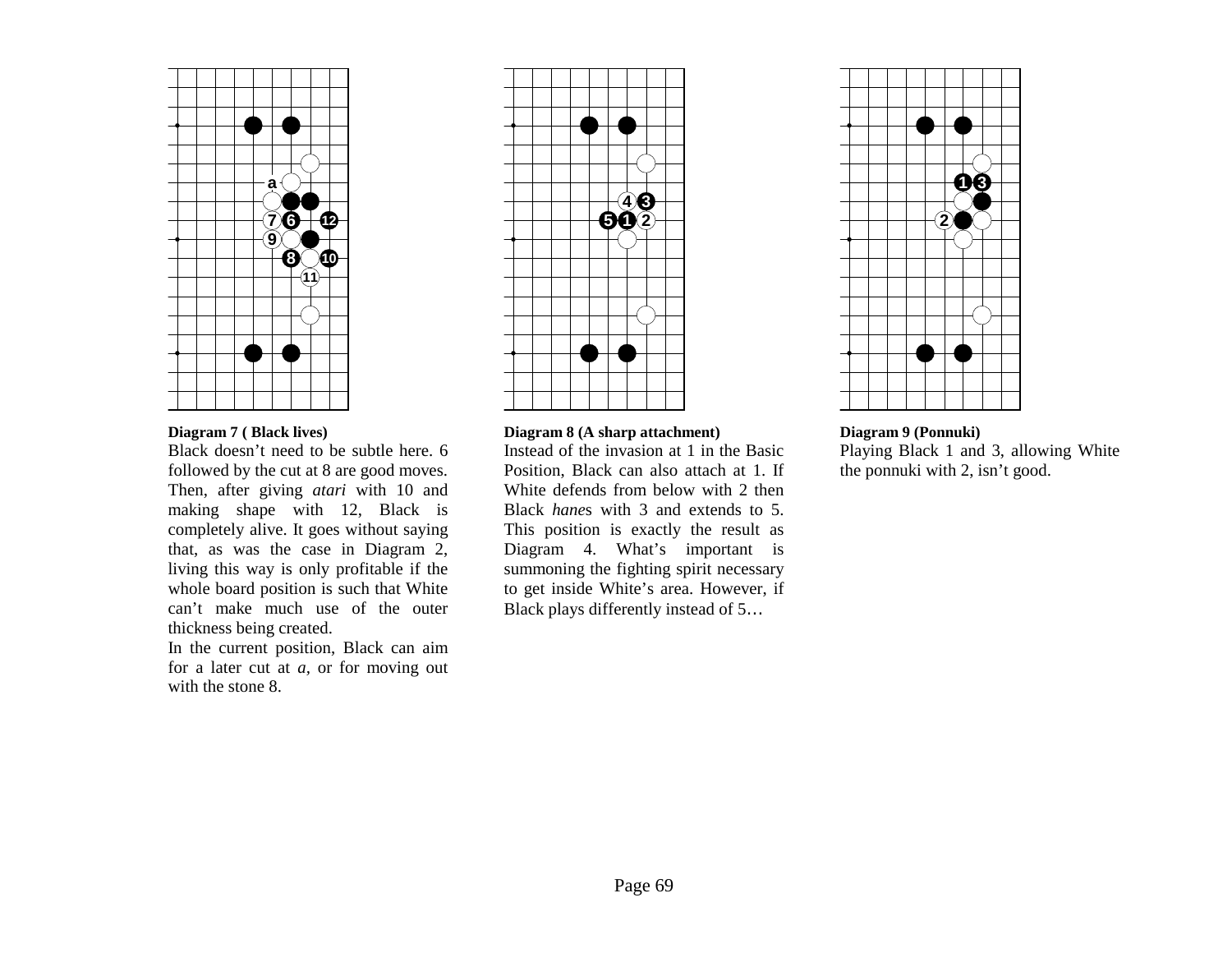**Diagram 7 ( Black lives)**

Black doesn't need to be subtle here. 6 followed by the cut at 8 are good moves. Then, after giving *atari* with 10 and making shape with 12, Black is completely alive. It goes without saying that, as was the case in Diagram 2, living this way is only profitable if the whole board position is such that White can't make much use of the outer thickness being created.

In the current position, Black can aim for a later cut at *a*, or for moving out with the stone 8.

**Diagram 8 (A sharp attachment)**

Instead of the invasion at 1 in the Basic Position, Black can also attach at 1. If White defends from below with 2 then Black *hane*s with 3 and extends to 5. This position is exactly the result as Diagram 4. What's important is summoning the fighting spirit necessary to get inside White's area. However, if Black plays differently instead of 5…

**Diagram 9 (Ponnuki)**

Playing Black 1 and 3, allowing White the ponnuki with 2, isn't good.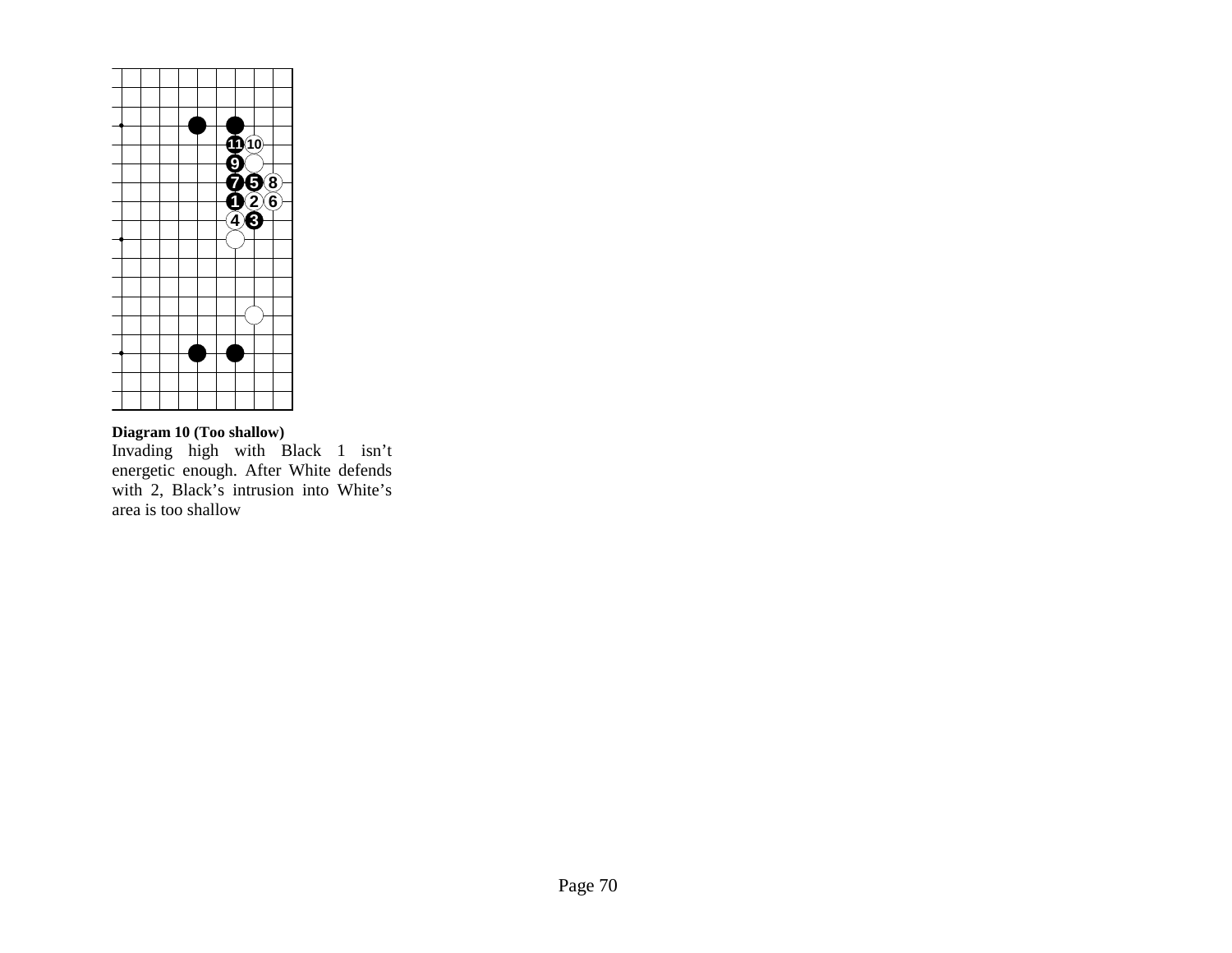**Diagram 10 (Too shallow)**

Invading high with Black 1 isn't energetic enough. After White defends with 2, Black's intrusion into White's area is too shallow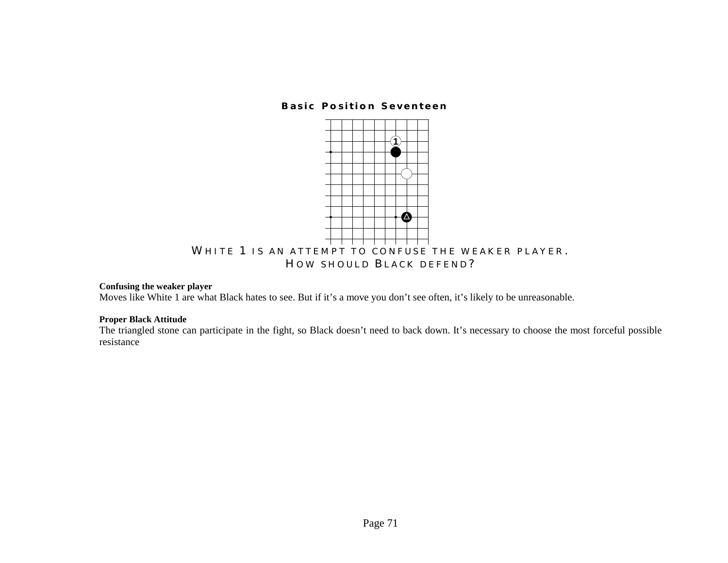## Basic Position Seventeen

WHITE 1 IS AN ATTEMPT TO CONFUSE THE WEAKER PLAYER.
HOW SHOULD BLACK DEFEND?

**Confusing the weaker player**
Moves like White 1 are what Black hates to see. But if it's a move you don't see often, it's likely to be unreasonable.

**Proper Black Attitude**
The triangled stone can participate in the fight, so Black doesn't need to back down. It's necessary to choose the most forceful possible resistance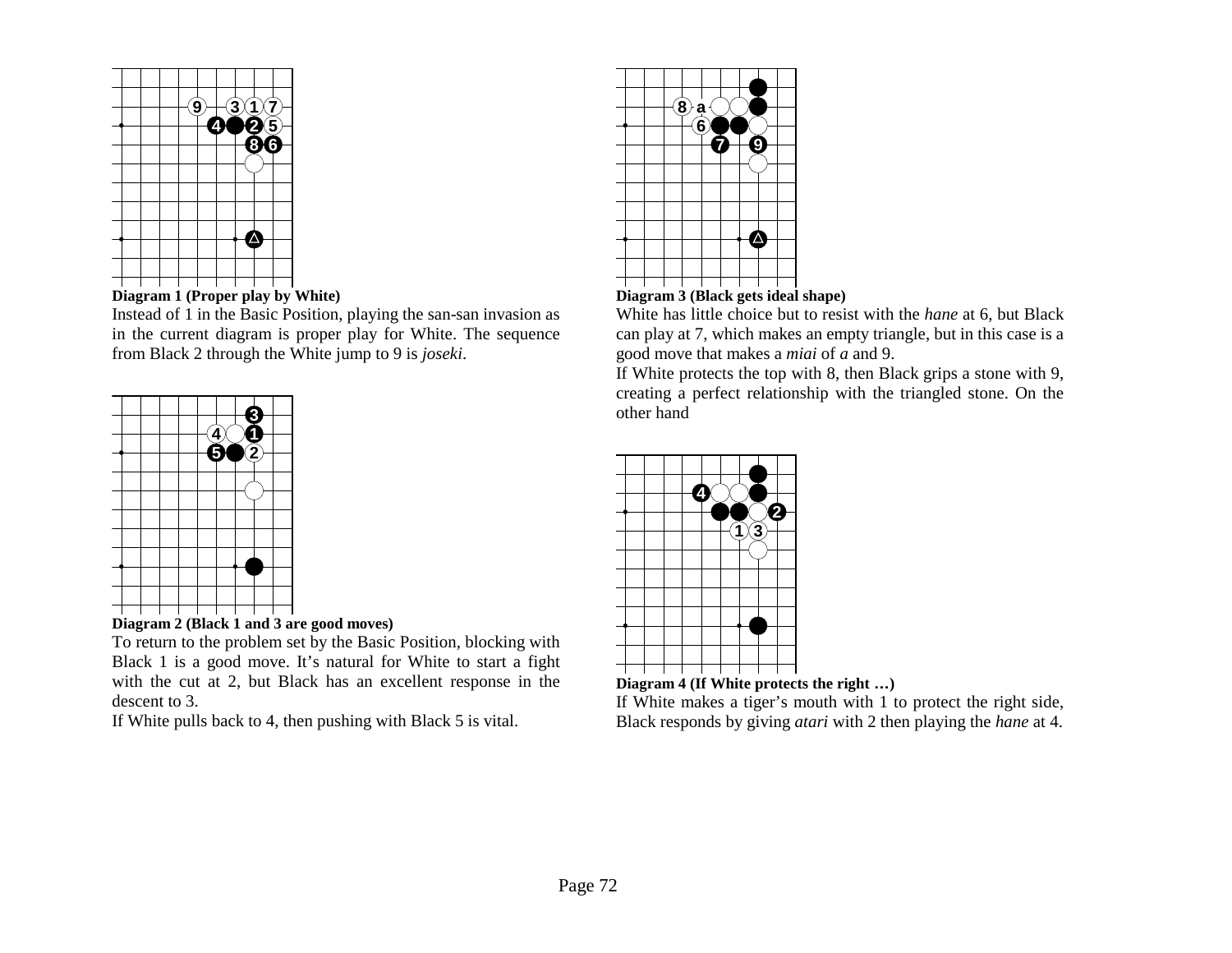**Diagram 1 (Proper play by White)**

Instead of 1 in the Basic Position, playing the san-san invasion as in the current diagram is proper play for White. The sequence from Black 2 through the White jump to 9 is *joseki*.

**Diagram 2 (Black 1 and 3 are good moves)**

To return to the problem set by the Basic Position, blocking with Black 1 is a good move. It's natural for White to start a fight with the cut at 2, but Black has an excellent response in the descent to 3.

If White pulls back to 4, then pushing with Black 5 is vital.

**Diagram 3 (Black gets ideal shape)**

White has little choice but to resist with the *hane* at 6, but Black can play at 7, which makes an empty triangle, but in this case is a good move that makes a *miai* of *a* and 9.

If White protects the top with 8, then Black grips a stone with 9, creating a perfect relationship with the triangled stone. On the other hand

**Diagram 4 (If White protects the right …)**

If White makes a tiger's mouth with 1 to protect the right side, Black responds by giving *atari* with 2 then playing the *hane* at 4.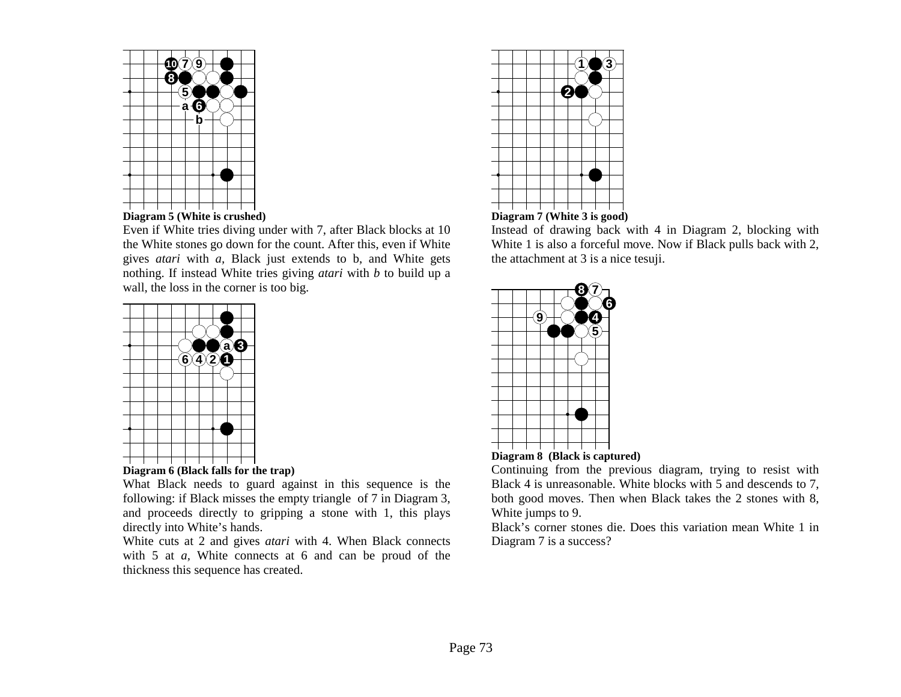**Diagram 5 (White is crushed)**

Even if White tries diving under with 7, after Black blocks at 10 the White stones go down for the count. After this, even if White gives *atari* with *a,* Black just extends to b, and White gets nothing. If instead White tries giving *atari* with *b* to build up a wall, the loss in the corner is too big.

**Diagram 6 (Black falls for the trap)**

What Black needs to guard against in this sequence is the following: if Black misses the empty triangle of 7 in Diagram 3, and proceeds directly to gripping a stone with 1, this plays directly into White's hands.

White cuts at 2 and gives *atari* with 4. When Black connects with 5 at *a,* White connects at 6 and can be proud of the thickness this sequence has created.

**Diagram 7 (White 3 is good)**

Instead of drawing back with 4 in Diagram 2, blocking with White 1 is also a forceful move. Now if Black pulls back with 2, the attachment at 3 is a nice tesuji.

**Diagram 8 (Black is captured)**

Continuing from the previous diagram, trying to resist with Black 4 is unreasonable. White blocks with 5 and descends to 7, both good moves. Then when Black takes the 2 stones with 8, White jumps to 9.

Black's corner stones die. Does this variation mean White 1 in Diagram 7 is a success?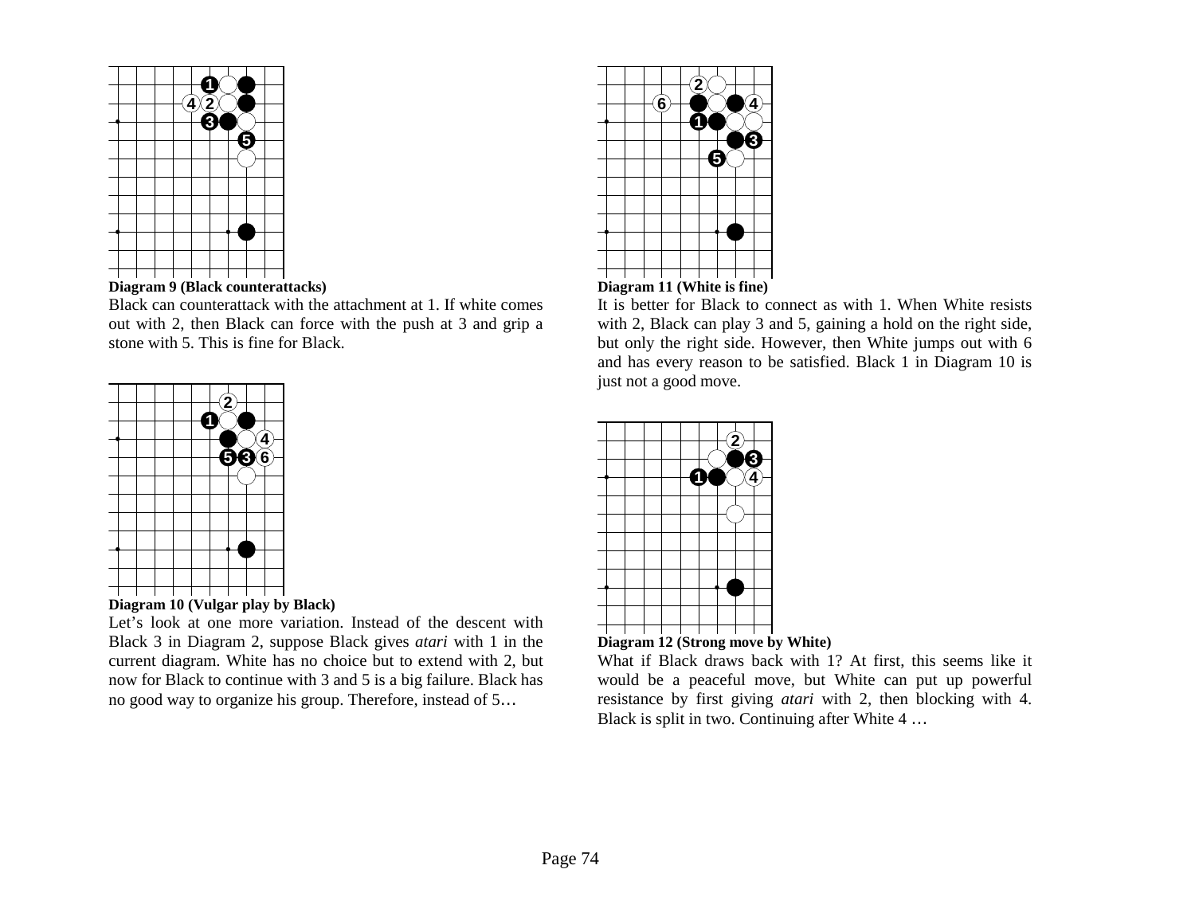**Diagram 9 (Black counterattacks)**

Black can counterattack with the attachment at 1. If white comes out with 2, then Black can force with the push at 3 and grip a stone with 5. This is fine for Black.

**Diagram 10 (Vulgar play by Black)**

Let's look at one more variation. Instead of the descent with Black 3 in Diagram 2, suppose Black gives *atari* with 1 in the current diagram. White has no choice but to extend with 2, but now for Black to continue with 3 and 5 is a big failure. Black has no good way to organize his group. Therefore, instead of 5…

**Diagram 11 (White is fine)**

It is better for Black to connect as with 1. When White resists with 2, Black can play 3 and 5, gaining a hold on the right side, but only the right side. However, then White jumps out with 6 and has every reason to be satisfied. Black 1 in Diagram 10 is just not a good move.

**Diagram 12 (Strong move by White)**

What if Black draws back with 1? At first, this seems like it would be a peaceful move, but White can put up powerful resistance by first giving *atari* with 2, then blocking with 4. Black is split in two. Continuing after White 4 …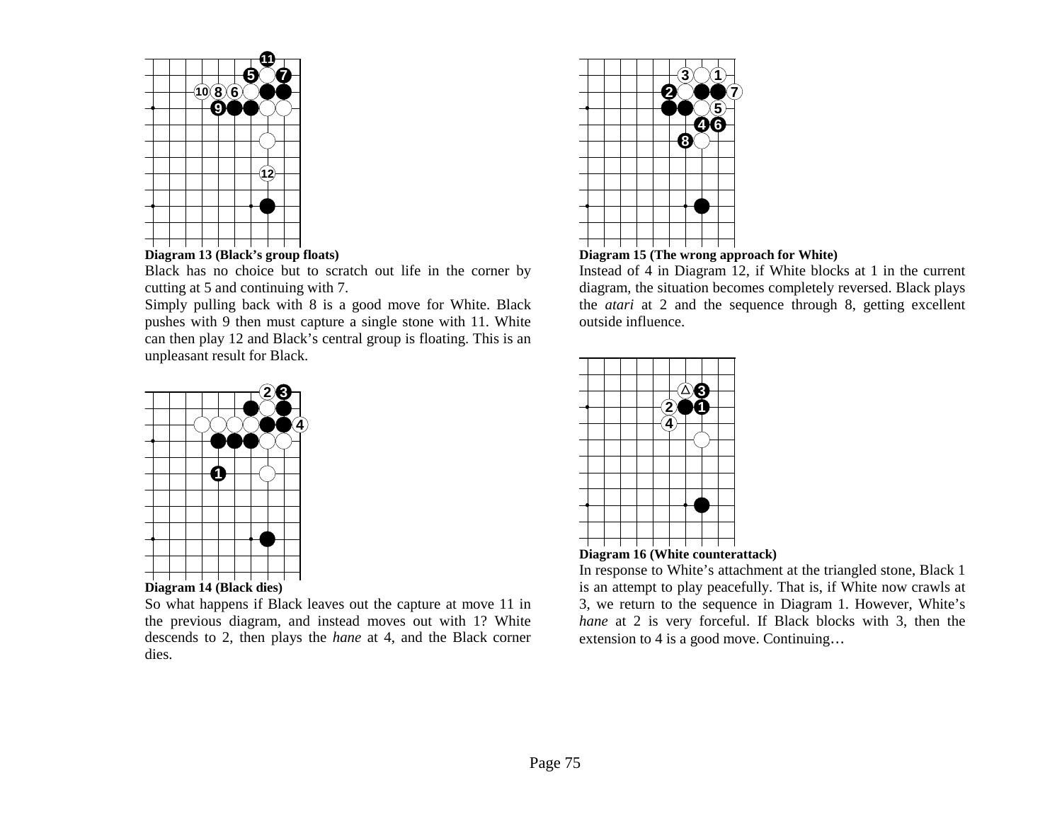**Diagram 13 (Black's group floats)**

Black has no choice but to scratch out life in the corner by cutting at 5 and continuing with 7.

Simply pulling back with 8 is a good move for White. Black pushes with 9 then must capture a single stone with 11. White can then play 12 and Black's central group is floating. This is an unpleasant result for Black.

**Diagram 14 (Black dies)**

So what happens if Black leaves out the capture at move 11 in the previous diagram, and instead moves out with 1? White descends to 2, then plays the *hane* at 4, and the Black corner dies.

**Diagram 15 (The wrong approach for White)**

Instead of 4 in Diagram 12, if White blocks at 1 in the current diagram, the situation becomes completely reversed. Black plays the *atari* at 2 and the sequence through 8, getting excellent outside influence.

**Diagram 16 (White counterattack)**

In response to White's attachment at the triangled stone, Black 1 is an attempt to play peacefully. That is, if White now crawls at 3, we return to the sequence in Diagram 1. However, White's *hane* at 2 is very forceful. If Black blocks with 3, then the extension to 4 is a good move. Continuing…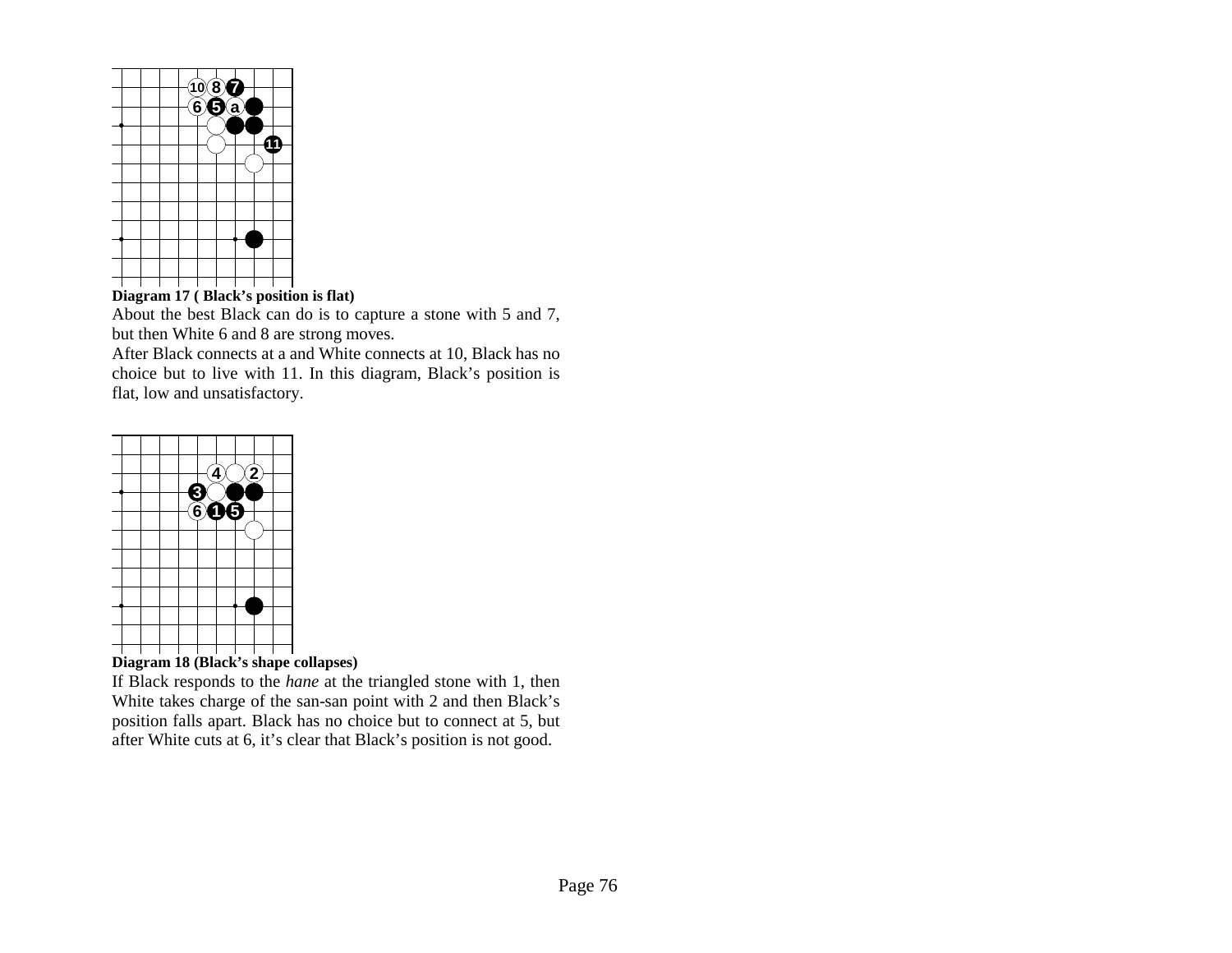**Diagram 17 ( Black's position is flat)**

About the best Black can do is to capture a stone with 5 and 7, but then White 6 and 8 are strong moves.

After Black connects at a and White connects at 10, Black has no choice but to live with 11. In this diagram, Black's position is flat, low and unsatisfactory.

**Diagram 18 (Black's shape collapses)**

If Black responds to the *hane* at the triangled stone with 1, then White takes charge of the san-san point with 2 and then Black's position falls apart. Black has no choice but to connect at 5, but after White cuts at 6, it's clear that Black's position is not good.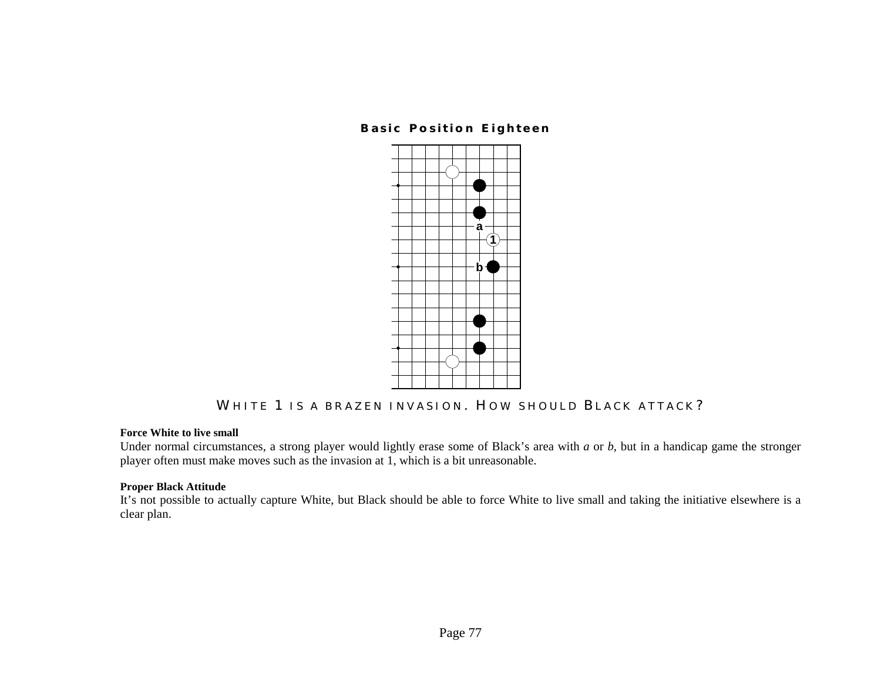### Basic Position Eighteen

WHITE 1 IS A BRAZEN INVASION. HOW SHOULD BLACK ATTACK?

**Force White to live small**

Under normal circumstances, a strong player would lightly erase some of Black's area with *a* or *b*, but in a handicap game the stronger player often must make moves such as the invasion at 1, which is a bit unreasonable.

**Proper Black Attitude**

It's not possible to actually capture White, but Black should be able to force White to live small and taking the initiative elsewhere is a clear plan.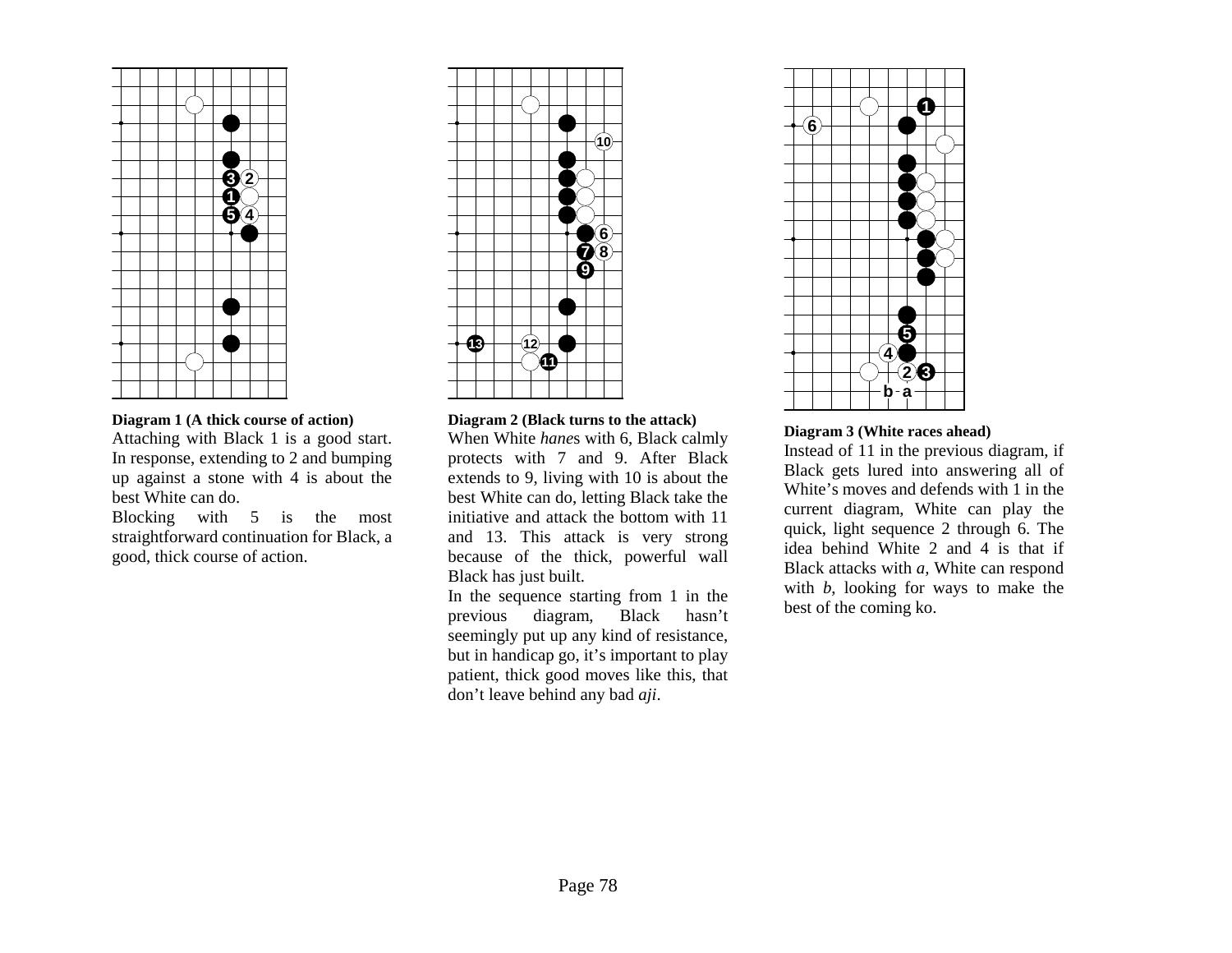**Diagram 1 (A thick course of action)**

Attaching with Black 1 is a good start. In response, extending to 2 and bumping up against a stone with 4 is about the best White can do.

Blocking with 5 is the most straightforward continuation for Black, a good, thick course of action.

**Diagram 2 (Black turns to the attack)**

When White *hane*s with 6, Black calmly protects with 7 and 9. After Black extends to 9, living with 10 is about the best White can do, letting Black take the initiative and attack the bottom with 11 and 13. This attack is very strong because of the thick, powerful wall Black has just built.

In the sequence starting from 1 in the previous diagram, Black hasn't seemingly put up any kind of resistance, but in handicap go, it's important to play patient, thick good moves like this, that don't leave behind any bad *aji*.

**Diagram 3 (White races ahead)**

Instead of 11 in the previous diagram, if Black gets lured into answering all of White's moves and defends with 1 in the current diagram, White can play the quick, light sequence 2 through 6. The idea behind White 2 and 4 is that if Black attacks with *a*, White can respond with *b*, looking for ways to make the best of the coming ko.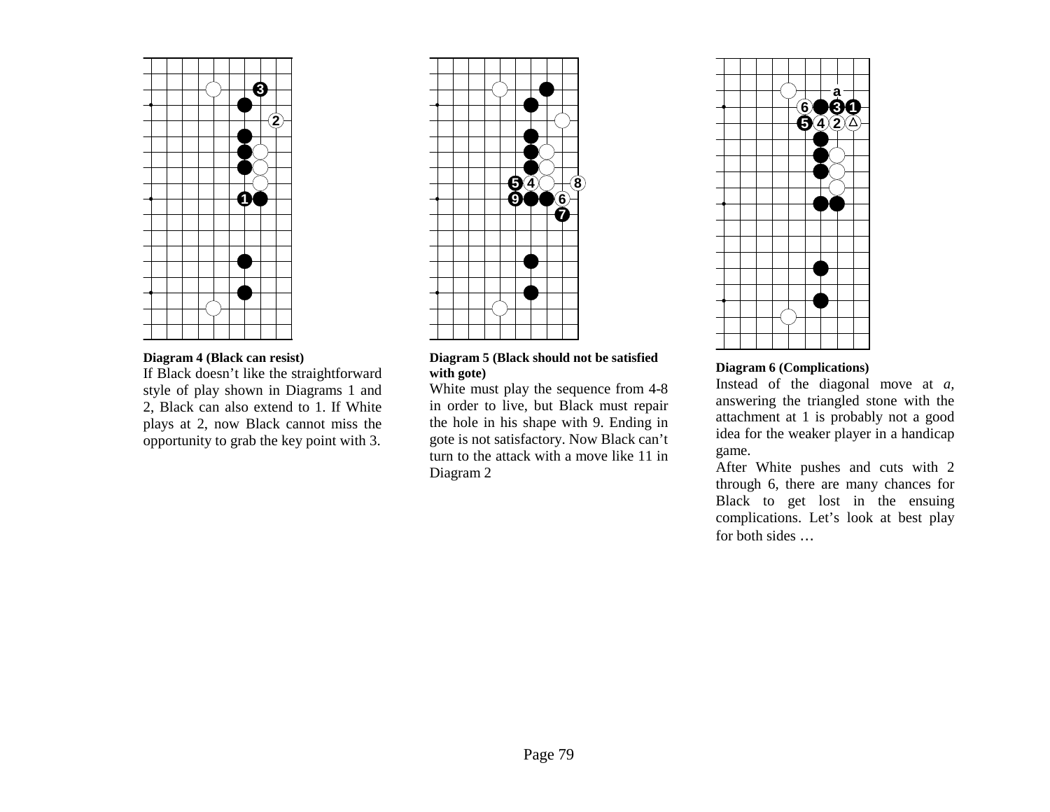**Diagram 4 (Black can resist)**

If Black doesn't like the straightforward style of play shown in Diagrams 1 and 2, Black can also extend to 1. If White plays at 2, now Black cannot miss the opportunity to grab the key point with 3.

**Diagram 5 (Black should not be satisfied with gote)**

White must play the sequence from 4-8 in order to live, but Black must repair the hole in his shape with 9. Ending in gote is not satisfactory. Now Black can't turn to the attack with a move like 11 in Diagram 2

**Diagram 6 (Complications)**

Instead of the diagonal move at *a*, answering the triangled stone with the attachment at 1 is probably not a good idea for the weaker player in a handicap game.

After White pushes and cuts with 2 through 6, there are many chances for Black to get lost in the ensuing complications. Let's look at best play for both sides …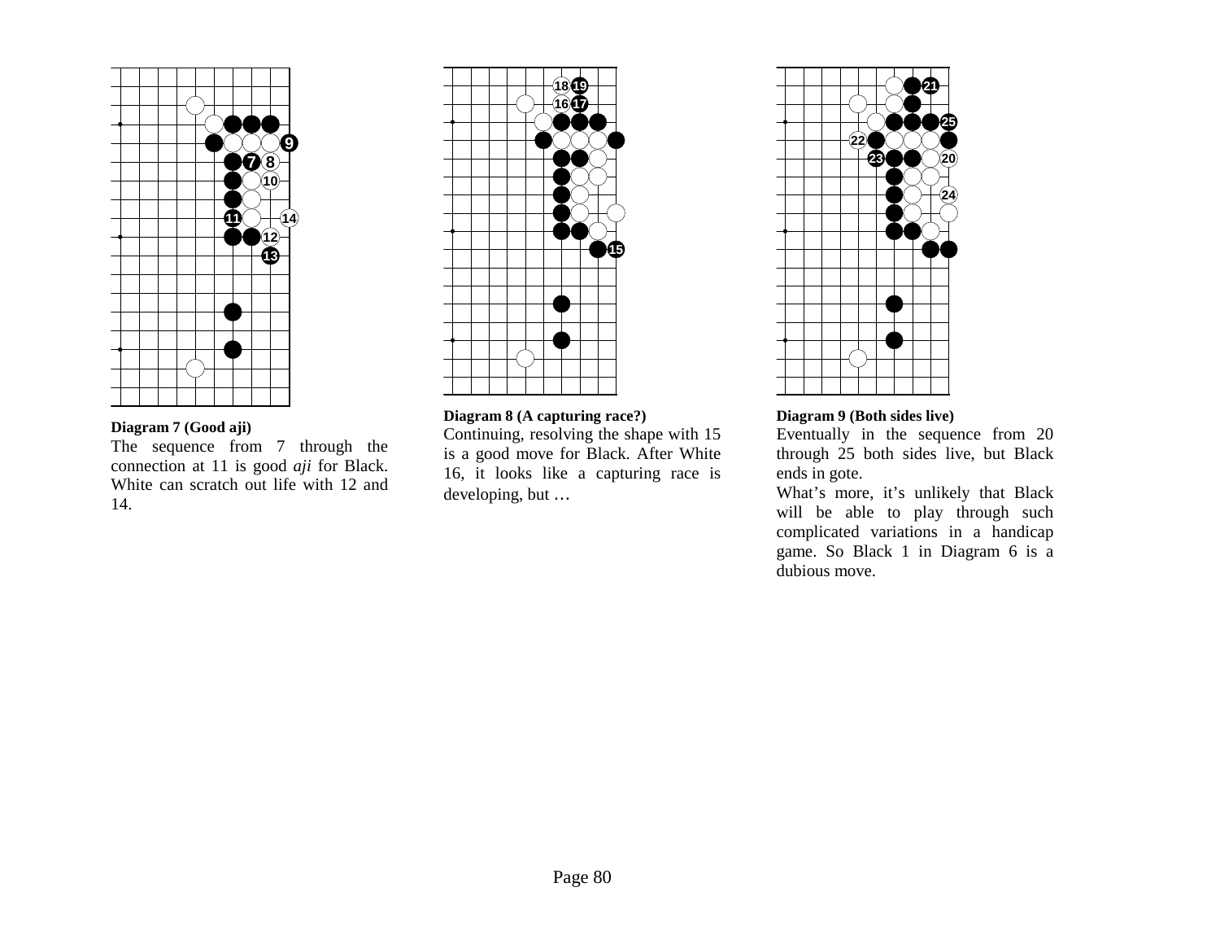**Diagram 7 (Good aji)**

The sequence from 7 through the connection at 11 is good *aji* for Black. White can scratch out life with 12 and 14.

**Diagram 8 (A capturing race?)**

Continuing, resolving the shape with 15 is a good move for Black. After White 16, it looks like a capturing race is developing, but …

**Diagram 9 (Both sides live)**

Eventually in the sequence from 20 through 25 both sides live, but Black ends in gote.

What's more, it's unlikely that Black will be able to play through such complicated variations in a handicap game. So Black 1 in Diagram 6 is a dubious move.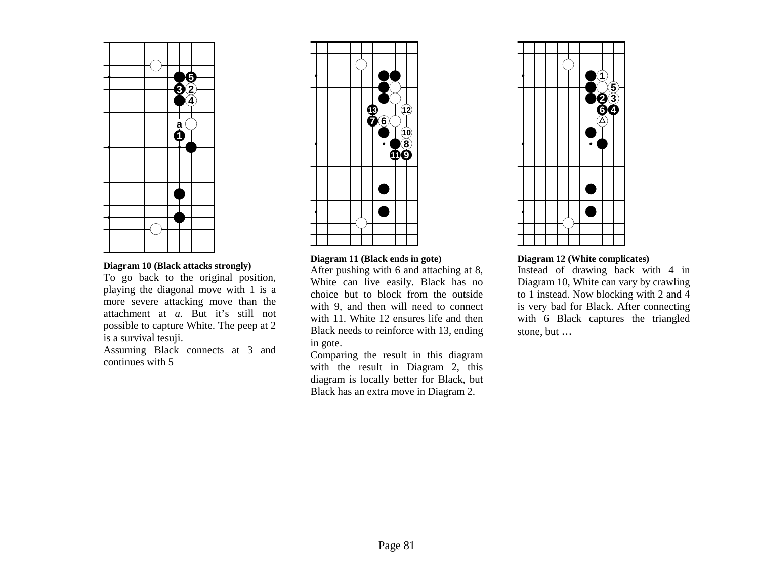**Diagram 10 (Black attacks strongly)**

To go back to the original position, playing the diagonal move with 1 is a more severe attacking move than the attachment at *a.* But it's still not possible to capture White. The peep at 2 is a survival tesuji.

Assuming Black connects at 3 and continues with 5

**Diagram 11 (Black ends in gote)**

After pushing with 6 and attaching at 8, White can live easily. Black has no choice but to block from the outside with 9, and then will need to connect with 11. White 12 ensures life and then Black needs to reinforce with 13, ending in gote.

Comparing the result in this diagram with the result in Diagram 2, this diagram is locally better for Black, but Black has an extra move in Diagram 2.

**Diagram 12 (White complicates)**

Instead of drawing back with 4 in Diagram 10, White can vary by crawling to 1 instead. Now blocking with 2 and 4 is very bad for Black. After connecting with 6 Black captures the triangled stone, but …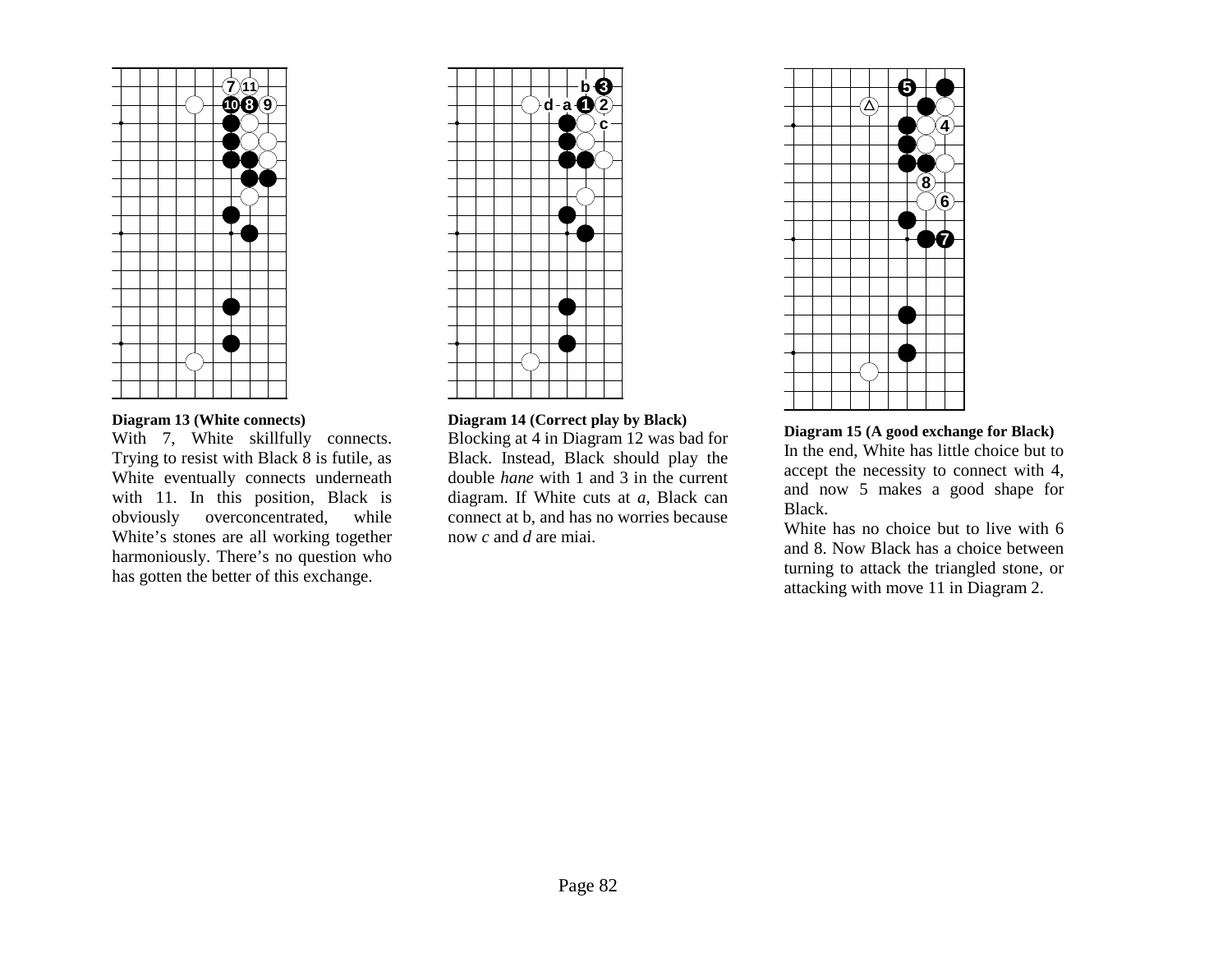**Diagram 13 (White connects)**

With 7, White skillfully connects. Trying to resist with Black 8 is futile, as White eventually connects underneath with 11. In this position, Black is obviously overconcentrated, while White's stones are all working together harmoniously. There's no question who has gotten the better of this exchange.

**Diagram 14 (Correct play by Black)**

Blocking at 4 in Diagram 12 was bad for Black. Instead, Black should play the double *hane* with 1 and 3 in the current diagram. If White cuts at *a*, Black can connect at b, and has no worries because now *c* and *d* are miai.

**Diagram 15 (A good exchange for Black)**

In the end, White has little choice but to accept the necessity to connect with 4, and now 5 makes a good shape for Black.

White has no choice but to live with 6 and 8. Now Black has a choice between turning to attack the triangled stone, or attacking with move 11 in Diagram 2.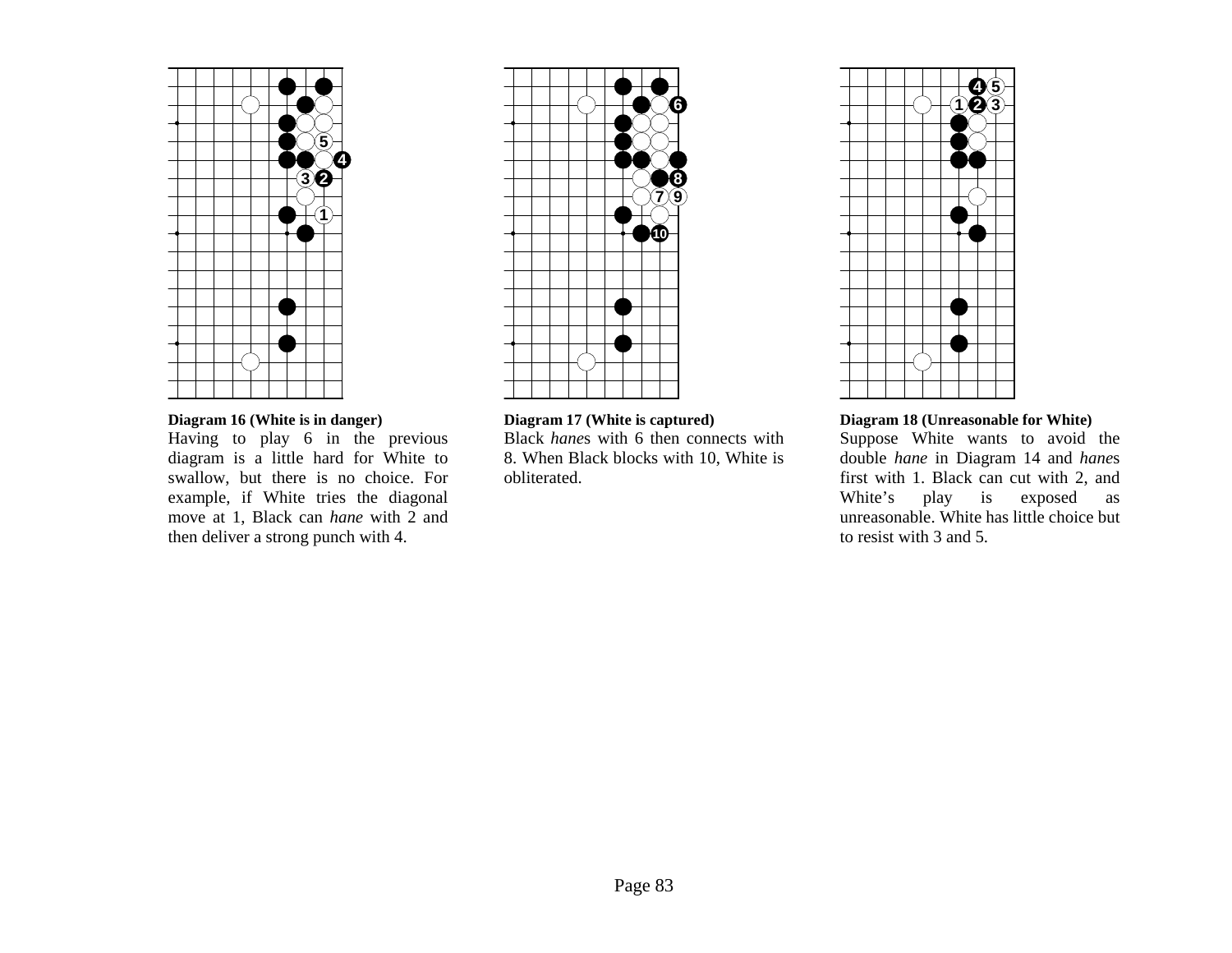**Diagram 16 (White is in danger)**

Having to play 6 in the previous diagram is a little hard for White to swallow, but there is no choice. For example, if White tries the diagonal move at 1, Black can *hane* with 2 and then deliver a strong punch with 4.

**Diagram 17 (White is captured)**

Black *hane*s with 6 then connects with 8. When Black blocks with 10, White is obliterated.

**Diagram 18 (Unreasonable for White)**

Suppose White wants to avoid the double *hane* in Diagram 14 and *hane*s first with 1. Black can cut with 2, and White's play is exposed as unreasonable. White has little choice but to resist with 3 and 5.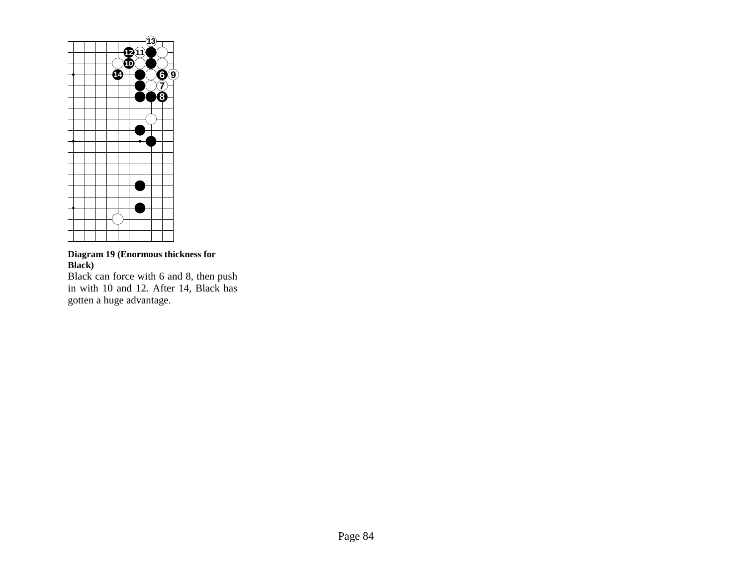**Diagram 19 (Enormous thickness for Black)**

Black can force with 6 and 8, then push in with 10 and 12. After 14, Black has gotten a huge advantage.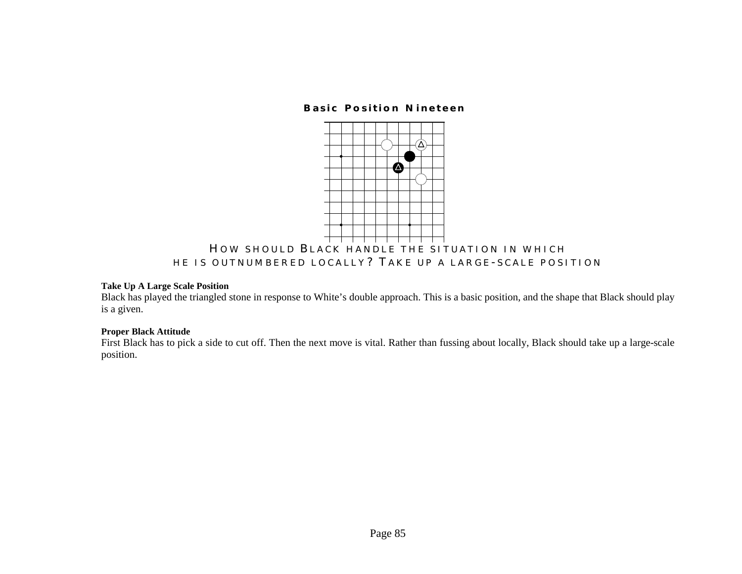## Basic Position Nineteen

HOW SHOULD BLACK HANDLE THE SITUATION IN WHICH HE IS OUTNUMBERED LOCALLY? TAKE UP A LARGE-SCALE POSITION

**Take Up A Large Scale Position**

Black has played the triangled stone in response to White's double approach. This is a basic position, and the shape that Black should play is a given.

**Proper Black Attitude**

First Black has to pick a side to cut off. Then the next move is vital. Rather than fussing about locally, Black should take up a large-scale position.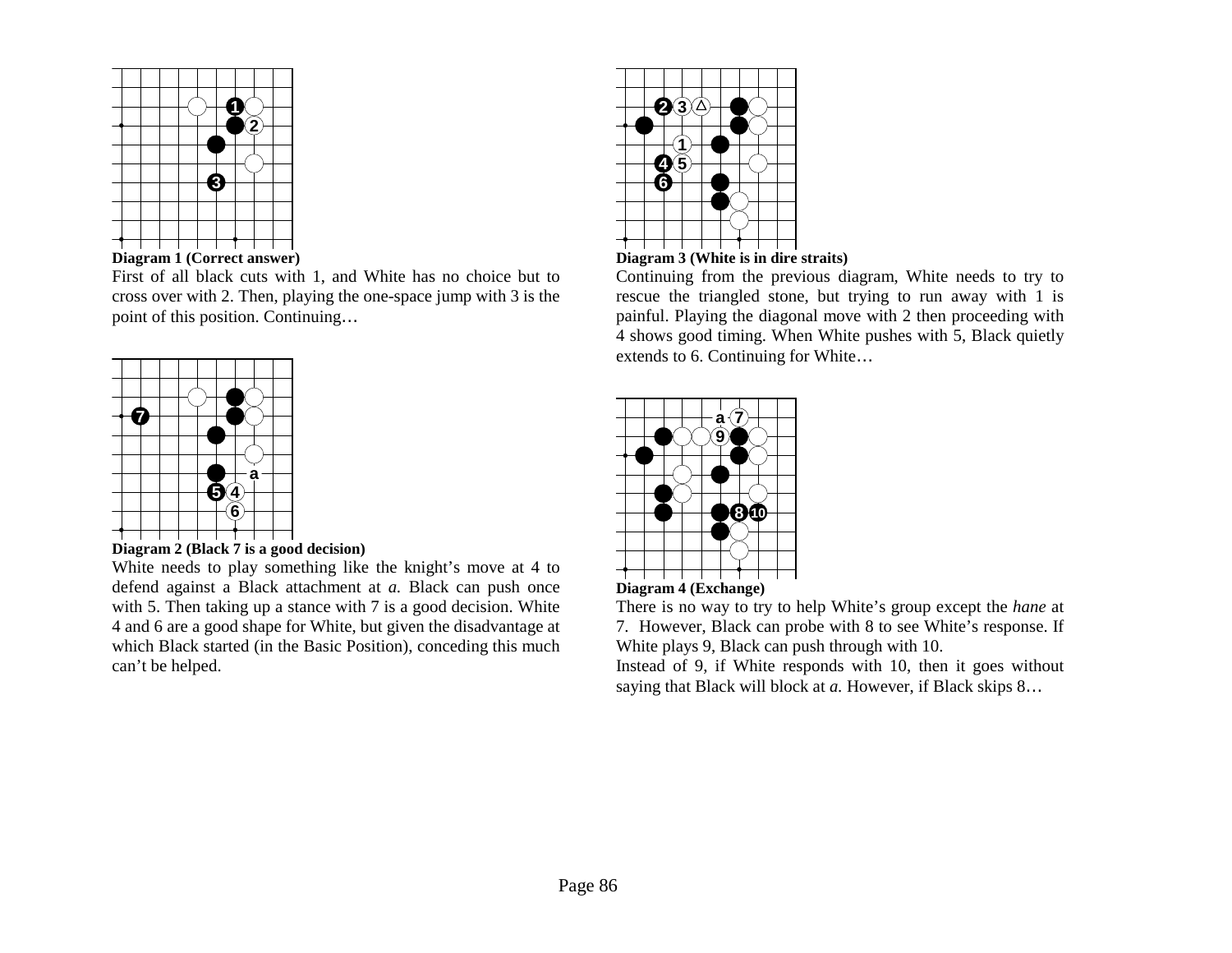**Diagram 1 (Correct answer)**

First of all black cuts with 1, and White has no choice but to cross over with 2. Then, playing the one-space jump with 3 is the point of this position. Continuing…

**Diagram 2 (Black 7 is a good decision)**

White needs to play something like the knight's move at 4 to defend against a Black attachment at *a.* Black can push once with 5. Then taking up a stance with 7 is a good decision. White 4 and 6 are a good shape for White, but given the disadvantage at which Black started (in the Basic Position), conceding this much can't be helped.

**Diagram 3 (White is in dire straits)**

Continuing from the previous diagram, White needs to try to rescue the triangled stone, but trying to run away with 1 is painful. Playing the diagonal move with 2 then proceeding with 4 shows good timing. When White pushes with 5, Black quietly extends to 6. Continuing for White…

**Diagram 4 (Exchange)**

There is no way to try to help White's group except the *hane* at 7. However, Black can probe with 8 to see White's response. If White plays 9, Black can push through with 10.

Instead of 9, if White responds with 10, then it goes without saying that Black will block at *a.* However, if Black skips 8…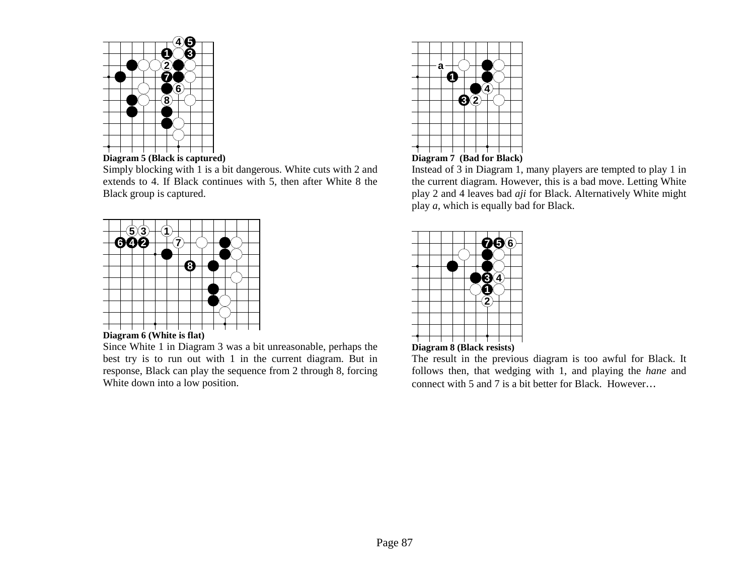**Diagram 5 (Black is captured)**

Simply blocking with 1 is a bit dangerous. White cuts with 2 and extends to 4. If Black continues with 5, then after White 8 the Black group is captured.

**Diagram 6 (White is flat)**

Since White 1 in Diagram 3 was a bit unreasonable, perhaps the best try is to run out with 1 in the current diagram. But in response, Black can play the sequence from 2 through 8, forcing White down into a low position.

**Diagram 7 (Bad for Black)**

Instead of 3 in Diagram 1, many players are tempted to play 1 in the current diagram. However, this is a bad move. Letting White play 2 and 4 leaves bad *aji* for Black. Alternatively White might play *a*, which is equally bad for Black.

**Diagram 8 (Black resists)**

The result in the previous diagram is too awful for Black. It follows then, that wedging with 1, and playing the *hane* and connect with 5 and 7 is a bit better for Black. However…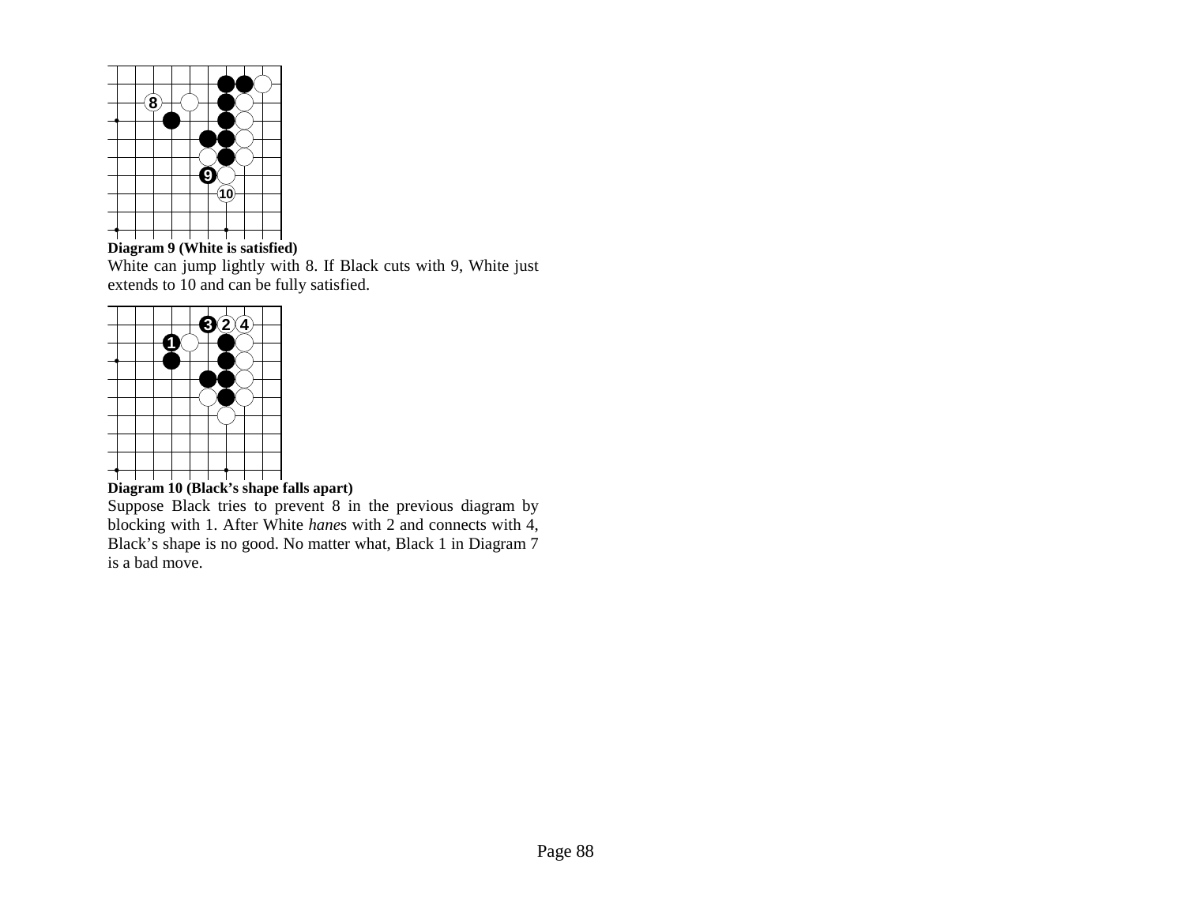**Diagram 9 (White is satisfied)**

White can jump lightly with 8. If Black cuts with 9, White just extends to 10 and can be fully satisfied.

**Diagram 10 (Black's shape falls apart)**

Suppose Black tries to prevent 8 in the previous diagram by blocking with 1. After White *hane*s with 2 and connects with 4, Black's shape is no good. No matter what, Black 1 in Diagram 7 is a bad move.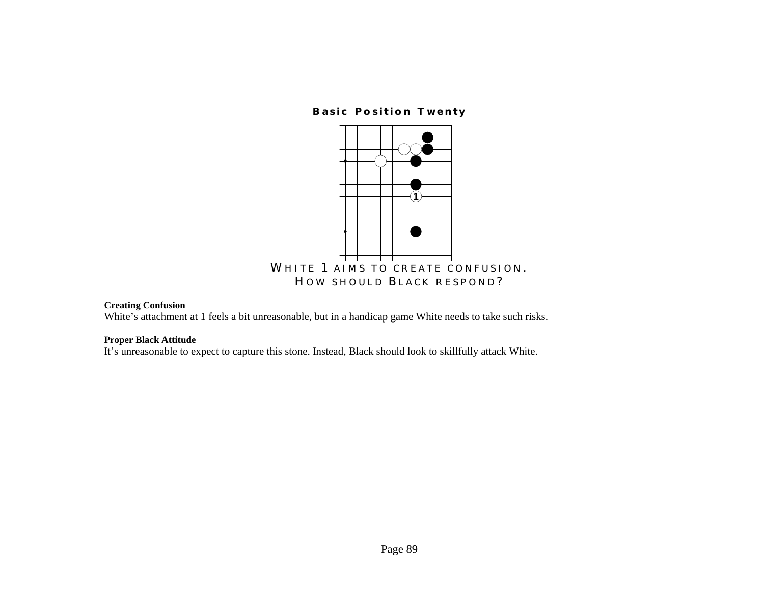**Basic Position Twenty**

WHITE 1 AIMS TO CREATE CONFUSION.
HOW SHOULD BLACK RESPOND?

**Creating Confusion**
White's attachment at 1 feels a bit unreasonable, but in a handicap game White needs to take such risks.

**Proper Black Attitude**
It's unreasonable to expect to capture this stone. Instead, Black should look to skillfully attack White.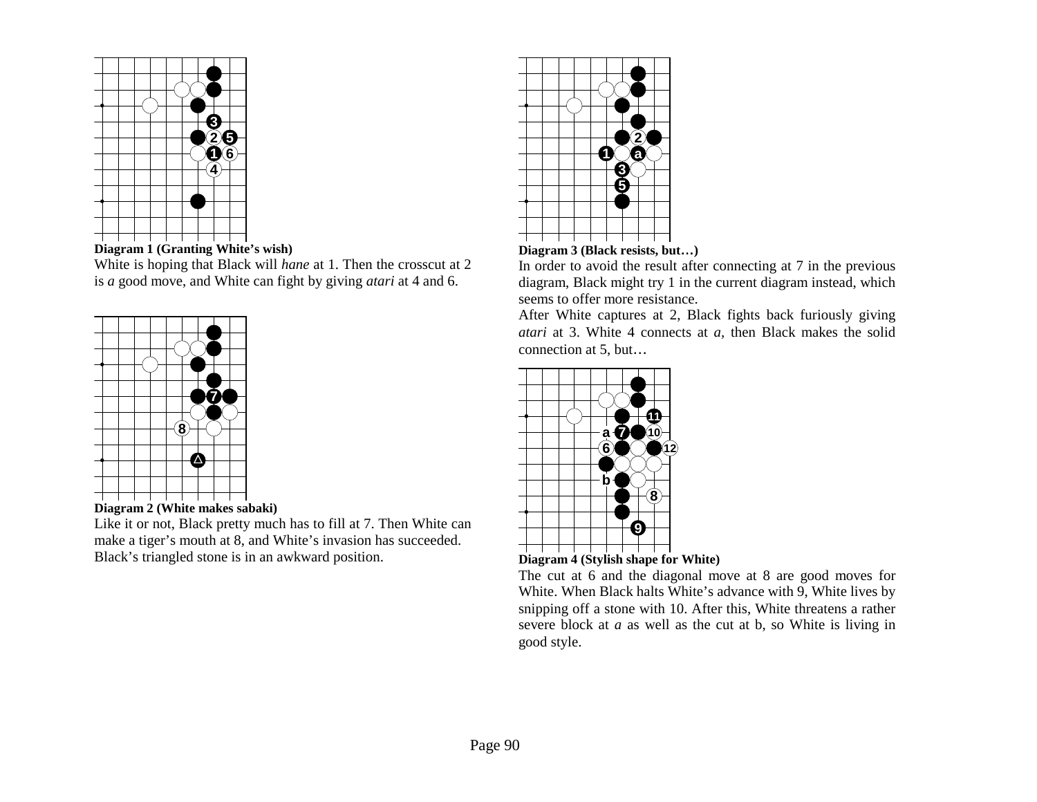**Diagram 1 (Granting White's wish)**

White is hoping that Black will *hane* at 1. Then the crosscut at 2 is *a* good move, and White can fight by giving *atari* at 4 and 6.

**Diagram 2 (White makes sabaki)**

Like it or not, Black pretty much has to fill at 7. Then White can make a tiger's mouth at 8, and White's invasion has succeeded. Black's triangled stone is in an awkward position.

**Diagram 3 (Black resists, but…)**

In order to avoid the result after connecting at 7 in the previous diagram, Black might try 1 in the current diagram instead, which seems to offer more resistance.

After White captures at 2, Black fights back furiously giving *atari* at 3. White 4 connects at *a*, then Black makes the solid connection at 5, but…

**Diagram 4 (Stylish shape for White)**

The cut at 6 and the diagonal move at 8 are good moves for White. When Black halts White's advance with 9, White lives by snipping off a stone with 10. After this, White threatens a rather severe block at *a* as well as the cut at b, so White is living in good style.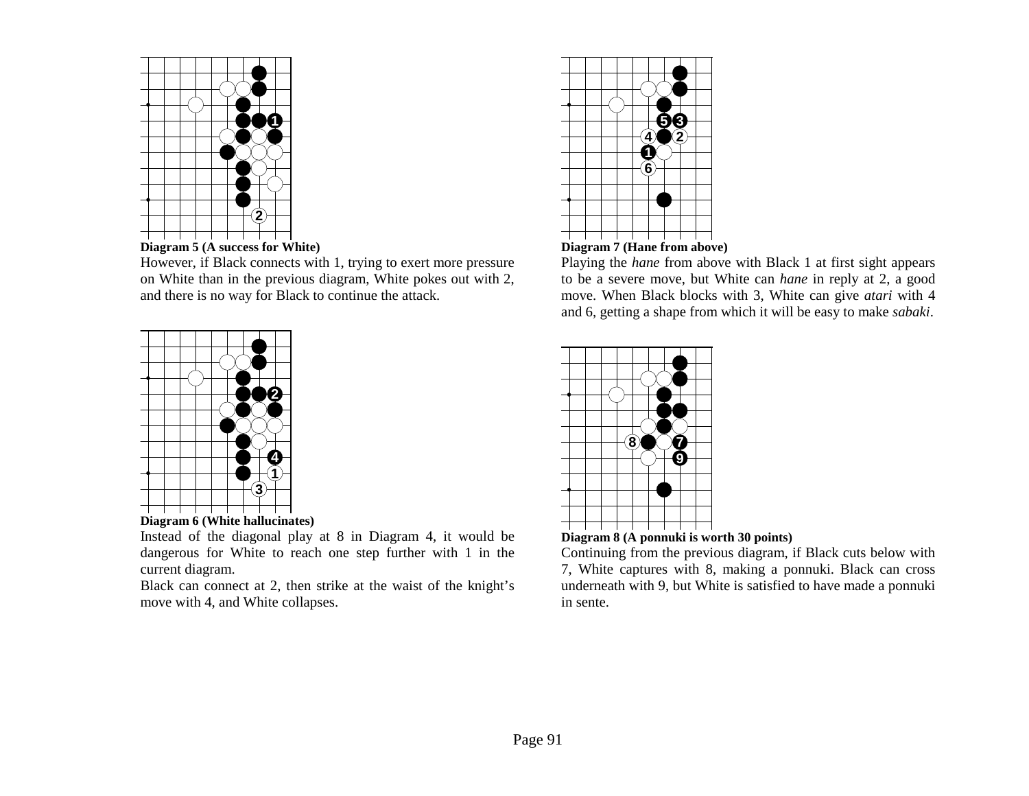**Diagram 5 (A success for White)**

However, if Black connects with 1, trying to exert more pressure on White than in the previous diagram, White pokes out with 2, and there is no way for Black to continue the attack.

**Diagram 6 (White hallucinates)**

Instead of the diagonal play at 8 in Diagram 4, it would be dangerous for White to reach one step further with 1 in the current diagram.

Black can connect at 2, then strike at the waist of the knight's move with 4, and White collapses.

**Diagram 7 (Hane from above)**

Playing the *hane* from above with Black 1 at first sight appears to be a severe move, but White can *hane* in reply at 2, a good move. When Black blocks with 3, White can give *atari* with 4 and 6, getting a shape from which it will be easy to make *sabaki*.

**Diagram 8 (A ponnuki is worth 30 points)**

Continuing from the previous diagram, if Black cuts below with 7, White captures with 8, making a ponnuki. Black can cross underneath with 9, but White is satisfied to have made a ponnuki in sente.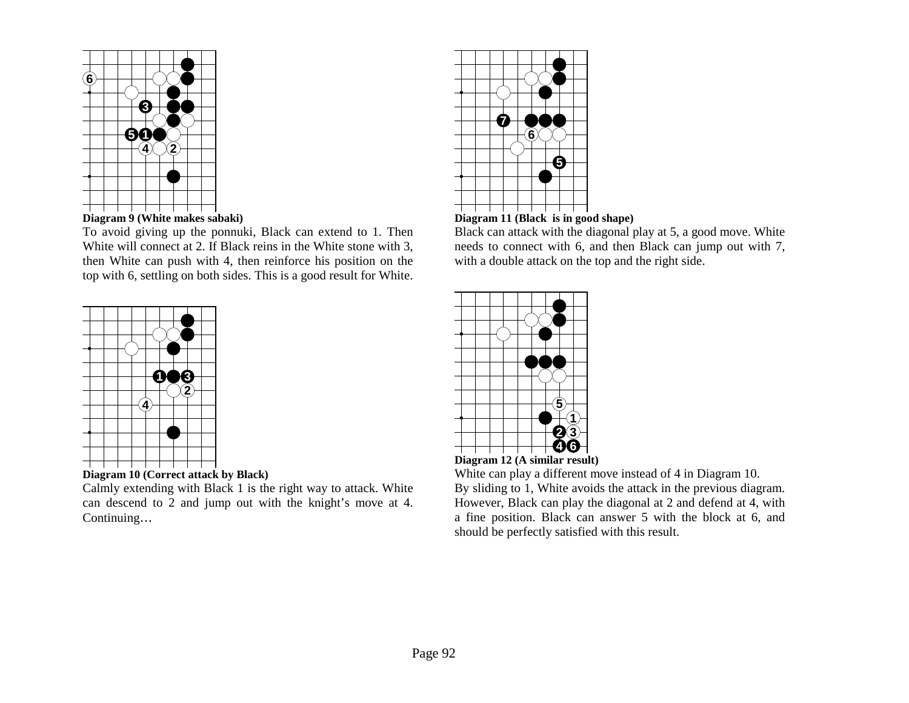**Diagram 9 (White makes sabaki)**

To avoid giving up the ponnuki, Black can extend to 1. Then White will connect at 2. If Black reins in the White stone with 3, then White can push with 4, then reinforce his position on the top with 6, settling on both sides. This is a good result for White.

**Diagram 10 (Correct attack by Black)**

Calmly extending with Black 1 is the right way to attack. White can descend to 2 and jump out with the knight's move at 4. Continuing…

**Diagram 11 (Black is in good shape)**

Black can attack with the diagonal play at 5, a good move. White needs to connect with 6, and then Black can jump out with 7, with a double attack on the top and the right side.

**Diagram 12 (A similar result)**

White can play a different move instead of 4 in Diagram 10.

By sliding to 1, White avoids the attack in the previous diagram. However, Black can play the diagonal at 2 and defend at 4, with a fine position. Black can answer 5 with the block at 6, and should be perfectly satisfied with this result.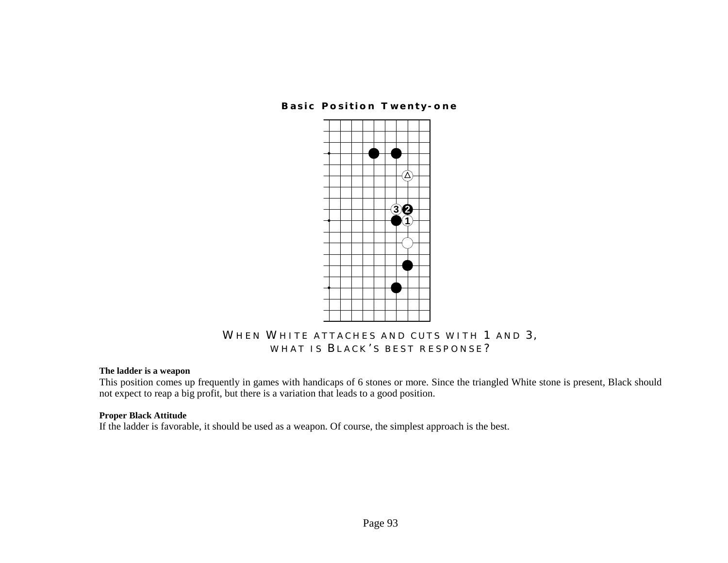## Basic Position Twenty-one

WHEN WHITE ATTACHES AND CUTS WITH 1 AND 3, WHAT IS BLACK'S BEST RESPONSE?

**The ladder is a weapon**

This position comes up frequently in games with handicaps of 6 stones or more. Since the triangled White stone is present, Black should not expect to reap a big profit, but there is a variation that leads to a good position.

**Proper Black Attitude**

If the ladder is favorable, it should be used as a weapon. Of course, the simplest approach is the best.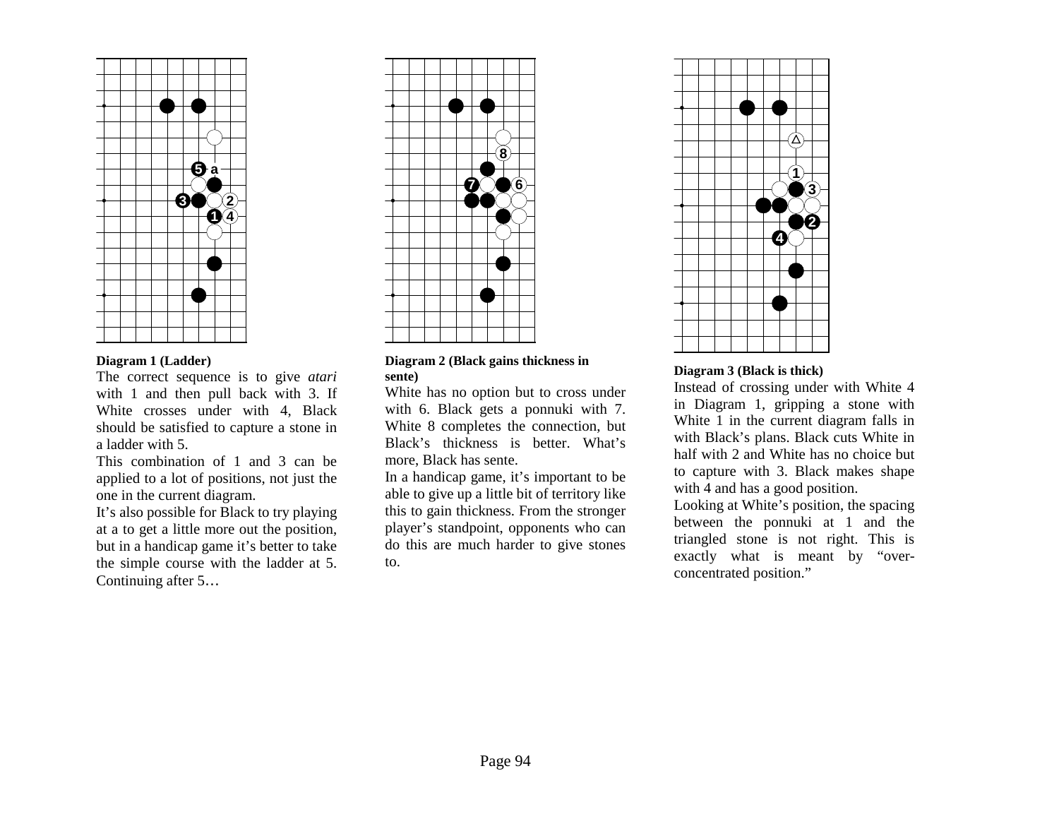**Diagram 1 (Ladder)**

The correct sequence is to give *atari* with 1 and then pull back with 3. If White crosses under with 4, Black should be satisfied to capture a stone in a ladder with 5.

This combination of 1 and 3 can be applied to a lot of positions, not just the one in the current diagram.

It's also possible for Black to try playing at a to get a little more out the position, but in a handicap game it's better to take the simple course with the ladder at 5. Continuing after 5…

**Diagram 2 (Black gains thickness in sente)**

White has no option but to cross under with 6. Black gets a ponnuki with 7. White 8 completes the connection, but Black's thickness is better. What's more, Black has sente.

In a handicap game, it's important to be able to give up a little bit of territory like this to gain thickness. From the stronger player's standpoint, opponents who can do this are much harder to give stones to.

**Diagram 3 (Black is thick)**

Instead of crossing under with White 4 in Diagram 1, gripping a stone with White 1 in the current diagram falls in with Black's plans. Black cuts White in half with 2 and White has no choice but to capture with 3. Black makes shape with 4 and has a good position.

Looking at White's position, the spacing between the ponnuki at 1 and the triangled stone is not right. This is exactly what is meant by "over-concentrated position."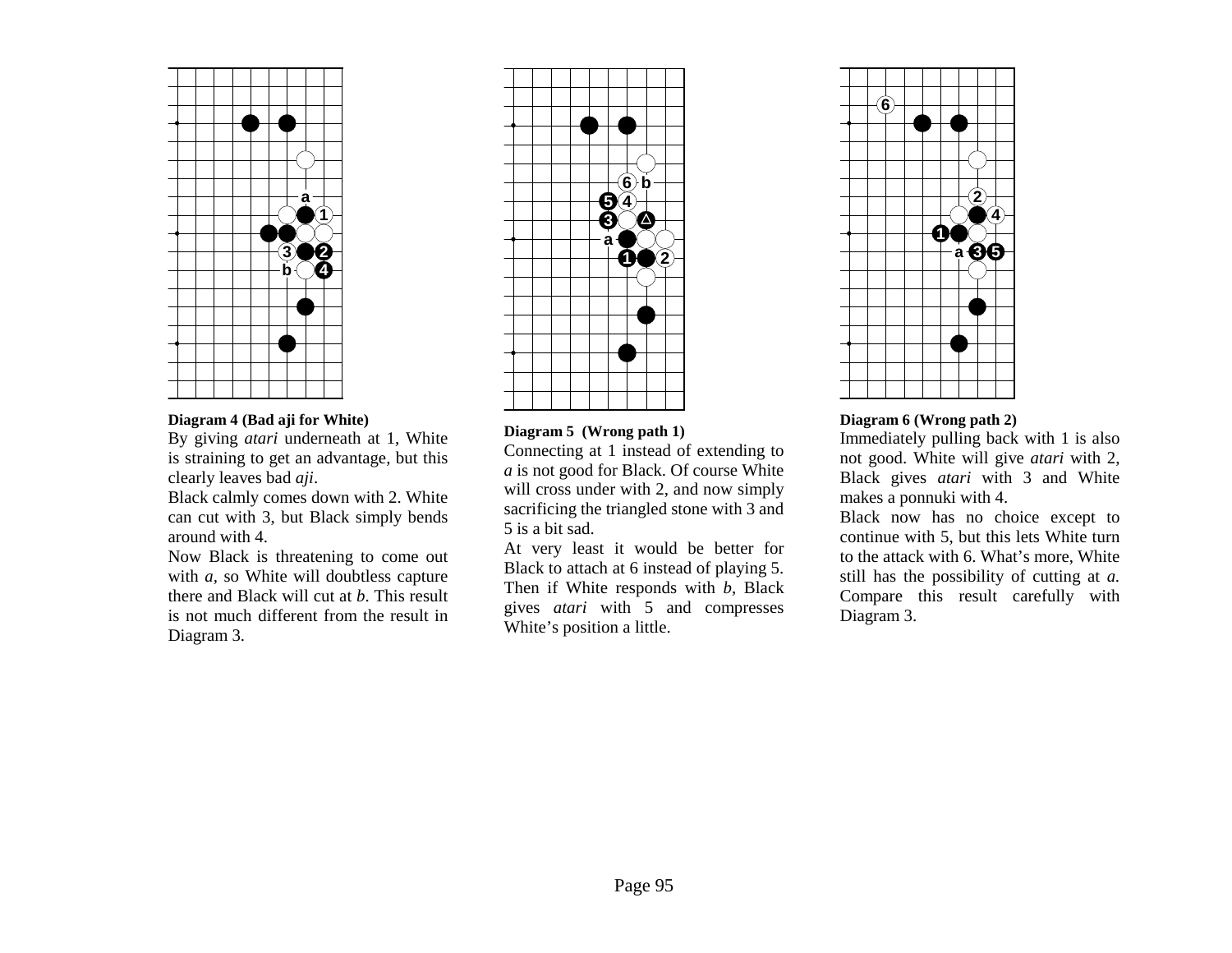**Diagram 4 (Bad aji for White)**

By giving *atari* underneath at 1, White is straining to get an advantage, but this clearly leaves bad *aji*.

Black calmly comes down with 2. White can cut with 3, but Black simply bends around with 4.

Now Black is threatening to come out with *a*, so White will doubtless capture there and Black will cut at *b*. This result is not much different from the result in Diagram 3.

**Diagram 5 (Wrong path 1)**

Connecting at 1 instead of extending to *a* is not good for Black. Of course White will cross under with 2, and now simply sacrificing the triangled stone with 3 and 5 is a bit sad.

At very least it would be better for Black to attach at 6 instead of playing 5. Then if White responds with *b*, Black gives *atari* with 5 and compresses White's position a little.

**Diagram 6 (Wrong path 2)**

Immediately pulling back with 1 is also not good. White will give *atari* with 2, Black gives *atari* with 3 and White makes a ponnuki with 4.

Black now has no choice except to continue with 5, but this lets White turn to the attack with 6. What's more, White still has the possibility of cutting at *a*. Compare this result carefully with Diagram 3.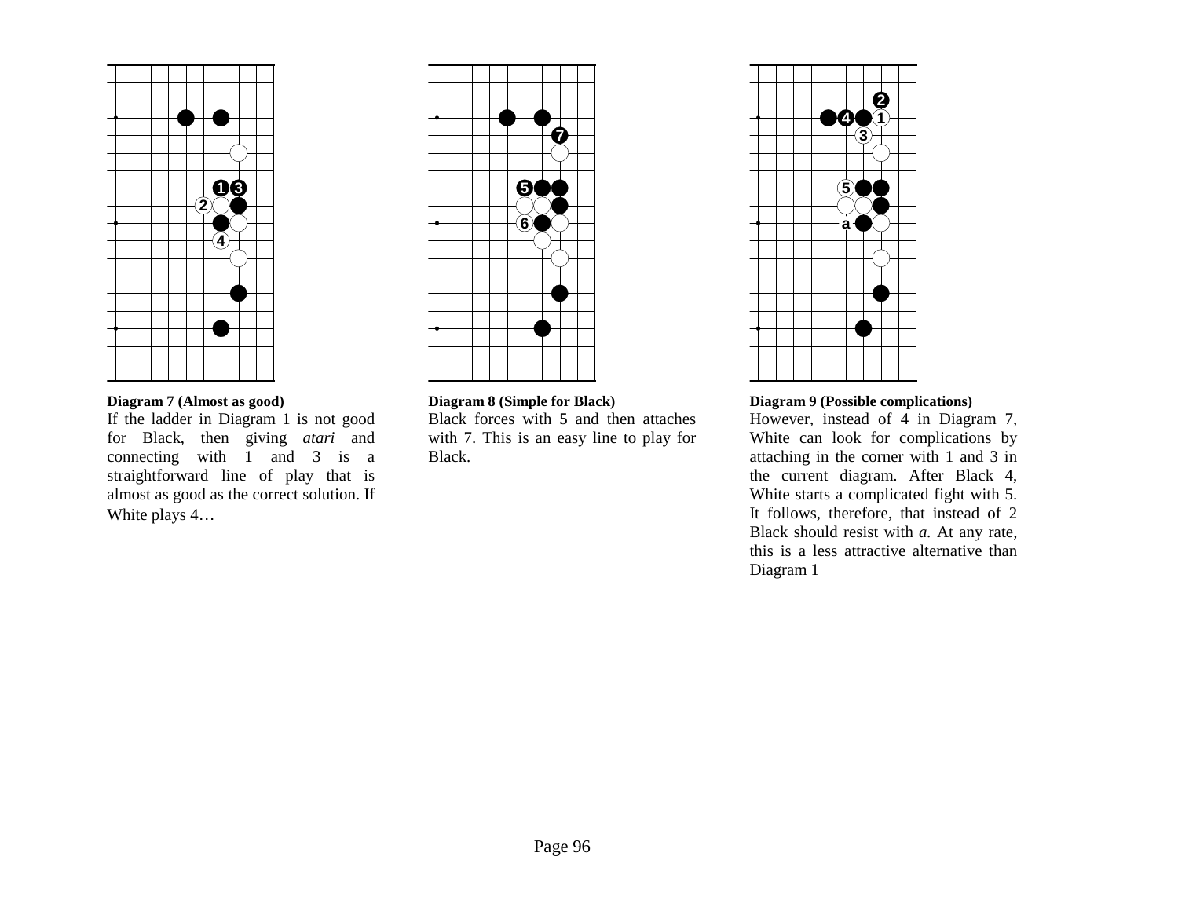**Diagram 7 (Almost as good)**

If the ladder in Diagram 1 is not good for Black, then giving *atari* and connecting with 1 and 3 is a straightforward line of play that is almost as good as the correct solution. If White plays 4…

**Diagram 8 (Simple for Black)**

Black forces with 5 and then attaches with 7. This is an easy line to play for Black.

**Diagram 9 (Possible complications)**

However, instead of 4 in Diagram 7, White can look for complications by attaching in the corner with 1 and 3 in the current diagram. After Black 4, White starts a complicated fight with 5. It follows, therefore, that instead of 2 Black should resist with *a*. At any rate, this is a less attractive alternative than Diagram 1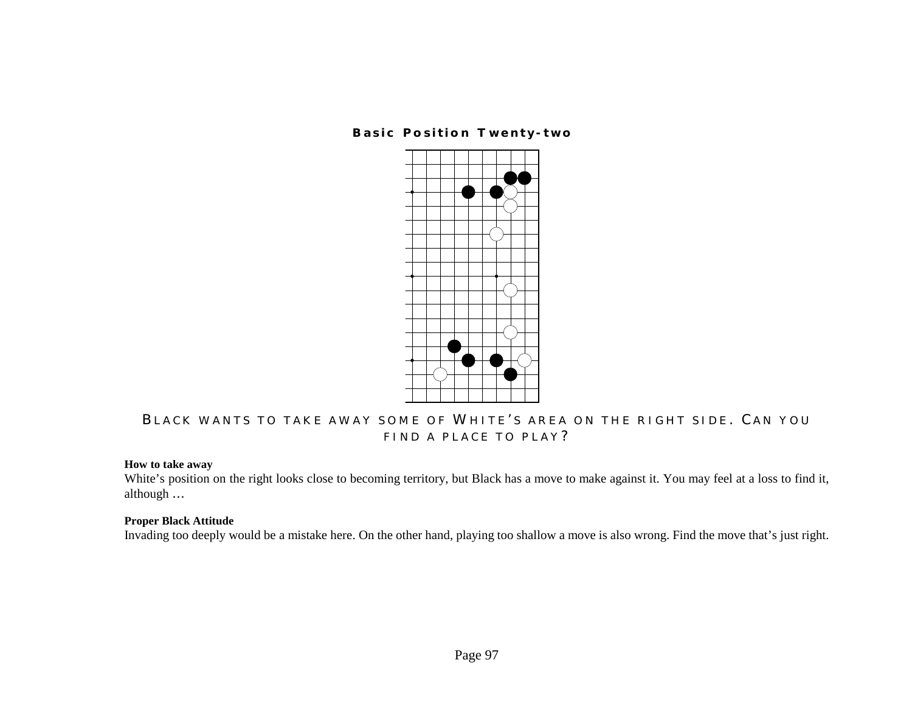**Basic Position Twenty-two**

Black wants to take away some of White's area on the right side. Can you find a place to play?

**How to take away**

White's position on the right looks close to becoming territory, but Black has a move to make against it. You may feel at a loss to find it, although …

**Proper Black Attitude**

Invading too deeply would be a mistake here. On the other hand, playing too shallow a move is also wrong. Find the move that's just right.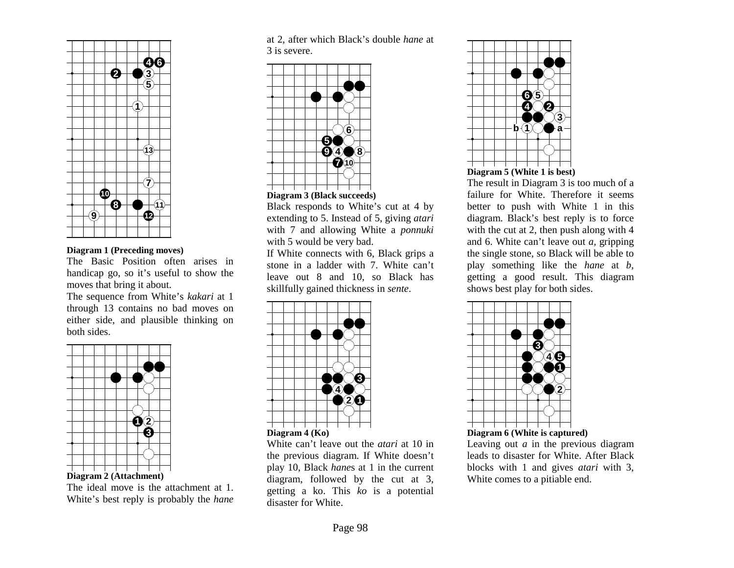**Diagram 1 (Preceding moves)**

The Basic Position often arises in handicap go, so it's useful to show the moves that bring it about.

The sequence from White's *kakari* at 1 through 13 contains no bad moves on either side, and plausible thinking on both sides.

**Diagram 2 (Attachment)**

The ideal move is the attachment at 1. White's best reply is probably the *hane* at 2, after which Black's double *hane* at 3 is severe.

**Diagram 3 (Black succeeds)**

Black responds to White's cut at 4 by extending to 5. Instead of 5, giving *atari* with 7 and allowing White a *ponnuki* with 5 would be very bad.

If White connects with 6, Black grips a stone in a ladder with 7. White can't leave out 8 and 10, so Black has skillfully gained thickness in *sente*.

**Diagram 4 (Ko)**

White can't leave out the *atari* at 10 in the previous diagram. If White doesn't play 10, Black *hane*s at 1 in the current diagram, followed by the cut at 3, getting a ko. This *ko* is a potential disaster for White.

**Diagram 5 (White 1 is best)**

The result in Diagram 3 is too much of a failure for White. Therefore it seems better to push with White 1 in this diagram. Black's best reply is to force with the cut at 2, then push along with 4 and 6. White can't leave out *a*, gripping the single stone, so Black will be able to play something like the *hane* at *b*, getting a good result. This diagram shows best play for both sides.

**Diagram 6 (White is captured)**

Leaving out *a* in the previous diagram leads to disaster for White. After Black blocks with 1 and gives *atari* with 3, White comes to a pitiable end.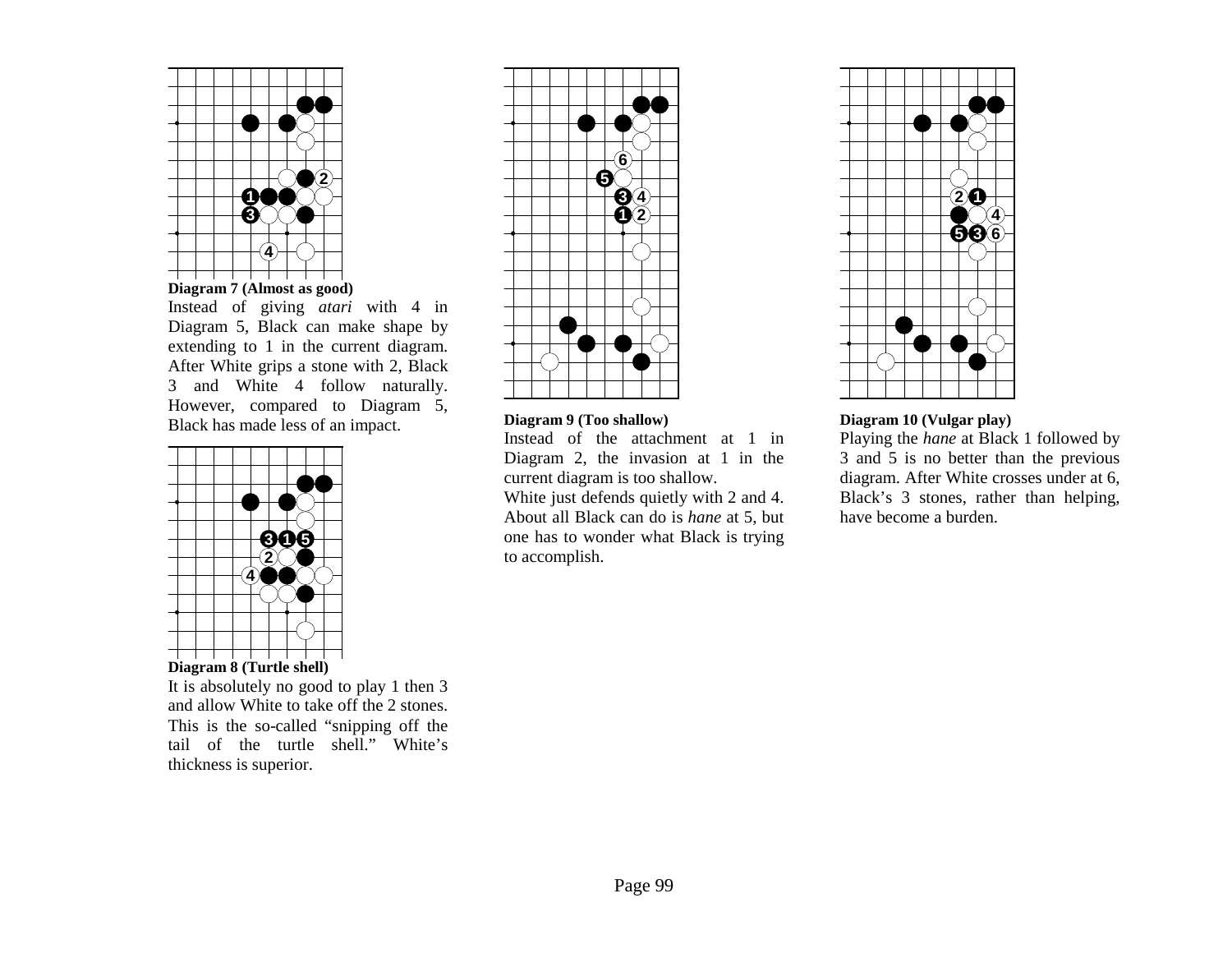**Diagram 7 (Almost as good)**

Instead of giving *atari* with 4 in Diagram 5, Black can make shape by extending to 1 in the current diagram. After White grips a stone with 2, Black 3 and White 4 follow naturally. However, compared to Diagram 5, Black has made less of an impact.

**Diagram 8 (Turtle shell)**

It is absolutely no good to play 1 then 3 and allow White to take off the 2 stones. This is the so-called "snipping off the tail of the turtle shell." White's thickness is superior.

**Diagram 9 (Too shallow)**

Instead of the attachment at 1 in Diagram 2, the invasion at 1 in the current diagram is too shallow.

White just defends quietly with 2 and 4. About all Black can do is *hane* at 5, but one has to wonder what Black is trying to accomplish.

**Diagram 10 (Vulgar play)**

Playing the *hane* at Black 1 followed by 3 and 5 is no better than the previous diagram. After White crosses under at 6, Black's 3 stones, rather than helping, have become a burden.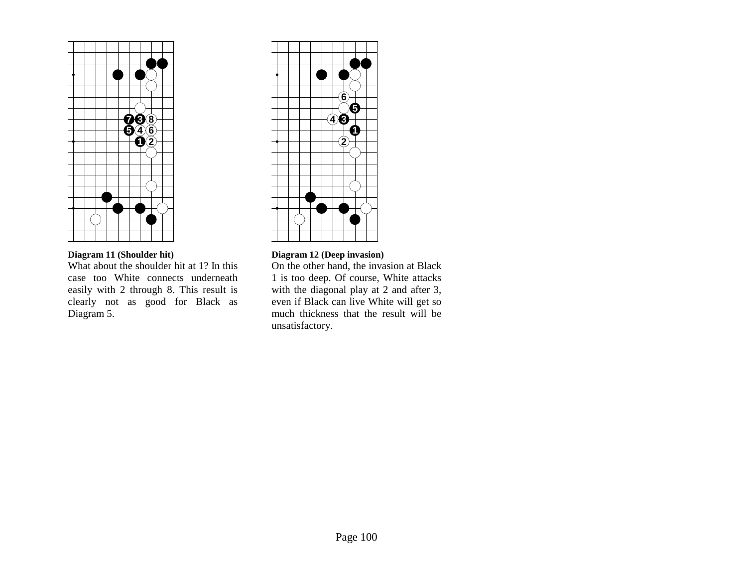**Diagram 11 (Shoulder hit)**

What about the shoulder hit at 1? In this case too White connects underneath easily with 2 through 8. This result is clearly not as good for Black as Diagram 5.

**Diagram 12 (Deep invasion)**

On the other hand, the invasion at Black 1 is too deep. Of course, White attacks with the diagonal play at 2 and after 3, even if Black can live White will get so much thickness that the result will be unsatisfactory.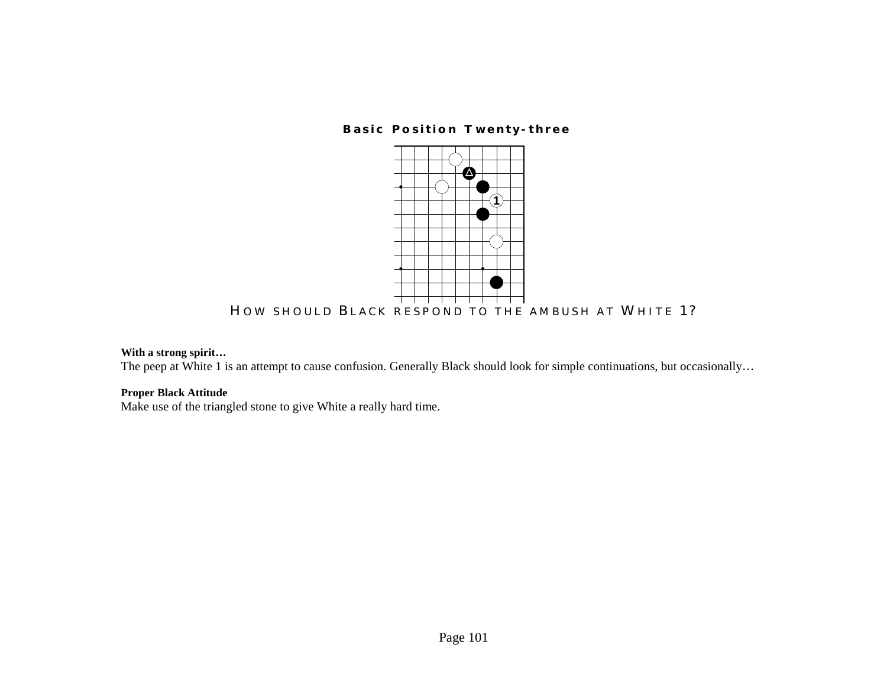## Basic Position Twenty-three

HOW SHOULD BLACK RESPOND TO THE AMBUSH AT WHITE 1?

**With a strong spirit…**
The peep at White 1 is an attempt to cause confusion. Generally Black should look for simple continuations, but occasionally…

**Proper Black Attitude**
Make use of the triangled stone to give White a really hard time.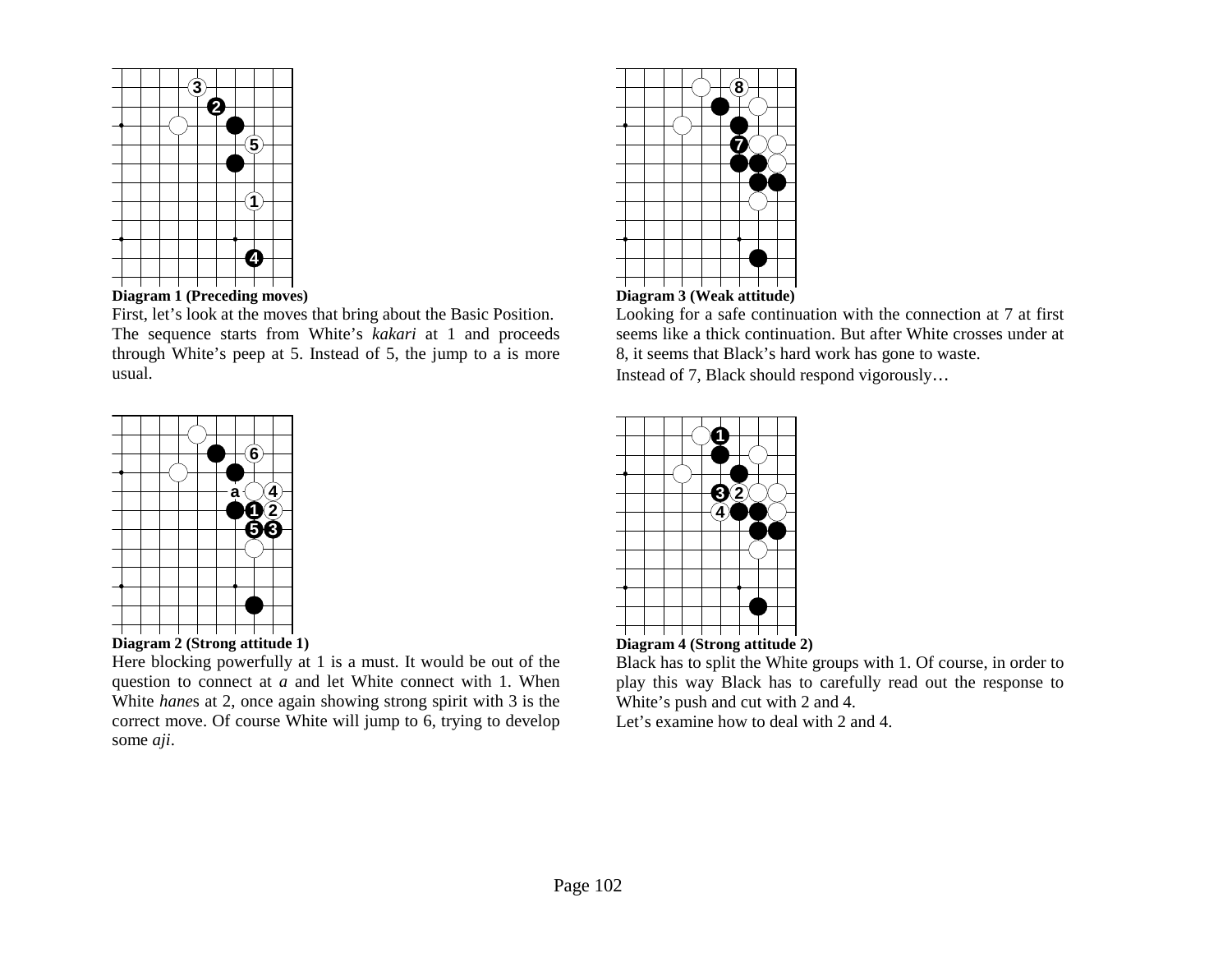**Diagram 1 (Preceding moves)**

First, let's look at the moves that bring about the Basic Position. The sequence starts from White's *kakari* at 1 and proceeds through White's peep at 5. Instead of 5, the jump to a is more usual.

**Diagram 2 (Strong attitude 1)**

Here blocking powerfully at 1 is a must. It would be out of the question to connect at *a* and let White connect with 1. When White *hane*s at 2, once again showing strong spirit with 3 is the correct move. Of course White will jump to 6, trying to develop some *aji*.

**Diagram 3 (Weak attitude)**

Looking for a safe continuation with the connection at 7 at first seems like a thick continuation. But after White crosses under at 8, it seems that Black's hard work has gone to waste.

Instead of 7, Black should respond vigorously…

**Diagram 4 (Strong attitude 2)**

Black has to split the White groups with 1. Of course, in order to play this way Black has to carefully read out the response to White's push and cut with 2 and 4.

Let's examine how to deal with 2 and 4.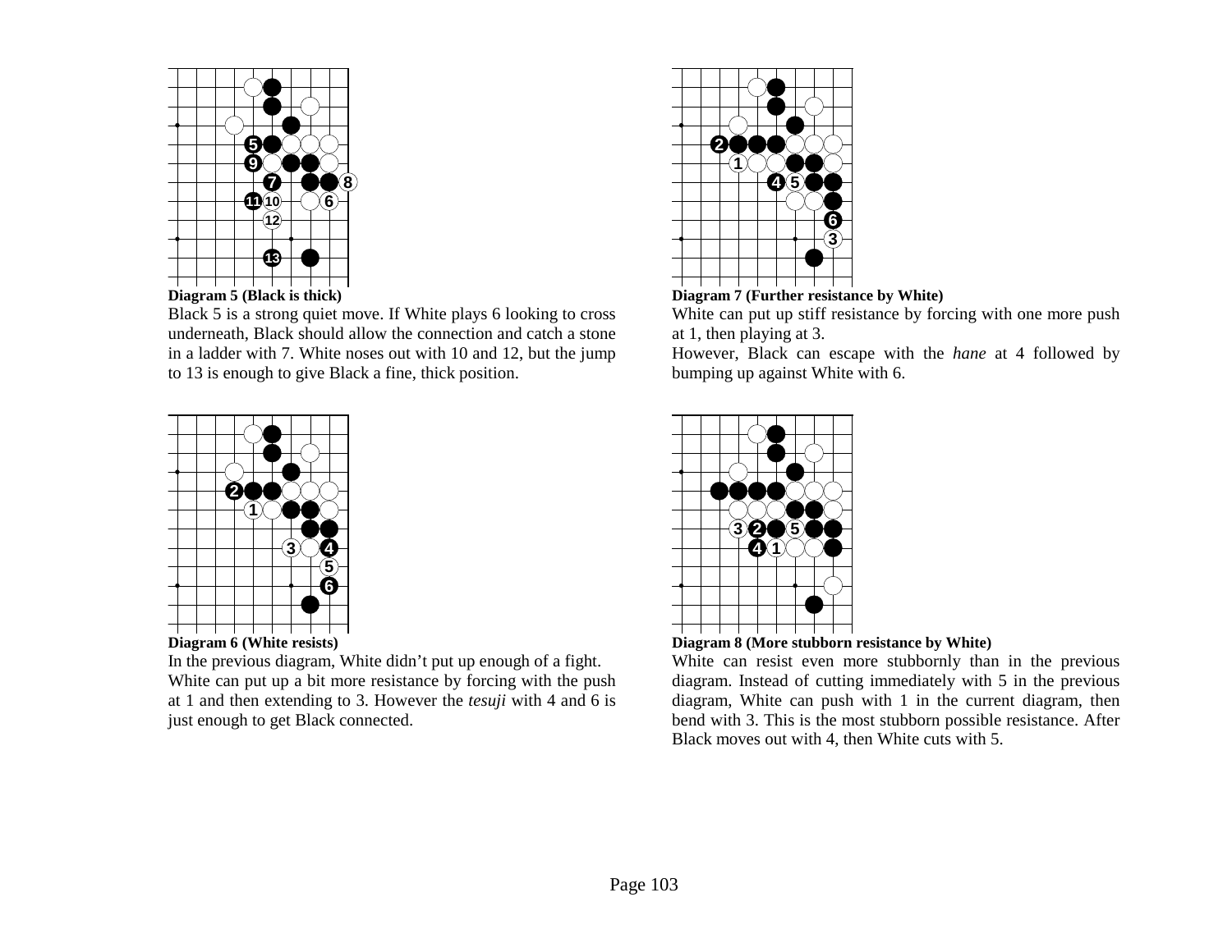**Diagram 5 (Black is thick)**

Black 5 is a strong quiet move. If White plays 6 looking to cross underneath, Black should allow the connection and catch a stone in a ladder with 7. White noses out with 10 and 12, but the jump to 13 is enough to give Black a fine, thick position.

**Diagram 6 (White resists)**

In the previous diagram, White didn't put up enough of a fight. White can put up a bit more resistance by forcing with the push at 1 and then extending to 3. However the *tesuji* with 4 and 6 is just enough to get Black connected.

**Diagram 7 (Further resistance by White)**

White can put up stiff resistance by forcing with one more push at 1, then playing at 3.

However, Black can escape with the *hane* at 4 followed by bumping up against White with 6.

**Diagram 8 (More stubborn resistance by White)**

White can resist even more stubbornly than in the previous diagram. Instead of cutting immediately with 5 in the previous diagram, White can push with 1 in the current diagram, then bend with 3. This is the most stubborn possible resistance. After Black moves out with 4, then White cuts with 5.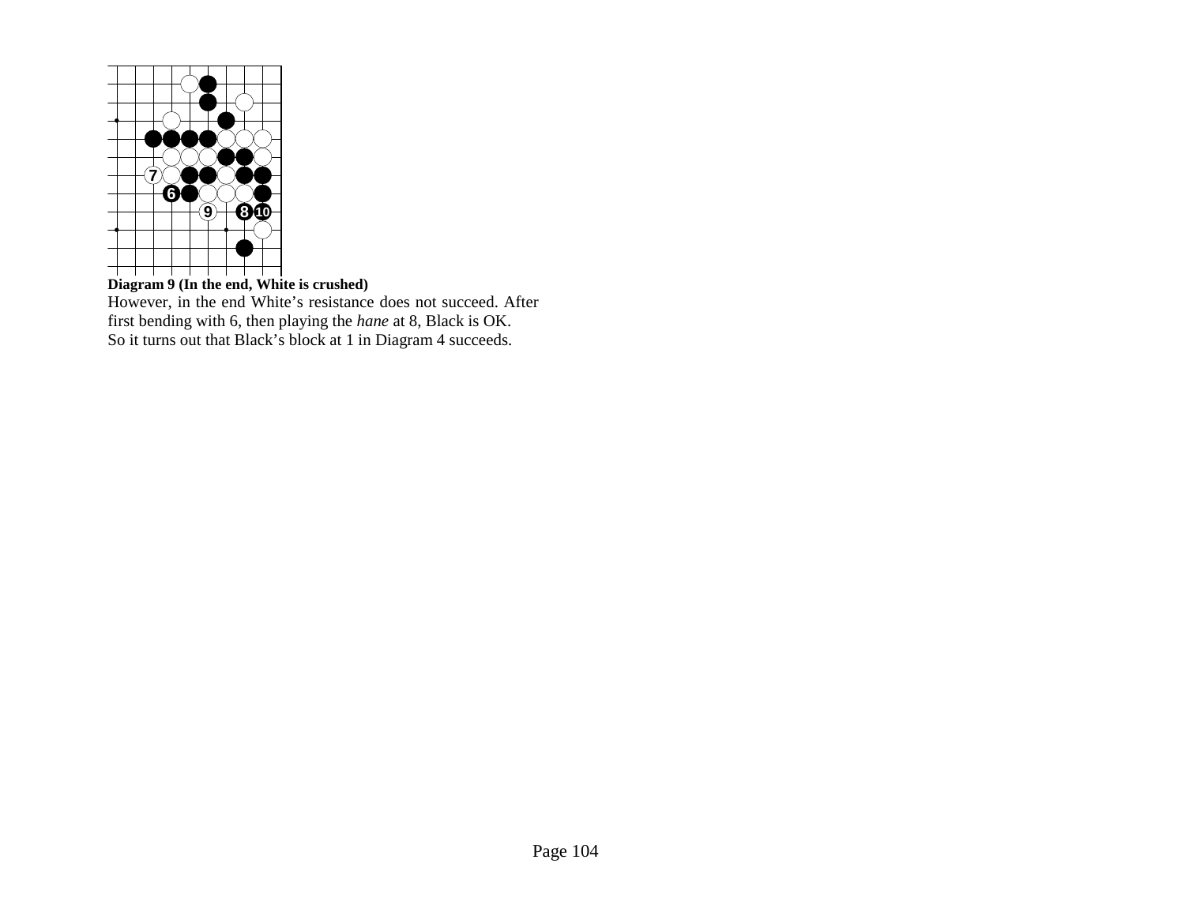**Diagram 9 (In the end, White is crushed)**

However, in the end White's resistance does not succeed. After first bending with 6, then playing the *hane* at 8, Black is OK.

So it turns out that Black's block at 1 in Diagram 4 succeeds.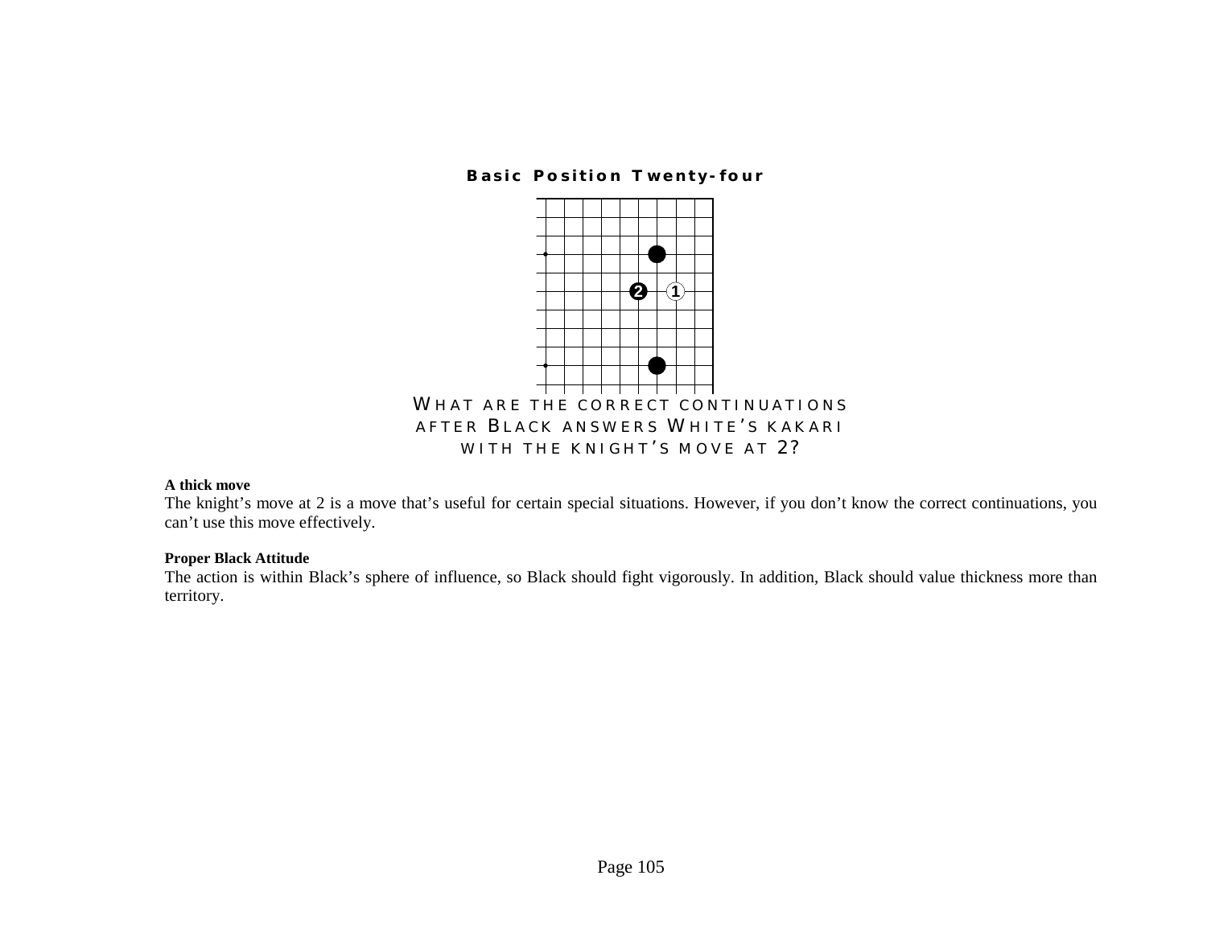### Basic Position Twenty-four

WHAT ARE THE CORRECT CONTINUATIONS AFTER BLACK ANSWERS WHITE'S KAKARI WITH THE KNIGHT'S MOVE AT 2?

**A thick move**

The knight's move at 2 is a move that's useful for certain special situations. However, if you don't know the correct continuations, you can't use this move effectively.

**Proper Black Attitude**

The action is within Black's sphere of influence, so Black should fight vigorously. In addition, Black should value thickness more than territory.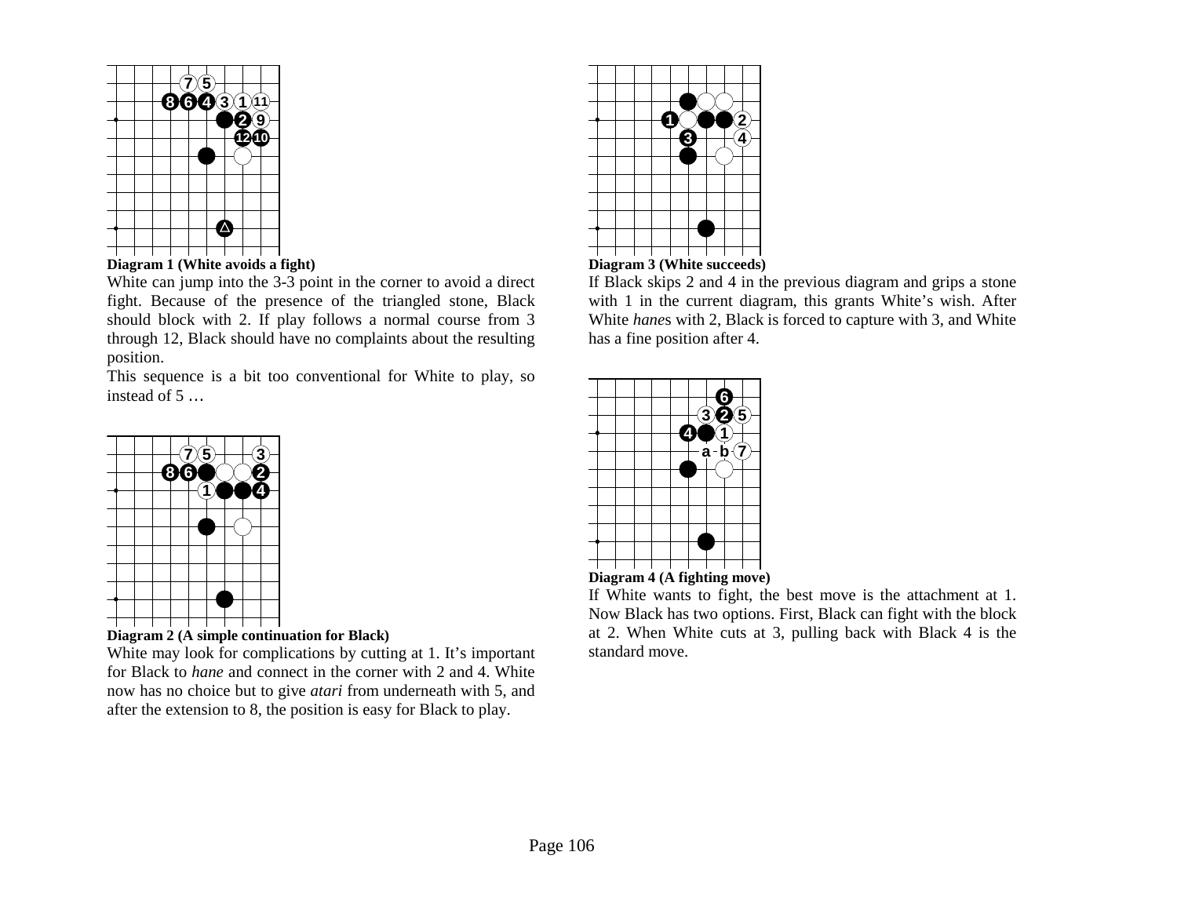**Diagram 1 (White avoids a fight)**

White can jump into the 3-3 point in the corner to avoid a direct fight. Because of the presence of the triangled stone, Black should block with 2. If play follows a normal course from 3 through 12, Black should have no complaints about the resulting position.

This sequence is a bit too conventional for White to play, so instead of 5 …

**Diagram 2 (A simple continuation for Black)**

White may look for complications by cutting at 1. It's important for Black to *hane* and connect in the corner with 2 and 4. White now has no choice but to give *atari* from underneath with 5, and after the extension to 8, the position is easy for Black to play.

**Diagram 3 (White succeeds)**

If Black skips 2 and 4 in the previous diagram and grips a stone with 1 in the current diagram, this grants White's wish. After White *hane*s with 2, Black is forced to capture with 3, and White has a fine position after 4.

**Diagram 4 (A fighting move)**

If White wants to fight, the best move is the attachment at 1. Now Black has two options. First, Black can fight with the block at 2. When White cuts at 3, pulling back with Black 4 is the standard move.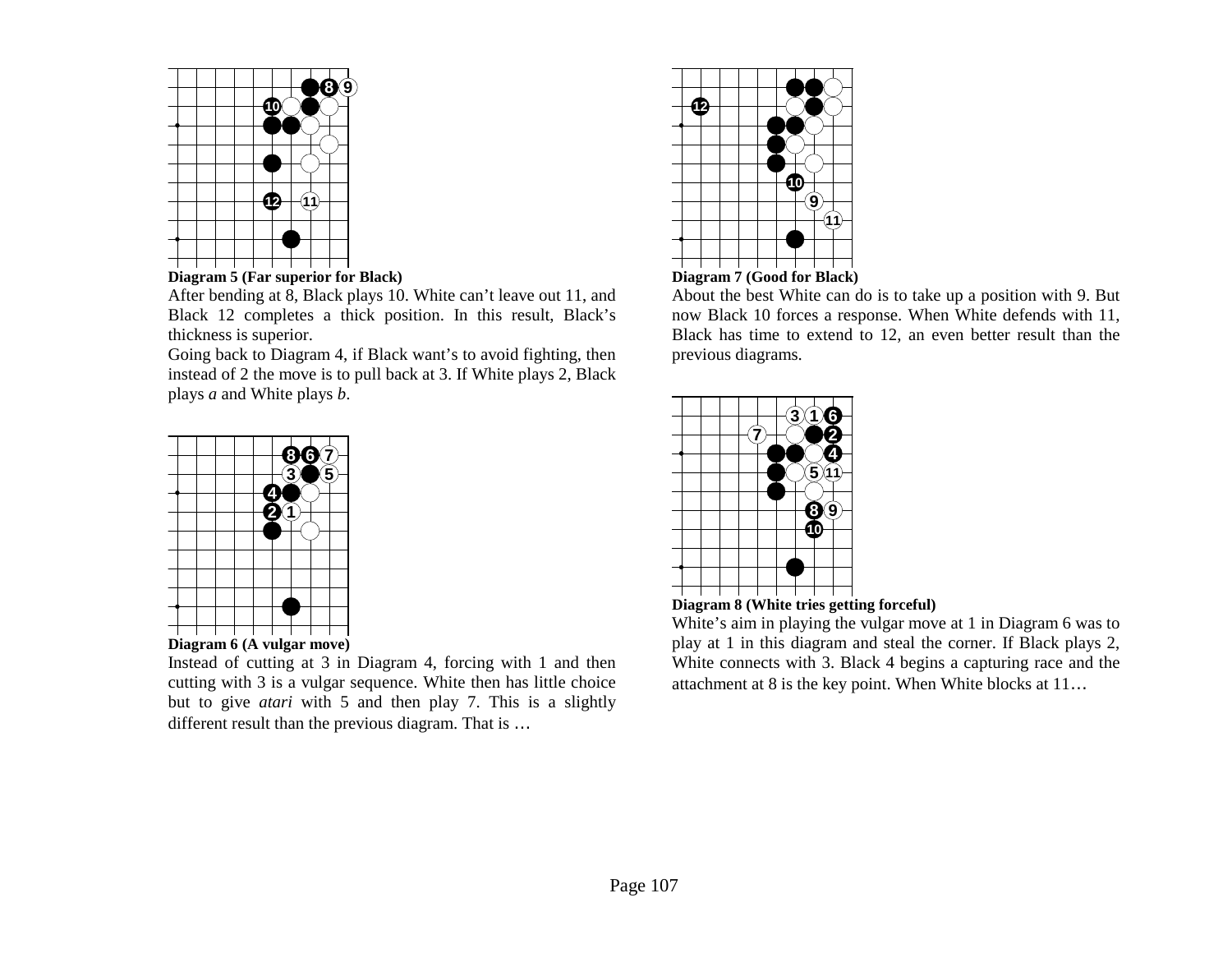**Diagram 5 (Far superior for Black)**

After bending at 8, Black plays 10. White can't leave out 11, and Black 12 completes a thick position. In this result, Black's thickness is superior.

Going back to Diagram 4, if Black want's to avoid fighting, then instead of 2 the move is to pull back at 3. If White plays 2, Black plays *a* and White plays *b*.

**Diagram 6 (A vulgar move)**

Instead of cutting at 3 in Diagram 4, forcing with 1 and then cutting with 3 is a vulgar sequence. White then has little choice but to give *atari* with 5 and then play 7. This is a slightly different result than the previous diagram. That is …

**Diagram 7 (Good for Black)**

About the best White can do is to take up a position with 9. But now Black 10 forces a response. When White defends with 11, Black has time to extend to 12, an even better result than the previous diagrams.

**Diagram 8 (White tries getting forceful)**

White's aim in playing the vulgar move at 1 in Diagram 6 was to play at 1 in this diagram and steal the corner. If Black plays 2, White connects with 3. Black 4 begins a capturing race and the attachment at 8 is the key point. When White blocks at 11…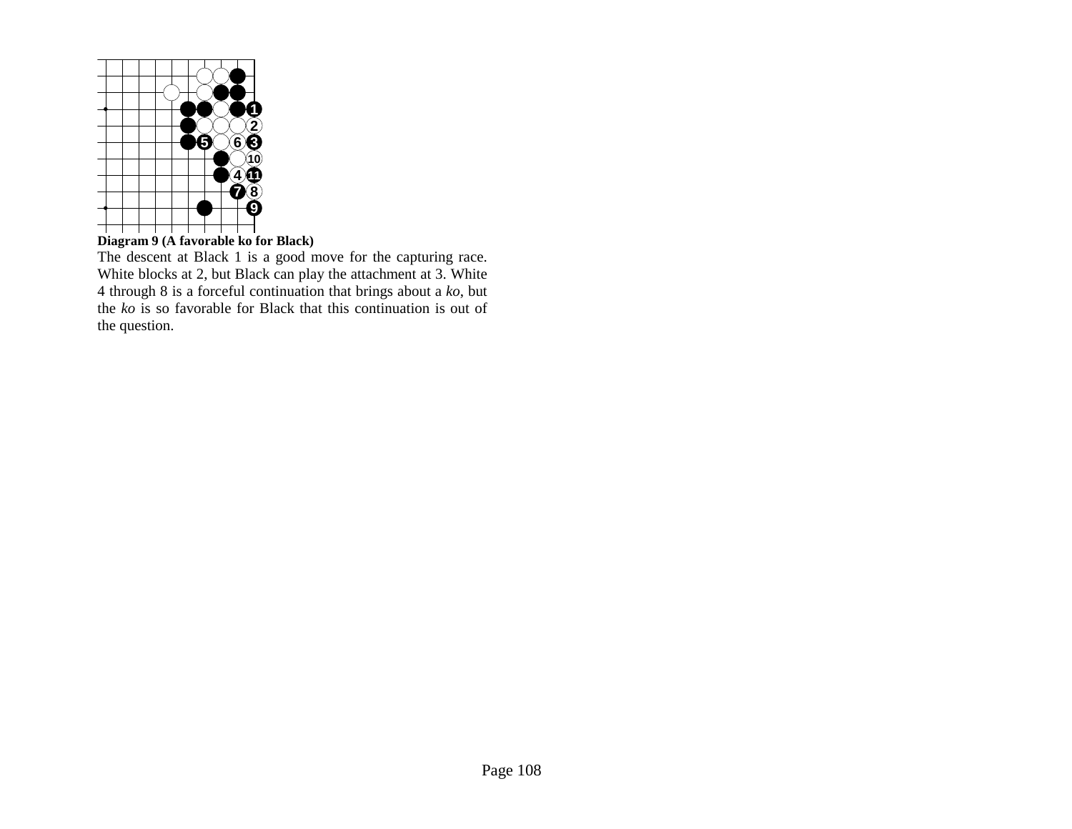**Diagram 9 (A favorable ko for Black)**

The descent at Black 1 is a good move for the capturing race. White blocks at 2, but Black can play the attachment at 3. White 4 through 8 is a forceful continuation that brings about a *ko*, but the *ko* is so favorable for Black that this continuation is out of the question.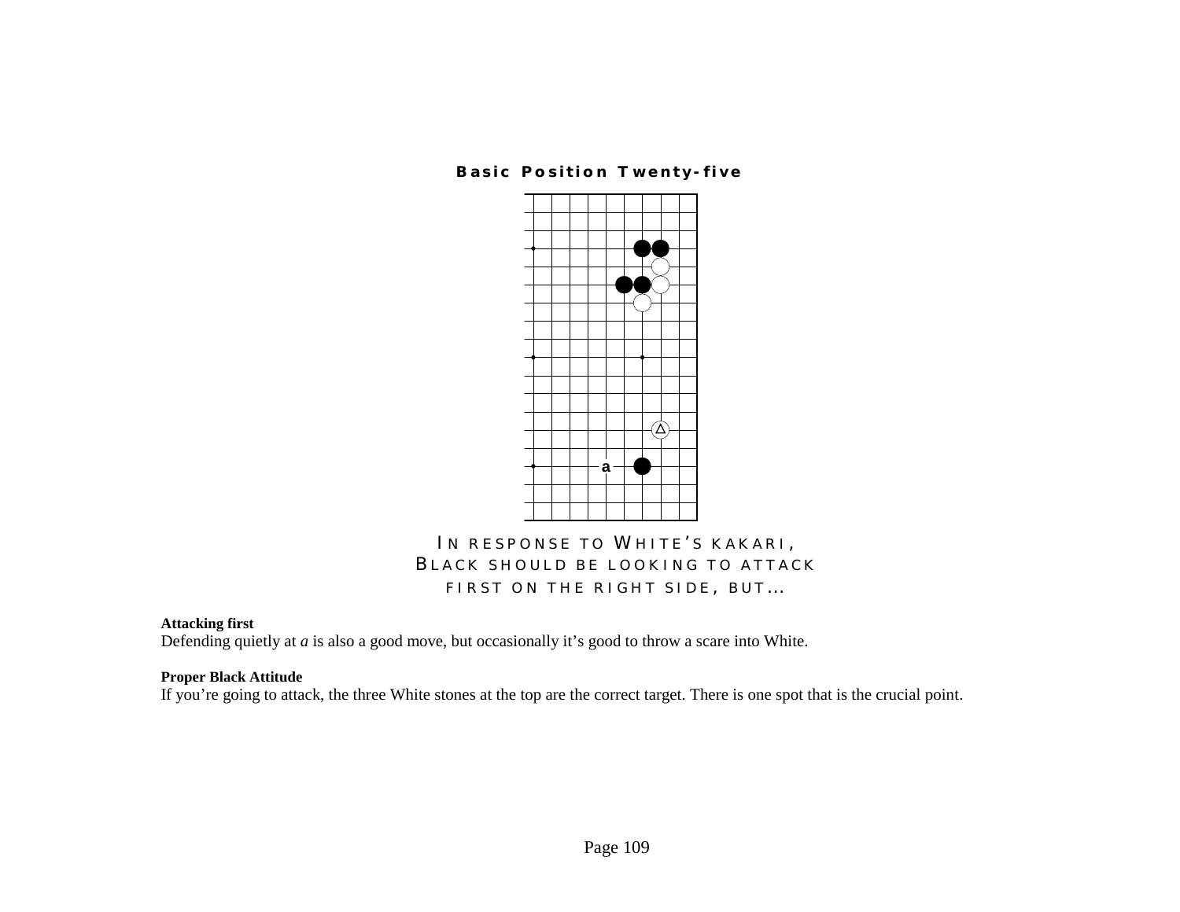**Basic Position Twenty-five**

a

IN RESPONSE TO WHITE'S KAKARI,
BLACK SHOULD BE LOOKING TO ATTACK
FIRST ON THE RIGHT SIDE, BUT…

**Attacking first**
Defending quietly at *a* is also a good move, but occasionally it's good to throw a scare into White.

**Proper Black Attitude**
If you're going to attack, the three White stones at the top are the correct target. There is one spot that is the crucial point.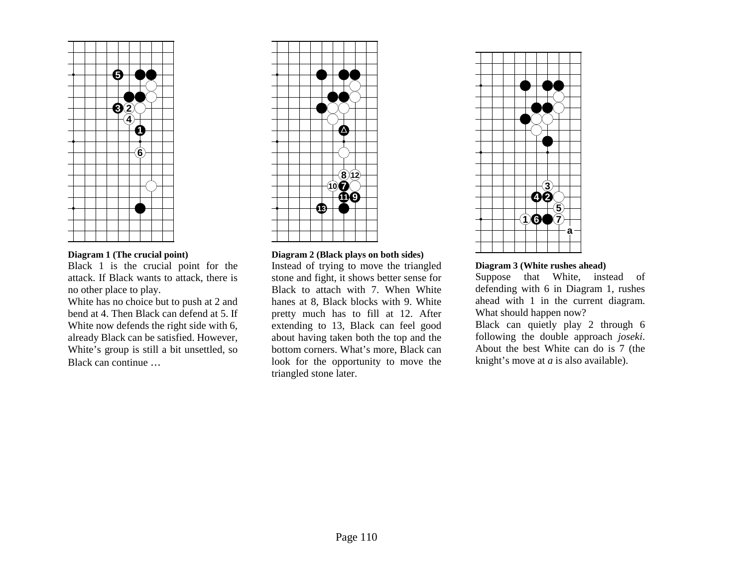**Diagram 1 (The crucial point)**

Black 1 is the crucial point for the attack. If Black wants to attack, there is no other place to play.

White has no choice but to push at 2 and bend at 4. Then Black can defend at 5. If White now defends the right side with 6, already Black can be satisfied. However, White's group is still a bit unsettled, so Black can continue …

**Diagram 2 (Black plays on both sides)**

Instead of trying to move the triangled stone and fight, it shows better sense for Black to attach with 7. When White hanes at 8, Black blocks with 9. White pretty much has to fill at 12. After extending to 13, Black can feel good about having taken both the top and the bottom corners. What's more, Black can look for the opportunity to move the triangled stone later.

**Diagram 3 (White rushes ahead)**

Suppose that White, instead of defending with 6 in Diagram 1, rushes ahead with 1 in the current diagram. What should happen now?

Black can quietly play 2 through 6 following the double approach *joseki*. About the best White can do is 7 (the knight's move at *a* is also available).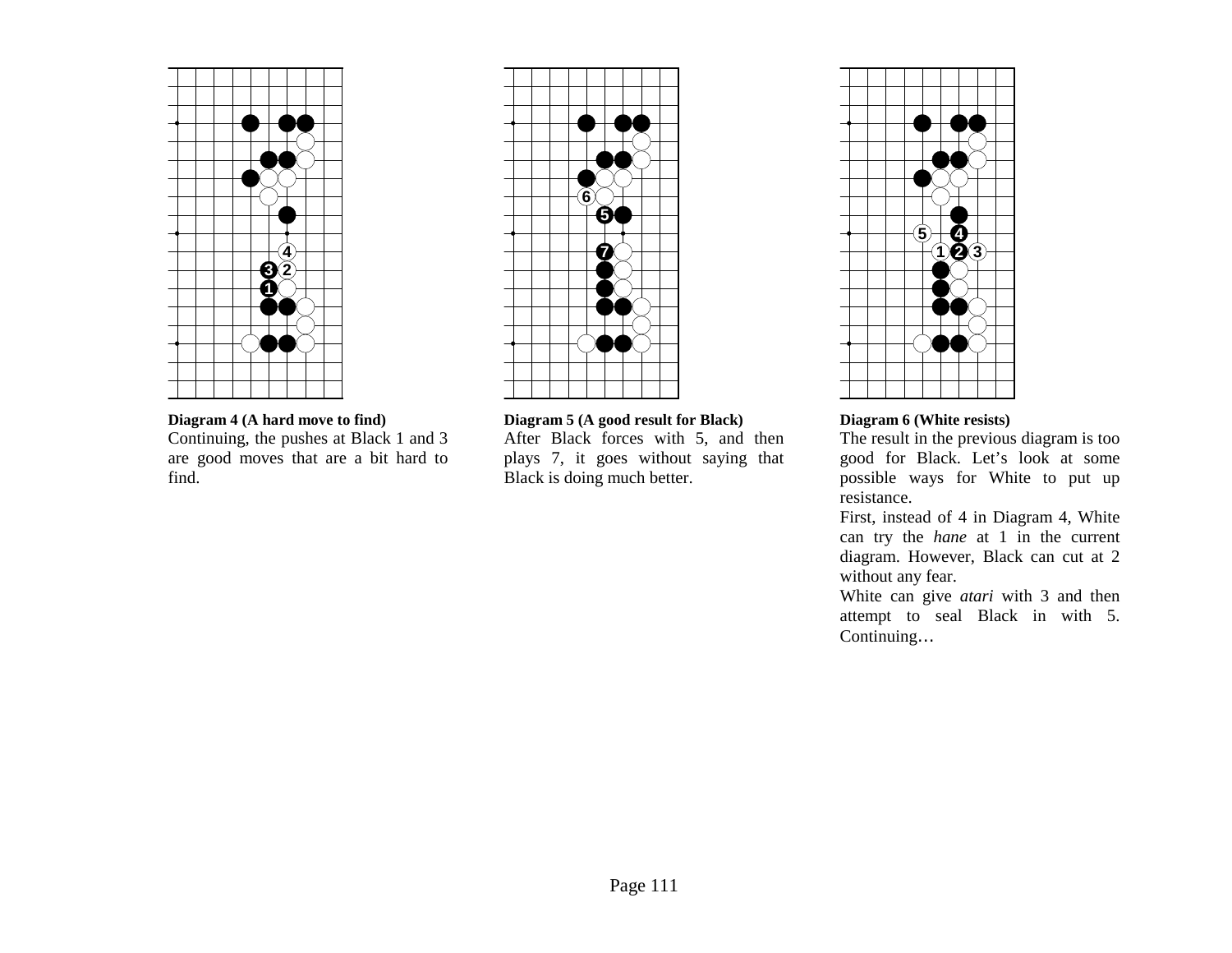**Diagram 4 (A hard move to find)**

Continuing, the pushes at Black 1 and 3 are good moves that are a bit hard to find.

**Diagram 5 (A good result for Black)**

After Black forces with 5, and then plays 7, it goes without saying that Black is doing much better.

**Diagram 6 (White resists)**

The result in the previous diagram is too good for Black. Let's look at some possible ways for White to put up resistance.

First, instead of 4 in Diagram 4, White can try the *hane* at 1 in the current diagram. However, Black can cut at 2 without any fear.

White can give *atari* with 3 and then attempt to seal Black in with 5. Continuing…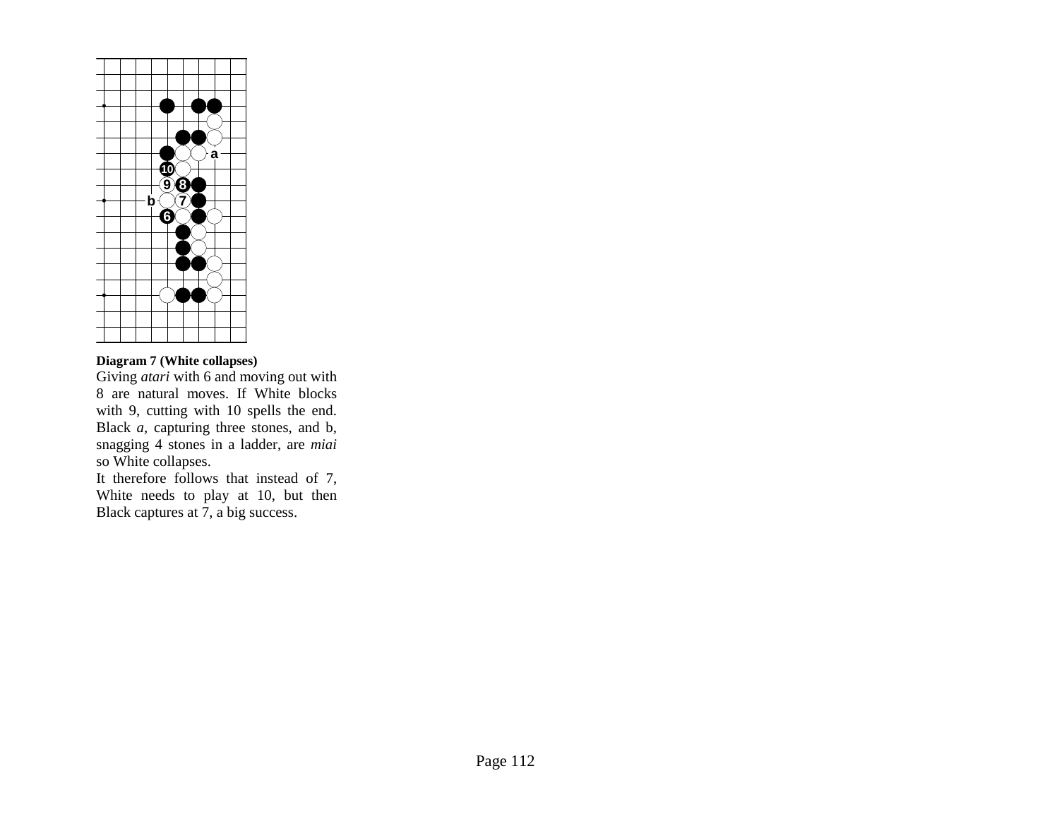**Diagram 7 (White collapses)**

Giving *atari* with 6 and moving out with 8 are natural moves. If White blocks with 9, cutting with 10 spells the end. Black *a*, capturing three stones, and b, snagging 4 stones in a ladder, are *miai* so White collapses.

It therefore follows that instead of 7, White needs to play at 10, but then Black captures at 7, a big success.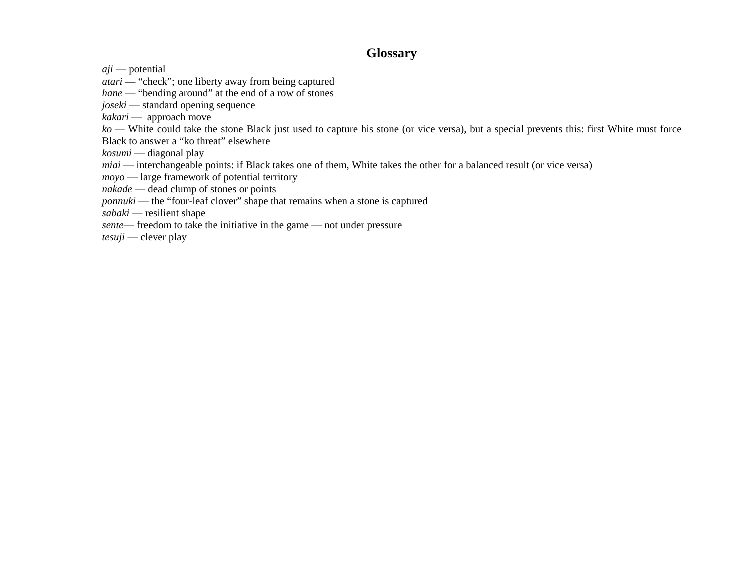# Glossary

*aji* — potential
*atari* — "check"; one liberty away from being captured
*hane* — "bending around" at the end of a row of stones
*joseki* — standard opening sequence
*kakari* — approach move
*ko* — White could take the stone Black just used to capture his stone (or vice versa), but a special prevents this: first White must force Black to answer a "ko threat" elsewhere
*kosumi* — diagonal play
*miai* — interchangeable points: if Black takes one of them, White takes the other for a balanced result (or vice versa)
*moyo* — large framework of potential territory
*nakade* — dead clump of stones or points
*ponnuki* — the "four-leaf clover" shape that remains when a stone is captured
*sabaki* — resilient shape
*sente*— freedom to take the initiative in the game — not under pressure
*tesuji* — clever play